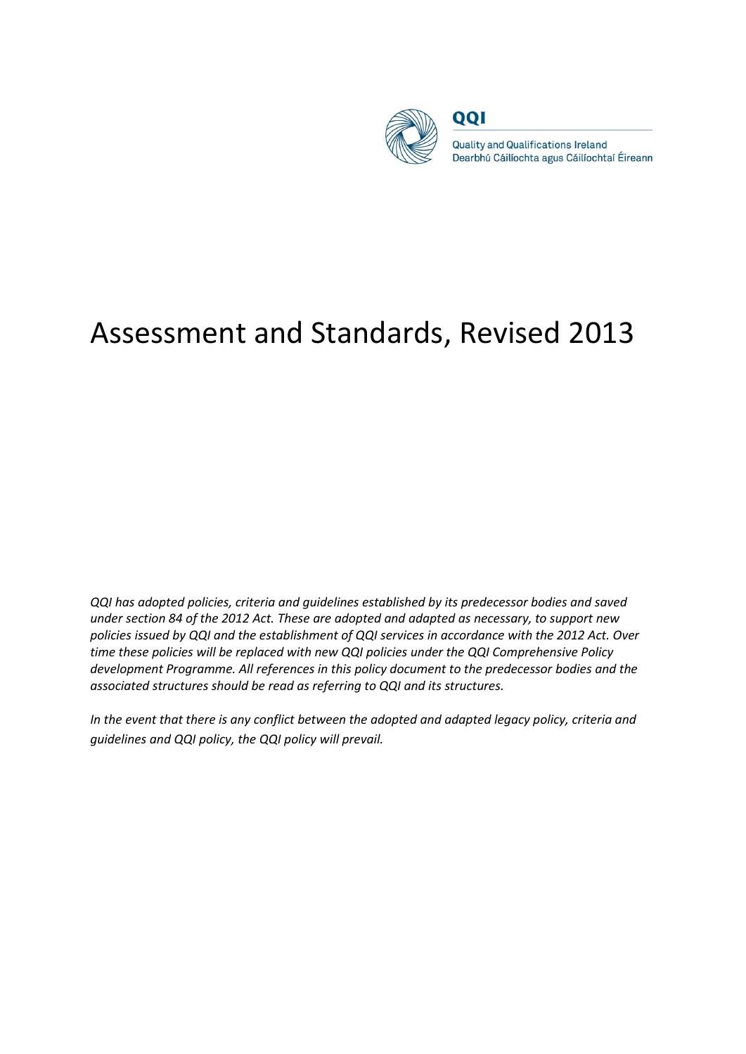QQI

Quality and Qualifications Ireland
Dearbhú Cáilíochta agus Cáilíochtaí Éireann

# Assessment and Standards, Revised 2013

*QQI has adopted policies, criteria and guidelines established by its predecessor bodies and saved under section 84 of the 2012 Act. These are adopted and adapted as necessary, to support new policies issued by QQI and the establishment of QQI services in accordance with the 2012 Act. Over time these policies will be replaced with new QQI policies under the QQI Comprehensive Policy development Programme. All references in this policy document to the predecessor bodies and the associated structures should be read as referring to QQI and its structures.*

*In the event that there is any conflict between the adopted and adapted legacy policy, criteria and guidelines and QQI policy, the QQI policy will prevail.*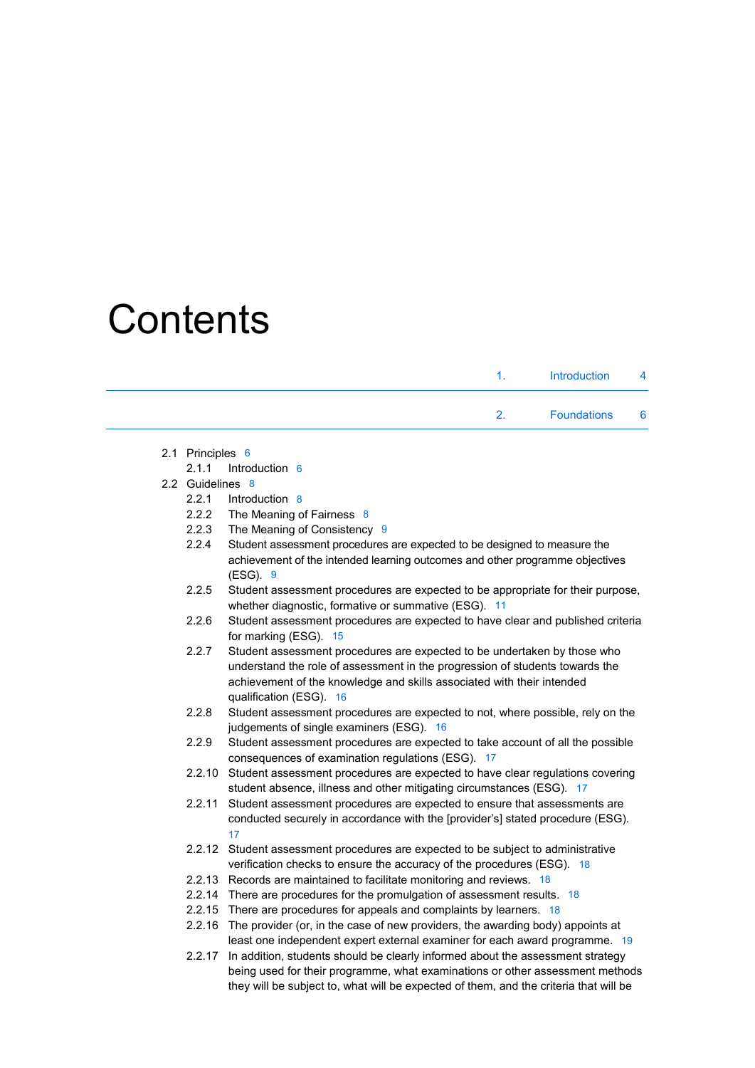# Contents

1. Introduction 4

2. Foundations 6

- 2.1 Principles 6
  - 2.1.1 Introduction 6
- 2.2 Guidelines 8
  - 2.2.1 Introduction 8
  - 2.2.2 The Meaning of Fairness 8
  - 2.2.3 The Meaning of Consistency 9
  - 2.2.4 Student assessment procedures are expected to be designed to measure the achievement of the intended learning outcomes and other programme objectives (ESG). 9
  - 2.2.5 Student assessment procedures are expected to be appropriate for their purpose, whether diagnostic, formative or summative (ESG). 11
  - 2.2.6 Student assessment procedures are expected to have clear and published criteria for marking (ESG). 15
  - 2.2.7 Student assessment procedures are expected to be undertaken by those who understand the role of assessment in the progression of students towards the achievement of the knowledge and skills associated with their intended qualification (ESG). 16
  - 2.2.8 Student assessment procedures are expected to not, where possible, rely on the judgements of single examiners (ESG). 16
  - 2.2.9 Student assessment procedures are expected to take account of all the possible consequences of examination regulations (ESG). 17
  - 2.2.10 Student assessment procedures are expected to have clear regulations covering student absence, illness and other mitigating circumstances (ESG). 17
  - 2.2.11 Student assessment procedures are expected to ensure that assessments are conducted securely in accordance with the [provider's] stated procedure (ESG). 17
  - 2.2.12 Student assessment procedures are expected to be subject to administrative verification checks to ensure the accuracy of the procedures (ESG). 18
  - 2.2.13 Records are maintained to facilitate monitoring and reviews. 18
  - 2.2.14 There are procedures for the promulgation of assessment results. 18
  - 2.2.15 There are procedures for appeals and complaints by learners. 18
  - 2.2.16 The provider (or, in the case of new providers, the awarding body) appoints at least one independent expert external examiner for each award programme. 19
  - 2.2.17 In addition, students should be clearly informed about the assessment strategy being used for their programme, what examinations or other assessment methods they will be subject to, what will be expected of them, and the criteria that will be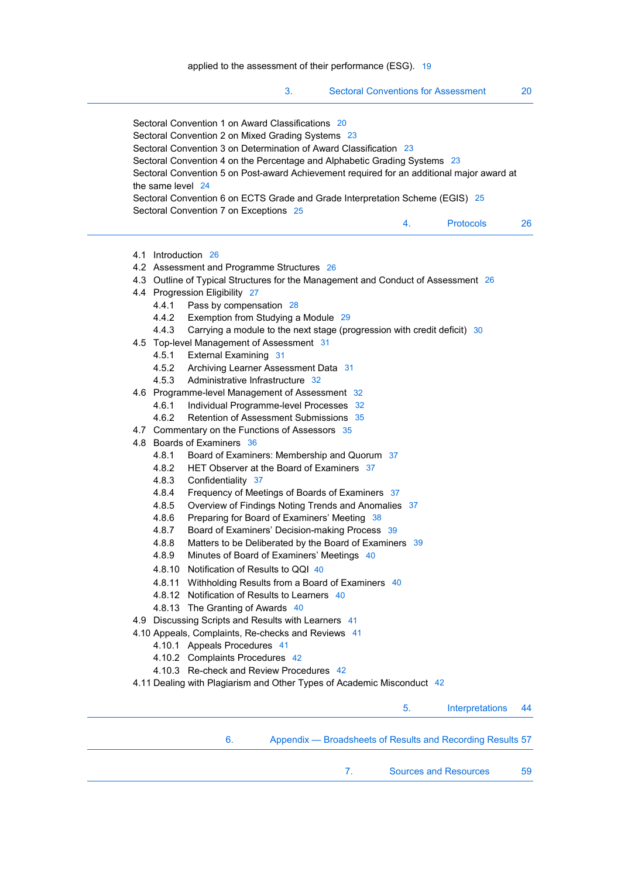applied to the assessment of their performance (ESG). 19

3. Sectoral Conventions for Assessment 20

Sectoral Convention 1 on Award Classifications 20
Sectoral Convention 2 on Mixed Grading Systems 23
Sectoral Convention 3 on Determination of Award Classification 23
Sectoral Convention 4 on the Percentage and Alphabetic Grading Systems 23
Sectoral Convention 5 on Post-award Achievement required for an additional major award at the same level 24
Sectoral Convention 6 on ECTS Grade and Grade Interpretation Scheme (EGIS) 25
Sectoral Convention 7 on Exceptions 25

4. Protocols 26

4.1 Introduction 26
4.2 Assessment and Programme Structures 26
4.3 Outline of Typical Structures for the Management and Conduct of Assessment 26
4.4 Progression Eligibility 27
- 4.4.1 Pass by compensation 28
- 4.4.2 Exemption from Studying a Module 29
- 4.4.3 Carrying a module to the next stage (progression with credit deficit) 30

4.5 Top-level Management of Assessment 31
- 4.5.1 External Examining 31
- 4.5.2 Archiving Learner Assessment Data 31
- 4.5.3 Administrative Infrastructure 32

4.6 Programme-level Management of Assessment 32
- 4.6.1 Individual Programme-level Processes 32
- 4.6.2 Retention of Assessment Submissions 35

4.7 Commentary on the Functions of Assessors 35
4.8 Boards of Examiners 36
- 4.8.1 Board of Examiners: Membership and Quorum 37
- 4.8.2 HET Observer at the Board of Examiners 37
- 4.8.3 Confidentiality 37
- 4.8.4 Frequency of Meetings of Boards of Examiners 37
- 4.8.5 Overview of Findings Noting Trends and Anomalies 37
- 4.8.6 Preparing for Board of Examiners' Meeting 38
- 4.8.7 Board of Examiners' Decision-making Process 39
- 4.8.8 Matters to be Deliberated by the Board of Examiners 39
- 4.8.9 Minutes of Board of Examiners' Meetings 40
- 4.8.10 Notification of Results to QQI 40
- 4.8.11 Withholding Results from a Board of Examiners 40
- 4.8.12 Notification of Results to Learners 40
- 4.8.13 The Granting of Awards 40

4.9 Discussing Scripts and Results with Learners 41
4.10 Appeals, Complaints, Re-checks and Reviews 41
- 4.10.1 Appeals Procedures 41
- 4.10.2 Complaints Procedures 42
- 4.10.3 Re-check and Review Procedures 42

4.11 Dealing with Plagiarism and Other Types of Academic Misconduct 42

5. Interpretations 44

6. Appendix — Broadsheets of Results and Recording Results 57

7. Sources and Resources 59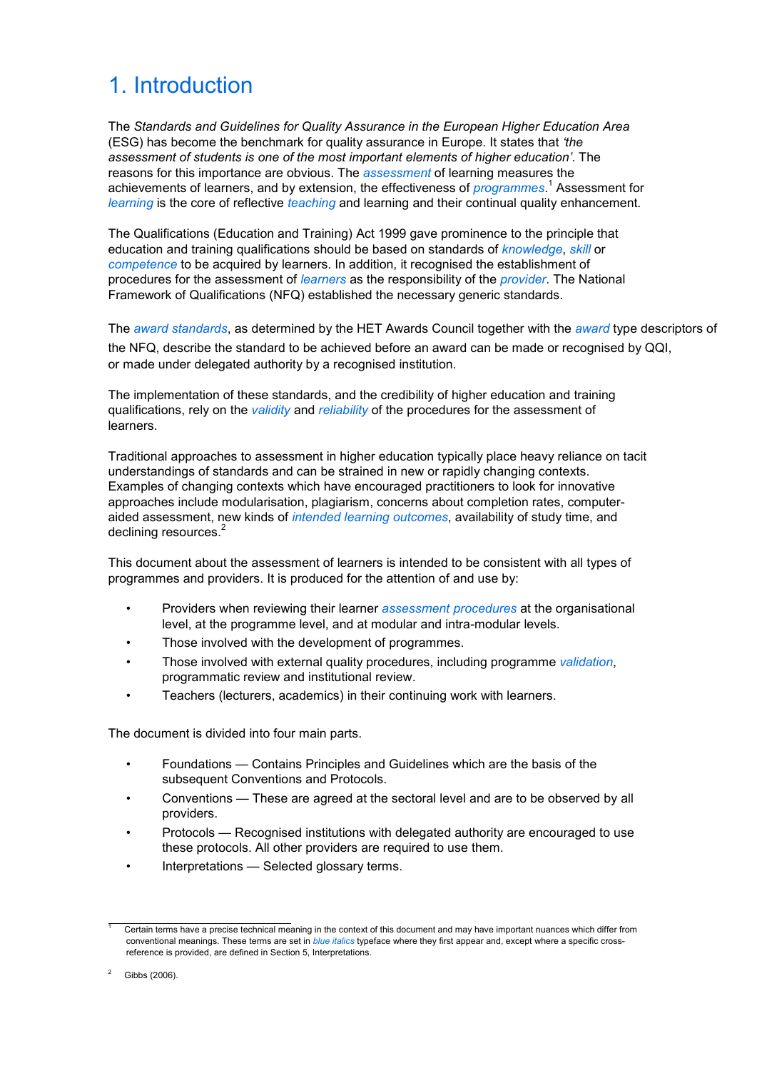# 1. Introduction

The *Standards and Guidelines for Quality Assurance in the European Higher Education Area* (ESG) has become the benchmark for quality assurance in Europe. It states that *'the assessment of students is one of the most important elements of higher education'*. The reasons for this importance are obvious. The *assessment* of learning measures the achievements of learners, and by extension, the effectiveness of *programmes*.[1] Assessment for *learning* is the core of reflective *teaching* and learning and their continual quality enhancement.

The Qualifications (Education and Training) Act 1999 gave prominence to the principle that education and training qualifications should be based on standards of *knowledge*, *skill* or *competence* to be acquired by learners. In addition, it recognised the establishment of procedures for the assessment of *learners* as the responsibility of the *provider*. The National Framework of Qualifications (NFQ) established the necessary generic standards.

The *award standards*, as determined by the HET Awards Council together with the *award* type descriptors of the NFQ, describe the standard to be achieved before an award can be made or recognised by QQI, or made under delegated authority by a recognised institution.

The implementation of these standards, and the credibility of higher education and training qualifications, rely on the *validity* and *reliability* of the procedures for the assessment of learners.

Traditional approaches to assessment in higher education typically place heavy reliance on tacit understandings of standards and can be strained in new or rapidly changing contexts. Examples of changing contexts which have encouraged practitioners to look for innovative approaches include modularisation, plagiarism, concerns about completion rates, computer-aided assessment, new kinds of *intended learning outcomes*, availability of study time, and declining resources.[2]

This document about the assessment of learners is intended to be consistent with all types of programmes and providers. It is produced for the attention of and use by:

- Providers when reviewing their learner *assessment procedures* at the organisational level, at the programme level, and at modular and intra-modular levels.
- Those involved with the development of programmes.
- Those involved with external quality procedures, including programme *validation*, programmatic review and institutional review.
- Teachers (lecturers, academics) in their continuing work with learners.

The document is divided into four main parts.

- Foundations — Contains Principles and Guidelines which are the basis of the subsequent Conventions and Protocols.
- Conventions — These are agreed at the sectoral level and are to be observed by all providers.
- Protocols — Recognised institutions with delegated authority are encouraged to use these protocols. All other providers are required to use them.
- Interpretations — Selected glossary terms.

---

[1] Certain terms have a precise technical meaning in the context of this document and may have important nuances which differ from conventional meanings. These terms are set in *blue italics* typeface where they first appear and, except where a specific cross-reference is provided, are defined in Section 5, Interpretations.

[2] Gibbs (2006).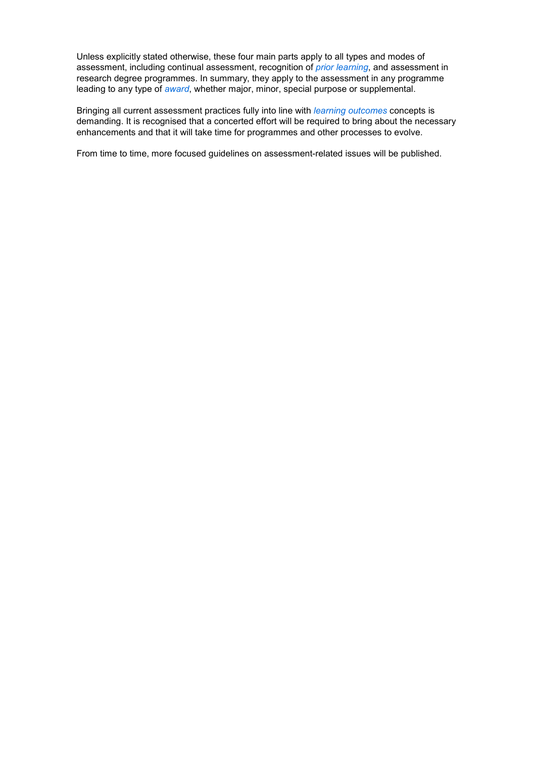Unless explicitly stated otherwise, these four main parts apply to all types and modes of assessment, including continual assessment, recognition of *prior learning*, and assessment in research degree programmes. In summary, they apply to the assessment in any programme leading to any type of *award*, whether major, minor, special purpose or supplemental.

Bringing all current assessment practices fully into line with *learning outcomes* concepts is demanding. It is recognised that a concerted effort will be required to bring about the necessary enhancements and that it will take time for programmes and other processes to evolve.

From time to time, more focused guidelines on assessment-related issues will be published.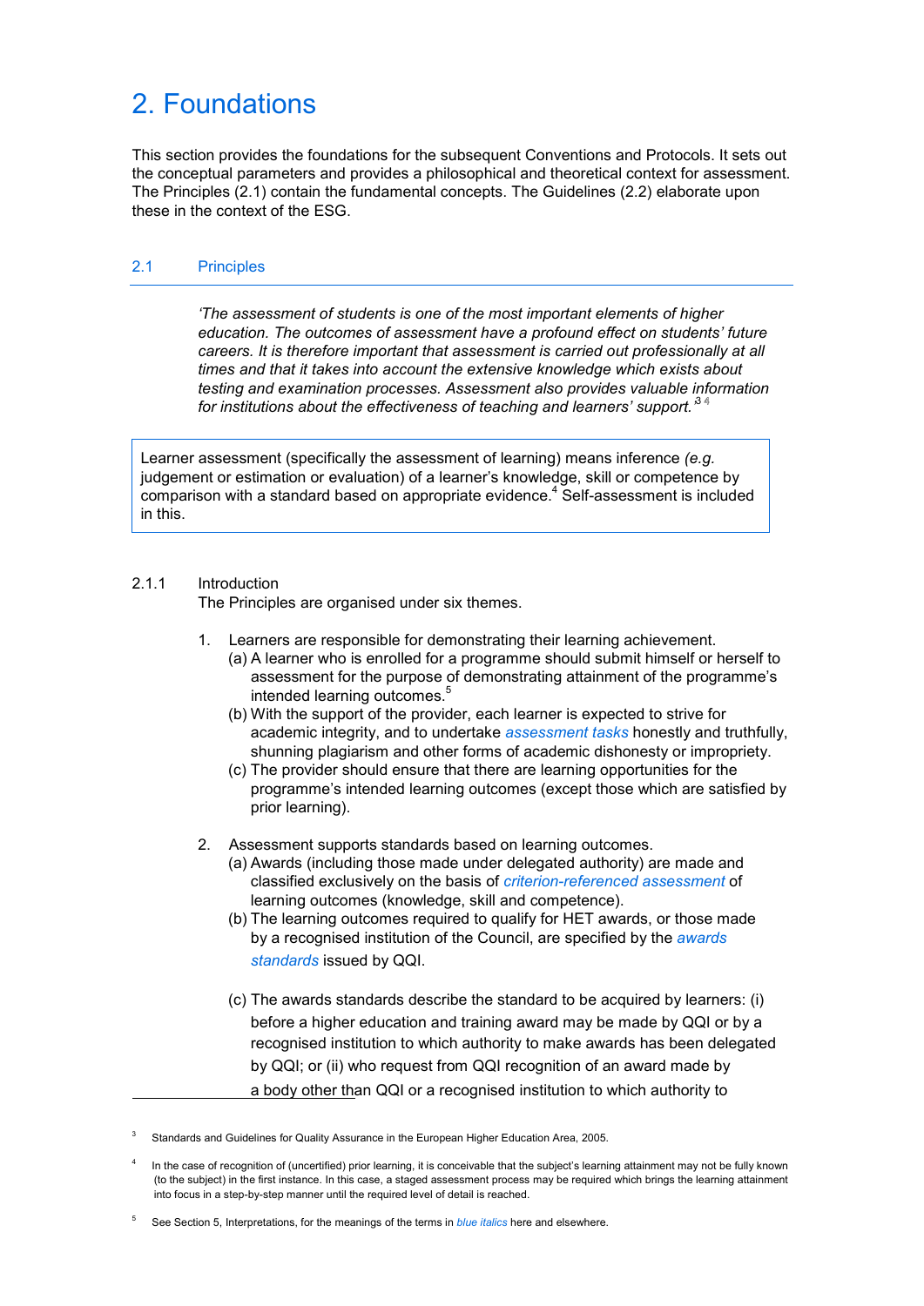# 2. Foundations

This section provides the foundations for the subsequent Conventions and Protocols. It sets out the conceptual parameters and provides a philosophical and theoretical context for assessment. The Principles (2.1) contain the fundamental concepts. The Guidelines (2.2) elaborate upon these in the context of the ESG.

## 2.1 Principles

> *'The assessment of students is one of the most important elements of higher education. The outcomes of assessment have a profound effect on students' future careers. It is therefore important that assessment is carried out professionally at all times and that it takes into account the extensive knowledge which exists about testing and examination processes. Assessment also provides valuable information for institutions about the effectiveness of teaching and learners' support.'*[3]

Learner assessment (specifically the assessment of learning) means inference *(e.g.* judgement or estimation or evaluation) of a learner's knowledge, skill or competence by comparison with a standard based on appropriate evidence.[4] Self-assessment is included in this.

### 2.1.1 Introduction

The Principles are organised under six themes.

1. Learners are responsible for demonstrating their learning achievement.
   (a) A learner who is enrolled for a programme should submit himself or herself to assessment for the purpose of demonstrating attainment of the programme's intended learning outcomes.[5]
   (b) With the support of the provider, each learner is expected to strive for academic integrity, and to undertake *assessment tasks* honestly and truthfully, shunning plagiarism and other forms of academic dishonesty or impropriety.
   (c) The provider should ensure that there are learning opportunities for the programme's intended learning outcomes (except those which are satisfied by prior learning).

2. Assessment supports standards based on learning outcomes.
   (a) Awards (including those made under delegated authority) are made and classified exclusively on the basis of *criterion-referenced assessment* of learning outcomes (knowledge, skill and competence).
   (b) The learning outcomes required to qualify for HET awards, or those made by a recognised institution of the Council, are specified by the *awards standards* issued by QQI.
   (c) The awards standards describe the standard to be acquired by learners: (i) before a higher education and training award may be made by QQI or by a recognised institution to which authority to make awards has been delegated by QQI; or (ii) who request from QQI recognition of an award made by a body other than QQI or a recognised institution to which authority to

---

[3] Standards and Guidelines for Quality Assurance in the European Higher Education Area, 2005.

[4] In the case of recognition of (uncertified) prior learning, it is conceivable that the subject's learning attainment may not be fully known (to the subject) in the first instance. In this case, a staged assessment process may be required which brings the learning attainment into focus in a step-by-step manner until the required level of detail is reached.

[5] See Section 5, Interpretations, for the meanings of the terms in *blue italics* here and elsewhere.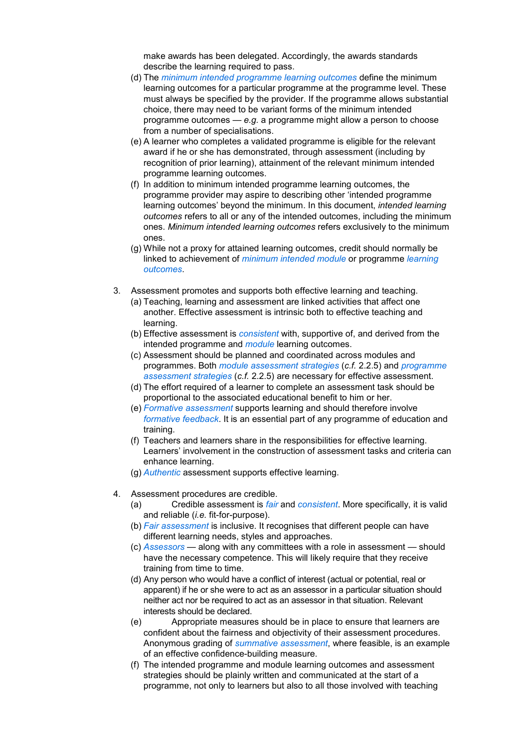make awards has been delegated. Accordingly, the awards standards describe the learning required to pass.

(d) The *minimum intended programme learning outcomes* define the minimum learning outcomes for a particular programme at the programme level. These must always be specified by the provider. If the programme allows substantial choice, there may need to be variant forms of the minimum intended programme outcomes — *e.g.* a programme might allow a person to choose from a number of specialisations.

(e) A learner who completes a validated programme is eligible for the relevant award if he or she has demonstrated, through assessment (including by recognition of prior learning), attainment of the relevant minimum intended programme learning outcomes.

(f) In addition to minimum intended programme learning outcomes, the programme provider may aspire to describing other 'intended programme learning outcomes' beyond the minimum. In this document, *intended learning outcomes* refers to all or any of the intended outcomes, including the minimum ones. *Minimum intended learning outcomes* refers exclusively to the minimum ones.

(g) While not a proxy for attained learning outcomes, credit should normally be linked to achievement of *minimum intended module* or programme *learning outcomes*.

3. Assessment promotes and supports both effective learning and teaching.

(a) Teaching, learning and assessment are linked activities that affect one another. Effective assessment is intrinsic both to effective teaching and learning.

(b) Effective assessment is *consistent* with, supportive of, and derived from the intended programme and *module* learning outcomes.

(c) Assessment should be planned and coordinated across modules and programmes. Both *module assessment strategies* (*c.f.* 2.2.5) and *programme assessment strategies* (*c.f.* 2.2.5) are necessary for effective assessment.

(d) The effort required of a learner to complete an assessment task should be proportional to the associated educational benefit to him or her.

(e) *Formative assessment* supports learning and should therefore involve *formative feedback*. It is an essential part of any programme of education and training.

(f) Teachers and learners share in the responsibilities for effective learning. Learners' involvement in the construction of assessment tasks and criteria can enhance learning.

(g) *Authentic* assessment supports effective learning.

4. Assessment procedures are credible.

(a) Credible assessment is *fair* and *consistent*. More specifically, it is valid and reliable (*i.e.* fit-for-purpose).

(b) *Fair assessment* is inclusive. It recognises that different people can have different learning needs, styles and approaches.

(c) *Assessors* — along with any committees with a role in assessment — should have the necessary competence. This will likely require that they receive training from time to time.

(d) Any person who would have a conflict of interest (actual or potential, real or apparent) if he or she were to act as an assessor in a particular situation should neither act nor be required to act as an assessor in that situation. Relevant interests should be declared.

(e) Appropriate measures should be in place to ensure that learners are confident about the fairness and objectivity of their assessment procedures. Anonymous grading of *summative assessment*, where feasible, is an example of an effective confidence-building measure.

(f) The intended programme and module learning outcomes and assessment strategies should be plainly written and communicated at the start of a programme, not only to learners but also to all those involved with teaching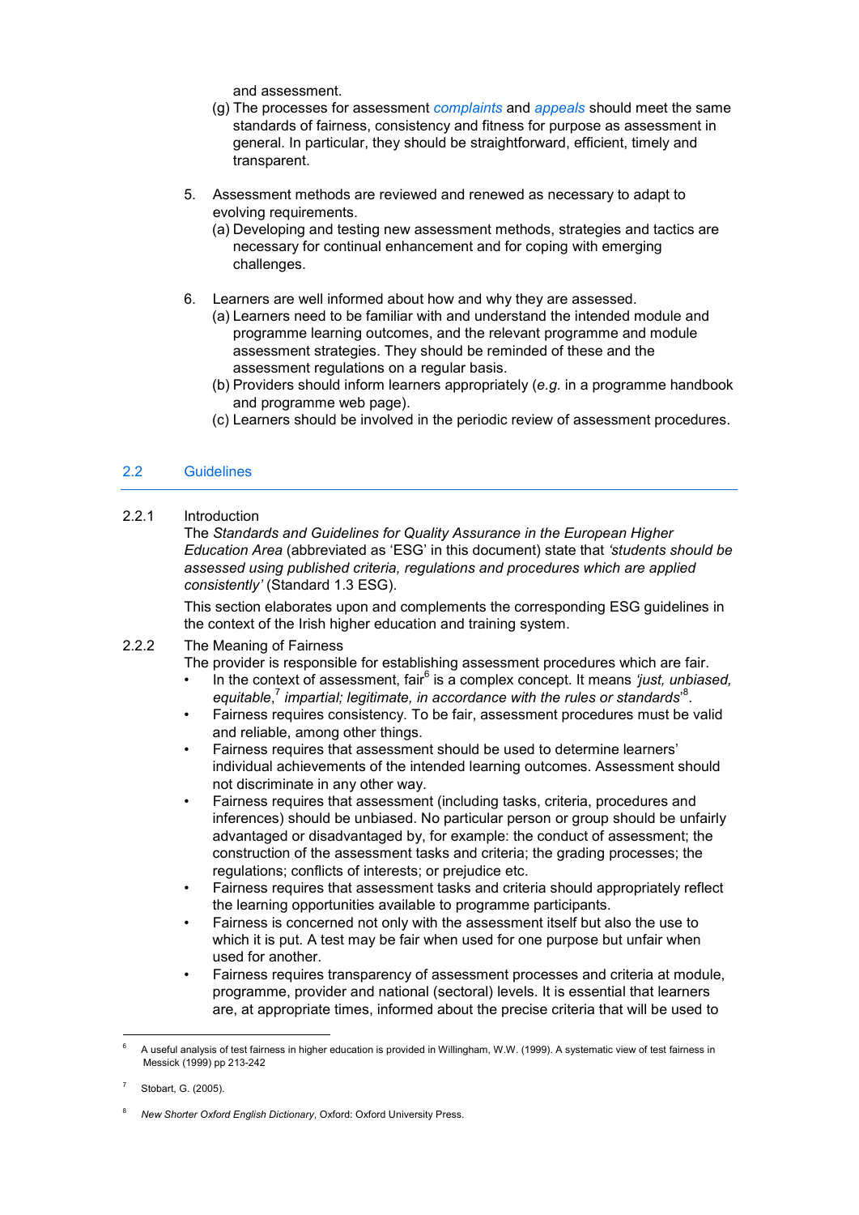and assessment.

(g) The processes for assessment *complaints* and *appeals* should meet the same standards of fairness, consistency and fitness for purpose as assessment in general. In particular, they should be straightforward, efficient, timely and transparent.

5. Assessment methods are reviewed and renewed as necessary to adapt to evolving requirements.
   (a) Developing and testing new assessment methods, strategies and tactics are necessary for continual enhancement and for coping with emerging challenges.

6. Learners are well informed about how and why they are assessed.
   (a) Learners need to be familiar with and understand the intended module and programme learning outcomes, and the relevant programme and module assessment strategies. They should be reminded of these and the assessment regulations on a regular basis.
   (b) Providers should inform learners appropriately (*e.g.* in a programme handbook and programme web page).
   (c) Learners should be involved in the periodic review of assessment procedures.

## 2.2 Guidelines

### 2.2.1 Introduction

The *Standards and Guidelines for Quality Assurance in the European Higher Education Area* (abbreviated as 'ESG' in this document) state that *'students should be assessed using published criteria, regulations and procedures which are applied consistently'* (Standard 1.3 ESG).

This section elaborates upon and complements the corresponding ESG guidelines in the context of the Irish higher education and training system.

### 2.2.2 The Meaning of Fairness

The provider is responsible for establishing assessment procedures which are fair.

- In the context of assessment, fair[6] is a complex concept. It means *'just, unbiased, equitable,*[7] *impartial; legitimate, in accordance with the rules or standards'*[8].
- Fairness requires consistency. To be fair, assessment procedures must be valid and reliable, among other things.
- Fairness requires that assessment should be used to determine learners' individual achievements of the intended learning outcomes. Assessment should not discriminate in any other way.
- Fairness requires that assessment (including tasks, criteria, procedures and inferences) should be unbiased. No particular person or group should be unfairly advantaged or disadvantaged by, for example: the conduct of assessment; the construction of the assessment tasks and criteria; the grading processes; the regulations; conflicts of interests; or prejudice etc.
- Fairness requires that assessment tasks and criteria should appropriately reflect the learning opportunities available to programme participants.
- Fairness is concerned not only with the assessment itself but also the use to which it is put. A test may be fair when used for one purpose but unfair when used for another.
- Fairness requires transparency of assessment processes and criteria at module, programme, provider and national (sectoral) levels. It is essential that learners are, at appropriate times, informed about the precise criteria that will be used to

---

[6] A useful analysis of test fairness in higher education is provided in Willingham, W.W. (1999). A systematic view of test fairness in Messick (1999) pp 213-242

[7] Stobart, G. (2005).

[8] *New Shorter Oxford English Dictionary*, Oxford: Oxford University Press.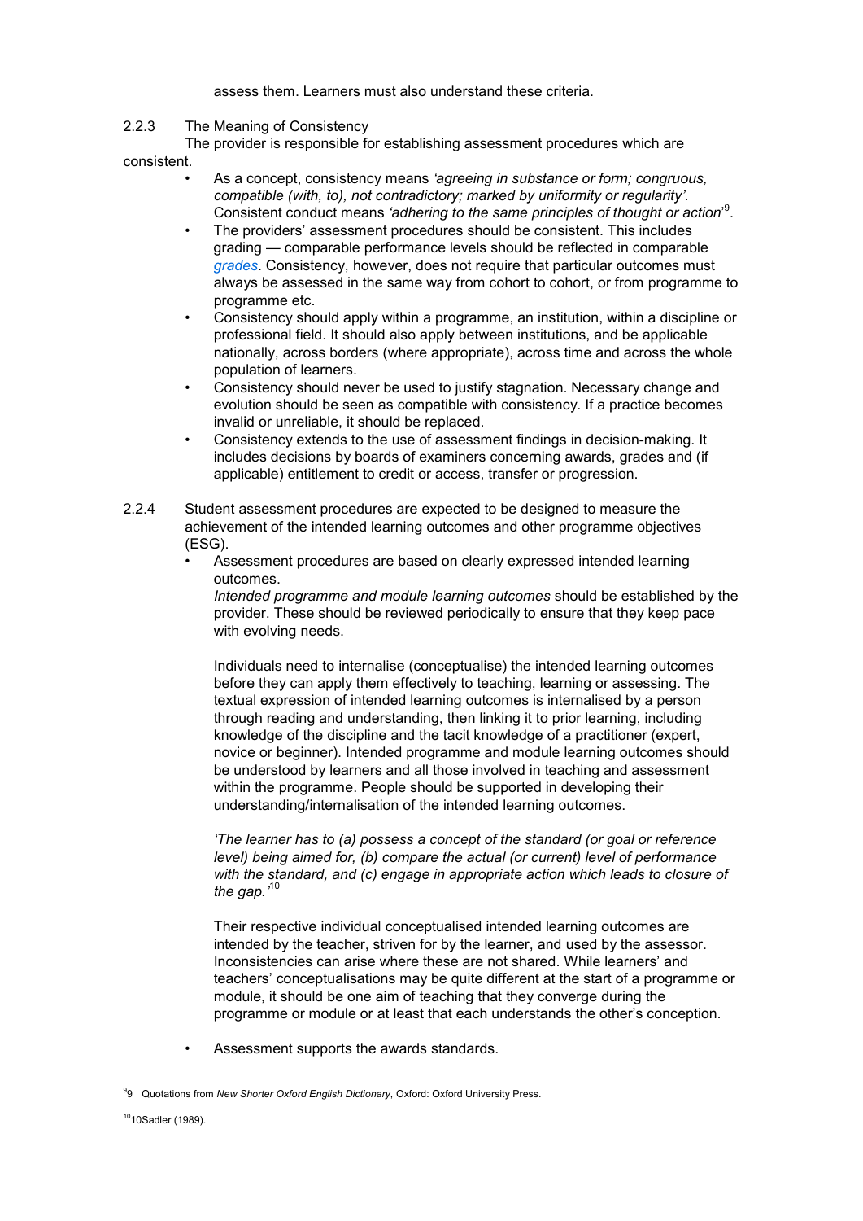assess them. Learners must also understand these criteria.

2.2.3 The Meaning of Consistency

The provider is responsible for establishing assessment procedures which are consistent.

- As a concept, consistency means *'agreeing in substance or form; congruous, compatible (with, to), not contradictory; marked by uniformity or regularity'*. Consistent conduct means *'adhering to the same principles of thought or action'*[9].
- The providers' assessment procedures should be consistent. This includes grading — comparable performance levels should be reflected in comparable *grades*. Consistency, however, does not require that particular outcomes must always be assessed in the same way from cohort to cohort, or from programme to programme etc.
- Consistency should apply within a programme, an institution, within a discipline or professional field. It should also apply between institutions, and be applicable nationally, across borders (where appropriate), across time and across the whole population of learners.
- Consistency should never be used to justify stagnation. Necessary change and evolution should be seen as compatible with consistency. If a practice becomes invalid or unreliable, it should be replaced.
- Consistency extends to the use of assessment findings in decision-making. It includes decisions by boards of examiners concerning awards, grades and (if applicable) entitlement to credit or access, transfer or progression.

2.2.4 Student assessment procedures are expected to be designed to measure the achievement of the intended learning outcomes and other programme objectives (ESG).

- Assessment procedures are based on clearly expressed intended learning outcomes.

  *Intended programme and module learning outcomes* should be established by the provider. These should be reviewed periodically to ensure that they keep pace with evolving needs.

  Individuals need to internalise (conceptualise) the intended learning outcomes before they can apply them effectively to teaching, learning or assessing. The textual expression of intended learning outcomes is internalised by a person through reading and understanding, then linking it to prior learning, including knowledge of the discipline and the tacit knowledge of a practitioner (expert, novice or beginner). Intended programme and module learning outcomes should be understood by learners and all those involved in teaching and assessment within the programme. People should be supported in developing their understanding/internalisation of the intended learning outcomes.

  *'The learner has to (a) possess a concept of the standard (or goal or reference level) being aimed for, (b) compare the actual (or current) level of performance with the standard, and (c) engage in appropriate action which leads to closure of the gap.'*[10]

  Their respective individual conceptualised intended learning outcomes are intended by the teacher, striven for by the learner, and used by the assessor. Inconsistencies can arise where these are not shared. While learners' and teachers' conceptualisations may be quite different at the start of a programme or module, it should be one aim of teaching that they converge during the programme or module or at least that each understands the other's conception.

- Assessment supports the awards standards.

---

[9] 9 Quotations from *New Shorter Oxford English Dictionary*, Oxford: Oxford University Press.

[10] 10Sadler (1989).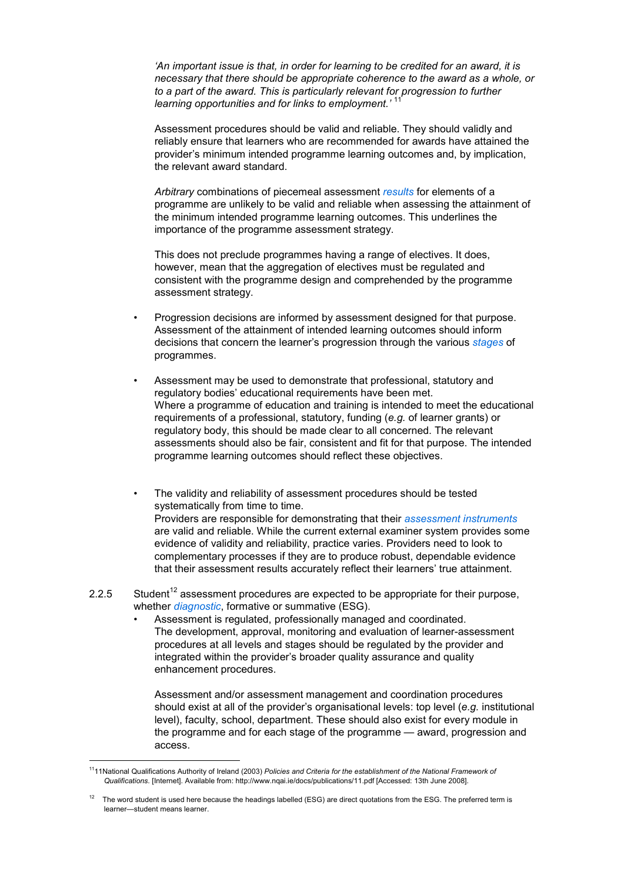*'An important issue is that, in order for learning to be credited for an award, it is necessary that there should be appropriate coherence to the award as a whole, or to a part of the award. This is particularly relevant for progression to further learning opportunities and for links to employment.'* [11]

Assessment procedures should be valid and reliable. They should validly and reliably ensure that learners who are recommended for awards have attained the provider's minimum intended programme learning outcomes and, by implication, the relevant award standard.

*Arbitrary* combinations of piecemeal assessment *results* for elements of a programme are unlikely to be valid and reliable when assessing the attainment of the minimum intended programme learning outcomes. This underlines the importance of the programme assessment strategy.

This does not preclude programmes having a range of electives. It does, however, mean that the aggregation of electives must be regulated and consistent with the programme design and comprehended by the programme assessment strategy.

- Progression decisions are informed by assessment designed for that purpose. Assessment of the attainment of intended learning outcomes should inform decisions that concern the learner's progression through the various *stages* of programmes.

- Assessment may be used to demonstrate that professional, statutory and regulatory bodies' educational requirements have been met. Where a programme of education and training is intended to meet the educational requirements of a professional, statutory, funding (*e.g.* of learner grants) or regulatory body, this should be made clear to all concerned. The relevant assessments should also be fair, consistent and fit for that purpose. The intended programme learning outcomes should reflect these objectives.

- The validity and reliability of assessment procedures should be tested systematically from time to time. Providers are responsible for demonstrating that their *assessment instruments* are valid and reliable. While the current external examiner system provides some evidence of validity and reliability, practice varies. Providers need to look to complementary processes if they are to produce robust, dependable evidence that their assessment results accurately reflect their learners' true attainment.

2.2.5 Student[12] assessment procedures are expected to be appropriate for their purpose, whether *diagnostic*, formative or summative (ESG).

- Assessment is regulated, professionally managed and coordinated. The development, approval, monitoring and evaluation of learner-assessment procedures at all levels and stages should be regulated by the provider and integrated within the provider's broader quality assurance and quality enhancement procedures.

  Assessment and/or assessment management and coordination procedures should exist at all of the provider's organisational levels: top level (*e.g.* institutional level), faculty, school, department. These should also exist for every module in the programme and for each stage of the programme — award, progression and access.

---

[11] 11National Qualifications Authority of Ireland (2003) *Policies and Criteria for the establishment of the National Framework of Qualifications*. [Internet]. Available from: http://www.nqai.ie/docs/publications/11.pdf [Accessed: 13th June 2008].

[12] The word student is used here because the headings labelled (ESG) are direct quotations from the ESG. The preferred term is learner—student means learner.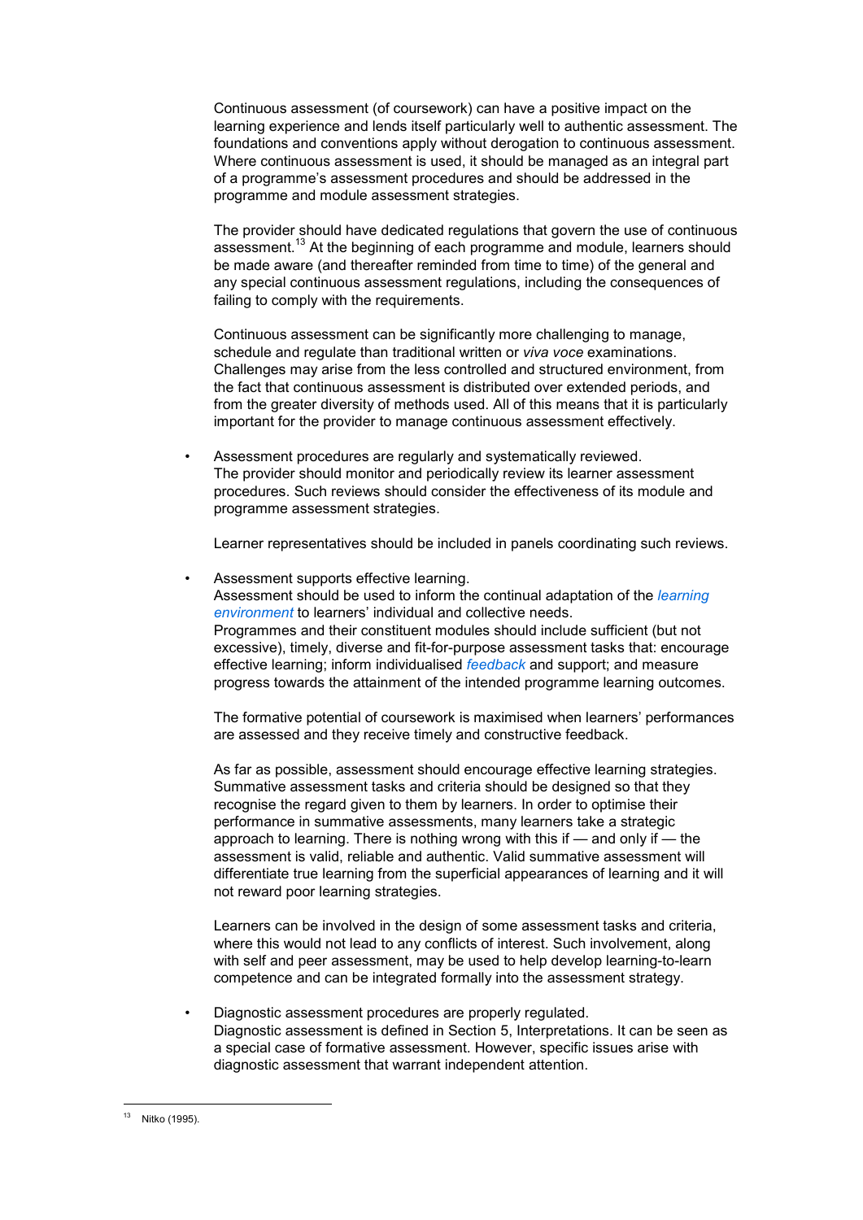Continuous assessment (of coursework) can have a positive impact on the learning experience and lends itself particularly well to authentic assessment. The foundations and conventions apply without derogation to continuous assessment. Where continuous assessment is used, it should be managed as an integral part of a programme's assessment procedures and should be addressed in the programme and module assessment strategies.

The provider should have dedicated regulations that govern the use of continuous assessment.[13] At the beginning of each programme and module, learners should be made aware (and thereafter reminded from time to time) of the general and any special continuous assessment regulations, including the consequences of failing to comply with the requirements.

Continuous assessment can be significantly more challenging to manage, schedule and regulate than traditional written or *viva voce* examinations. Challenges may arise from the less controlled and structured environment, from the fact that continuous assessment is distributed over extended periods, and from the greater diversity of methods used. All of this means that it is particularly important for the provider to manage continuous assessment effectively.

- Assessment procedures are regularly and systematically reviewed.
  The provider should monitor and periodically review its learner assessment procedures. Such reviews should consider the effectiveness of its module and programme assessment strategies.

  Learner representatives should be included in panels coordinating such reviews.

- Assessment supports effective learning.
  Assessment should be used to inform the continual adaptation of the *learning environment* to learners' individual and collective needs.
  Programmes and their constituent modules should include sufficient (but not excessive), timely, diverse and fit-for-purpose assessment tasks that: encourage effective learning; inform individualised *feedback* and support; and measure progress towards the attainment of the intended programme learning outcomes.

  The formative potential of coursework is maximised when learners' performances are assessed and they receive timely and constructive feedback.

  As far as possible, assessment should encourage effective learning strategies. Summative assessment tasks and criteria should be designed so that they recognise the regard given to them by learners. In order to optimise their performance in summative assessments, many learners take a strategic approach to learning. There is nothing wrong with this if — and only if — the assessment is valid, reliable and authentic. Valid summative assessment will differentiate true learning from the superficial appearances of learning and it will not reward poor learning strategies.

  Learners can be involved in the design of some assessment tasks and criteria, where this would not lead to any conflicts of interest. Such involvement, along with self and peer assessment, may be used to help develop learning-to-learn competence and can be integrated formally into the assessment strategy.

- Diagnostic assessment procedures are properly regulated.
  Diagnostic assessment is defined in Section 5, Interpretations. It can be seen as a special case of formative assessment. However, specific issues arise with diagnostic assessment that warrant independent attention.

---

[13] Nitko (1995).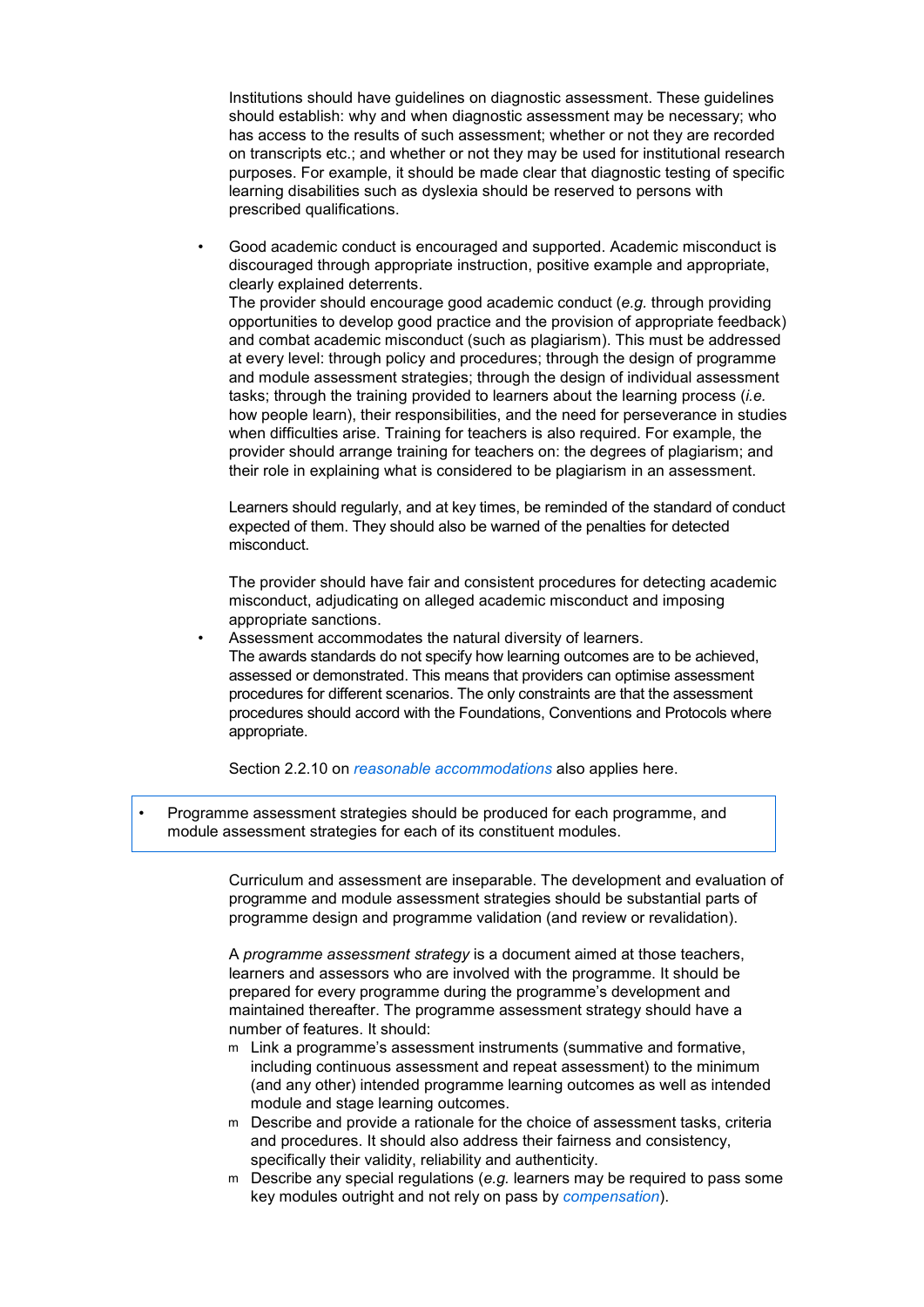Institutions should have guidelines on diagnostic assessment. These guidelines should establish: why and when diagnostic assessment may be necessary; who has access to the results of such assessment; whether or not they are recorded on transcripts etc.; and whether or not they may be used for institutional research purposes. For example, it should be made clear that diagnostic testing of specific learning disabilities such as dyslexia should be reserved to persons with prescribed qualifications.

- Good academic conduct is encouraged and supported. Academic misconduct is discouraged through appropriate instruction, positive example and appropriate, clearly explained deterrents.

  The provider should encourage good academic conduct (*e.g.* through providing opportunities to develop good practice and the provision of appropriate feedback) and combat academic misconduct (such as plagiarism). This must be addressed at every level: through policy and procedures; through the design of programme and module assessment strategies; through the design of individual assessment tasks; through the training provided to learners about the learning process (*i.e.* how people learn), their responsibilities, and the need for perseverance in studies when difficulties arise. Training for teachers is also required. For example, the provider should arrange training for teachers on: the degrees of plagiarism; and their role in explaining what is considered to be plagiarism in an assessment.

  Learners should regularly, and at key times, be reminded of the standard of conduct expected of them. They should also be warned of the penalties for detected misconduct.

  The provider should have fair and consistent procedures for detecting academic misconduct, adjudicating on alleged academic misconduct and imposing appropriate sanctions.

- Assessment accommodates the natural diversity of learners.

  The awards standards do not specify how learning outcomes are to be achieved, assessed or demonstrated. This means that providers can optimise assessment procedures for different scenarios. The only constraints are that the assessment procedures should accord with the Foundations, Conventions and Protocols where appropriate.

  Section 2.2.10 on *reasonable accommodations* also applies here.

- Programme assessment strategies should be produced for each programme, and module assessment strategies for each of its constituent modules.

Curriculum and assessment are inseparable. The development and evaluation of programme and module assessment strategies should be substantial parts of programme design and programme validation (and review or revalidation).

A *programme assessment strategy* is a document aimed at those teachers, learners and assessors who are involved with the programme. It should be prepared for every programme during the programme's development and maintained thereafter. The programme assessment strategy should have a number of features. It should:

- Link a programme's assessment instruments (summative and formative, including continuous assessment and repeat assessment) to the minimum (and any other) intended programme learning outcomes as well as intended module and stage learning outcomes.
- Describe and provide a rationale for the choice of assessment tasks, criteria and procedures. It should also address their fairness and consistency, specifically their validity, reliability and authenticity.
- Describe any special regulations (*e.g.* learners may be required to pass some key modules outright and not rely on pass by *compensation*).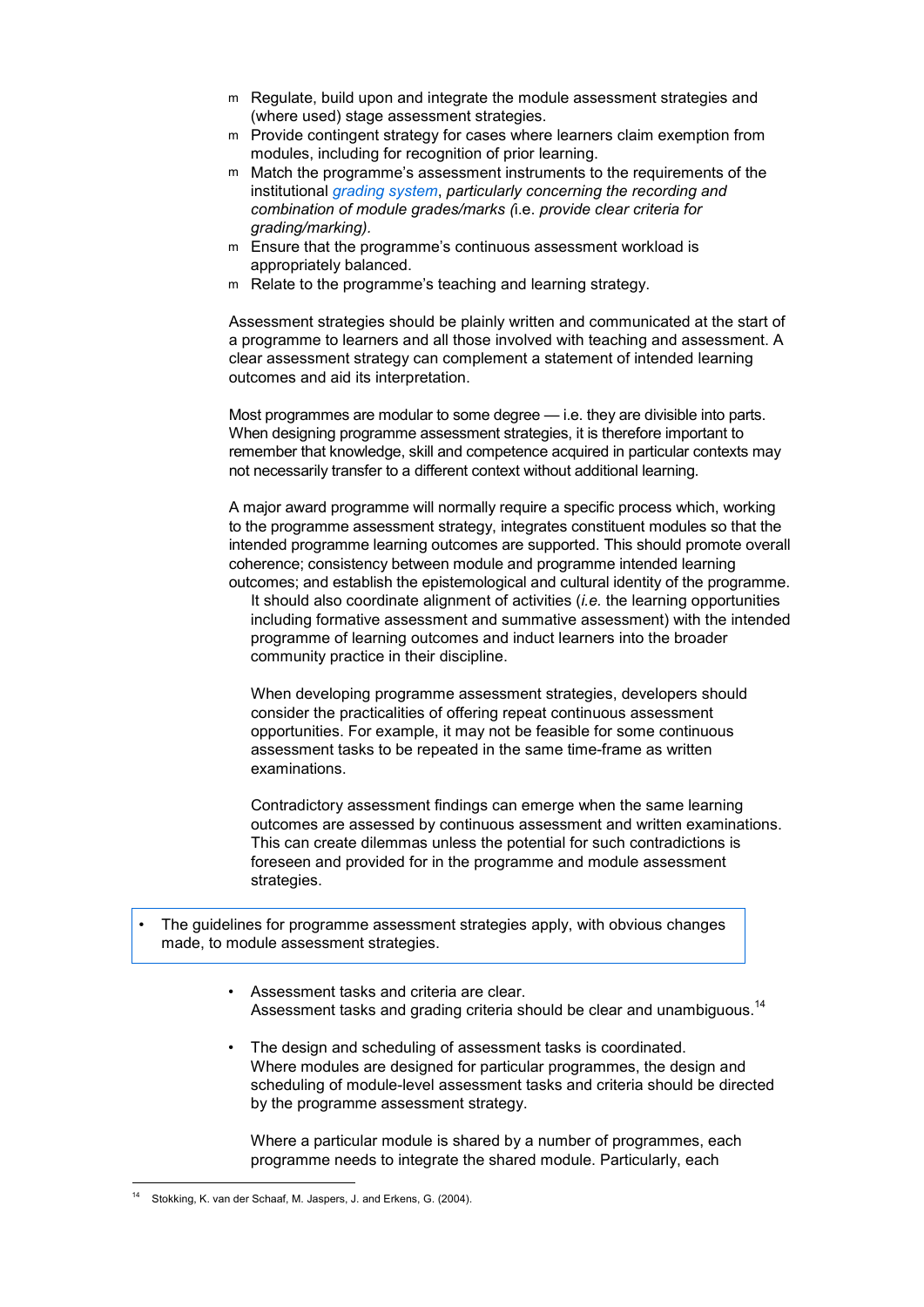- Regulate, build upon and integrate the module assessment strategies and (where used) stage assessment strategies.
- Provide contingent strategy for cases where learners claim exemption from modules, including for recognition of prior learning.
- Match the programme's assessment instruments to the requirements of the institutional *grading system*, *particularly concerning the recording and combination of module grades/marks (*i.e. *provide clear criteria for grading/marking).*
- Ensure that the programme's continuous assessment workload is appropriately balanced.
- Relate to the programme's teaching and learning strategy.

Assessment strategies should be plainly written and communicated at the start of a programme to learners and all those involved with teaching and assessment. A clear assessment strategy can complement a statement of intended learning outcomes and aid its interpretation.

Most programmes are modular to some degree — i.e. they are divisible into parts. When designing programme assessment strategies, it is therefore important to remember that knowledge, skill and competence acquired in particular contexts may not necessarily transfer to a different context without additional learning.

A major award programme will normally require a specific process which, working to the programme assessment strategy, integrates constituent modules so that the intended programme learning outcomes are supported. This should promote overall coherence; consistency between module and programme intended learning outcomes; and establish the epistemological and cultural identity of the programme. It should also coordinate alignment of activities (*i.e.* the learning opportunities including formative assessment and summative assessment) with the intended programme of learning outcomes and induct learners into the broader community practice in their discipline.

When developing programme assessment strategies, developers should consider the practicalities of offering repeat continuous assessment opportunities. For example, it may not be feasible for some continuous assessment tasks to be repeated in the same time-frame as written examinations.

Contradictory assessment findings can emerge when the same learning outcomes are assessed by continuous assessment and written examinations. This can create dilemmas unless the potential for such contradictions is foreseen and provided for in the programme and module assessment strategies.

- The guidelines for programme assessment strategies apply, with obvious changes made, to module assessment strategies.

- Assessment tasks and criteria are clear.
  Assessment tasks and grading criteria should be clear and unambiguous.[14]

- The design and scheduling of assessment tasks is coordinated.
  Where modules are designed for particular programmes, the design and scheduling of module-level assessment tasks and criteria should be directed by the programme assessment strategy.

  Where a particular module is shared by a number of programmes, each programme needs to integrate the shared module. Particularly, each

[14] Stokking, K. van der Schaaf, M. Jaspers, J. and Erkens, G. (2004).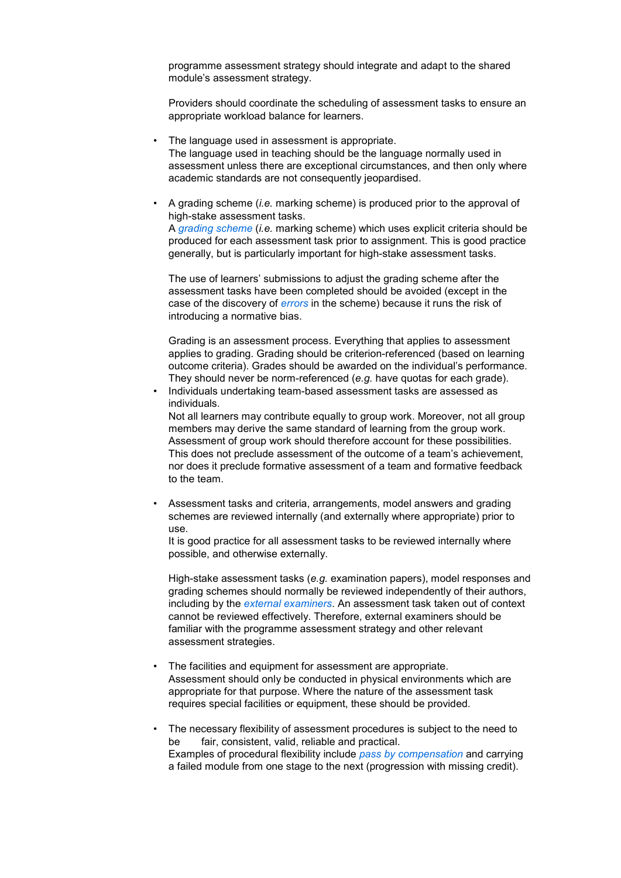programme assessment strategy should integrate and adapt to the shared module's assessment strategy.

Providers should coordinate the scheduling of assessment tasks to ensure an appropriate workload balance for learners.

- The language used in assessment is appropriate.
  The language used in teaching should be the language normally used in assessment unless there are exceptional circumstances, and then only where academic standards are not consequently jeopardised.

- A grading scheme (*i.e.* marking scheme) is produced prior to the approval of high-stake assessment tasks.
  A *grading scheme* (*i.e.* marking scheme) which uses explicit criteria should be produced for each assessment task prior to assignment. This is good practice generally, but is particularly important for high-stake assessment tasks.

  The use of learners' submissions to adjust the grading scheme after the assessment tasks have been completed should be avoided (except in the case of the discovery of *errors* in the scheme) because it runs the risk of introducing a normative bias.

  Grading is an assessment process. Everything that applies to assessment applies to grading. Grading should be criterion-referenced (based on learning outcome criteria). Grades should be awarded on the individual's performance. They should never be norm-referenced (*e.g.* have quotas for each grade).

- Individuals undertaking team-based assessment tasks are assessed as individuals.
  Not all learners may contribute equally to group work. Moreover, not all group members may derive the same standard of learning from the group work. Assessment of group work should therefore account for these possibilities. This does not preclude assessment of the outcome of a team's achievement, nor does it preclude formative assessment of a team and formative feedback to the team.

- Assessment tasks and criteria, arrangements, model answers and grading schemes are reviewed internally (and externally where appropriate) prior to use.
  It is good practice for all assessment tasks to be reviewed internally where possible, and otherwise externally.

  High-stake assessment tasks (*e.g.* examination papers), model responses and grading schemes should normally be reviewed independently of their authors, including by the *external examiners*. An assessment task taken out of context cannot be reviewed effectively. Therefore, external examiners should be familiar with the programme assessment strategy and other relevant assessment strategies.

- The facilities and equipment for assessment are appropriate.
  Assessment should only be conducted in physical environments which are appropriate for that purpose. Where the nature of the assessment task requires special facilities or equipment, these should be provided.

- The necessary flexibility of assessment procedures is subject to the need to be fair, consistent, valid, reliable and practical.
  Examples of procedural flexibility include *pass by compensation* and carrying a failed module from one stage to the next (progression with missing credit).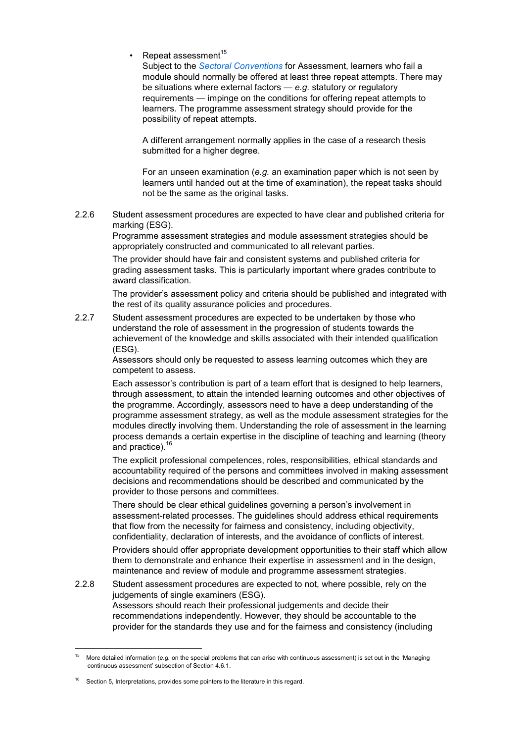- Repeat assessment[15]

  Subject to the *Sectoral Conventions* for Assessment, learners who fail a module should normally be offered at least three repeat attempts. There may be situations where external factors — *e.g.* statutory or regulatory requirements — impinge on the conditions for offering repeat attempts to learners. The programme assessment strategy should provide for the possibility of repeat attempts.

  A different arrangement normally applies in the case of a research thesis submitted for a higher degree.

  For an unseen examination (*e.g.* an examination paper which is not seen by learners until handed out at the time of examination), the repeat tasks should not be the same as the original tasks.

2.2.6 Student assessment procedures are expected to have clear and published criteria for marking (ESG).

Programme assessment strategies and module assessment strategies should be appropriately constructed and communicated to all relevant parties.

The provider should have fair and consistent systems and published criteria for grading assessment tasks. This is particularly important where grades contribute to award classification.

The provider's assessment policy and criteria should be published and integrated with the rest of its quality assurance policies and procedures.

2.2.7 Student assessment procedures are expected to be undertaken by those who understand the role of assessment in the progression of students towards the achievement of the knowledge and skills associated with their intended qualification (ESG).

Assessors should only be requested to assess learning outcomes which they are competent to assess.

Each assessor's contribution is part of a team effort that is designed to help learners, through assessment, to attain the intended learning outcomes and other objectives of the programme. Accordingly, assessors need to have a deep understanding of the programme assessment strategy, as well as the module assessment strategies for the modules directly involving them. Understanding the role of assessment in the learning process demands a certain expertise in the discipline of teaching and learning (theory and practice).[16]

The explicit professional competences, roles, responsibilities, ethical standards and accountability required of the persons and committees involved in making assessment decisions and recommendations should be described and communicated by the provider to those persons and committees.

There should be clear ethical guidelines governing a person's involvement in assessment-related processes. The guidelines should address ethical requirements that flow from the necessity for fairness and consistency, including objectivity, confidentiality, declaration of interests, and the avoidance of conflicts of interest.

Providers should offer appropriate development opportunities to their staff which allow them to demonstrate and enhance their expertise in assessment and in the design, maintenance and review of module and programme assessment strategies.

2.2.8 Student assessment procedures are expected to not, where possible, rely on the judgements of single examiners (ESG).

Assessors should reach their professional judgements and decide their recommendations independently. However, they should be accountable to the provider for the standards they use and for the fairness and consistency (including

---

[15] More detailed information (*e.g.* on the special problems that can arise with continuous assessment) is set out in the 'Managing continuous assessment' subsection of Section 4.6.1.

[16] Section 5, Interpretations, provides some pointers to the literature in this regard.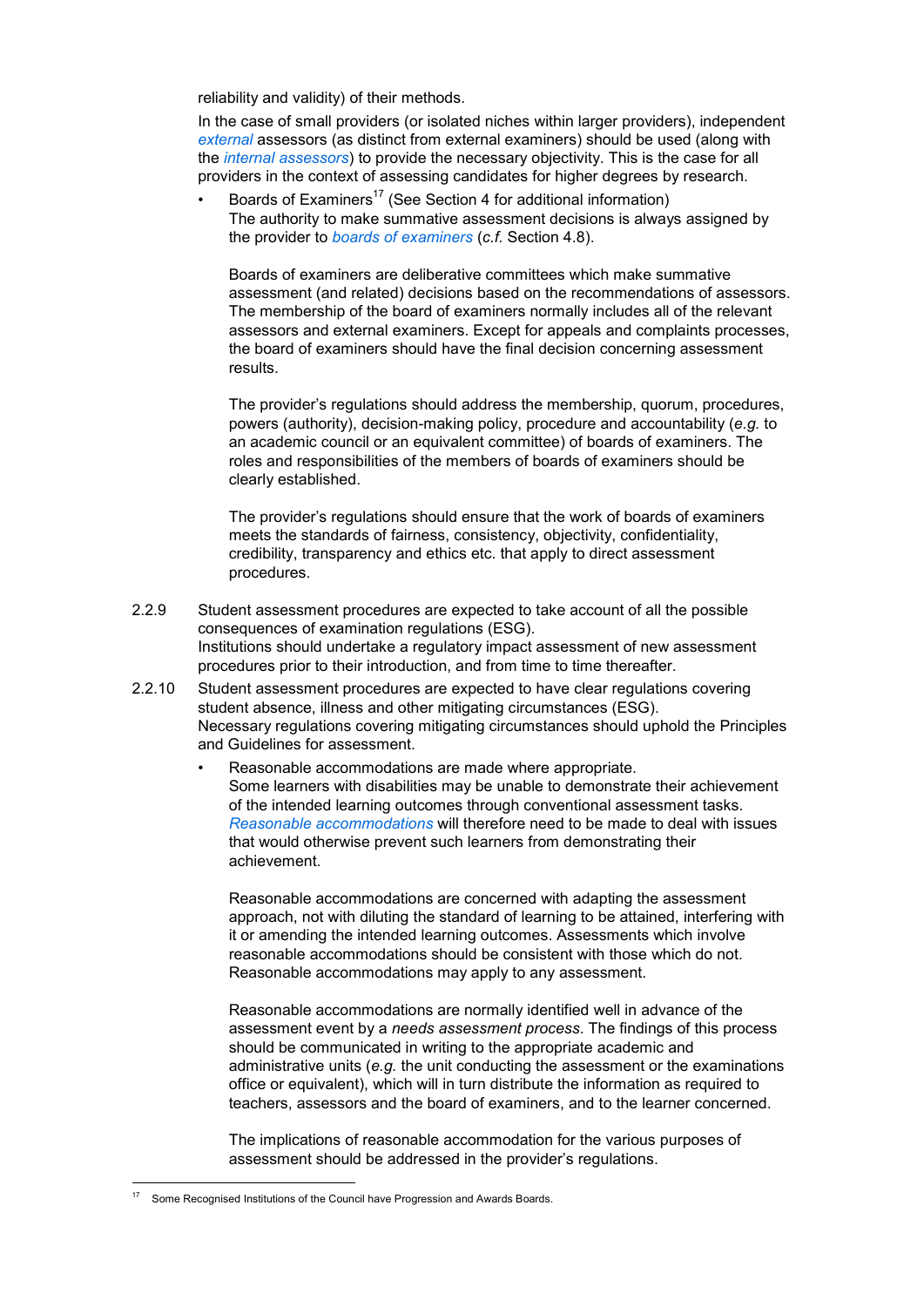reliability and validity) of their methods.

In the case of small providers (or isolated niches within larger providers), independent *external* assessors (as distinct from external examiners) should be used (along with the *internal assessors*) to provide the necessary objectivity. This is the case for all providers in the context of assessing candidates for higher degrees by research.

- Boards of Examiners[17] (See Section 4 for additional information)
  The authority to make summative assessment decisions is always assigned by the provider to *boards of examiners* (*c.f.* Section 4.8).

  Boards of examiners are deliberative committees which make summative assessment (and related) decisions based on the recommendations of assessors. The membership of the board of examiners normally includes all of the relevant assessors and external examiners. Except for appeals and complaints processes, the board of examiners should have the final decision concerning assessment results.

  The provider's regulations should address the membership, quorum, procedures, powers (authority), decision-making policy, procedure and accountability (*e.g.* to an academic council or an equivalent committee) of boards of examiners. The roles and responsibilities of the members of boards of examiners should be clearly established.

  The provider's regulations should ensure that the work of boards of examiners meets the standards of fairness, consistency, objectivity, confidentiality, credibility, transparency and ethics etc. that apply to direct assessment procedures.

2.2.9 Student assessment procedures are expected to take account of all the possible consequences of examination regulations (ESG).
Institutions should undertake a regulatory impact assessment of new assessment procedures prior to their introduction, and from time to time thereafter.

2.2.10 Student assessment procedures are expected to have clear regulations covering student absence, illness and other mitigating circumstances (ESG).
Necessary regulations covering mitigating circumstances should uphold the Principles and Guidelines for assessment.

- Reasonable accommodations are made where appropriate.
  Some learners with disabilities may be unable to demonstrate their achievement of the intended learning outcomes through conventional assessment tasks. *Reasonable accommodations* will therefore need to be made to deal with issues that would otherwise prevent such learners from demonstrating their achievement.

  Reasonable accommodations are concerned with adapting the assessment approach, not with diluting the standard of learning to be attained, interfering with it or amending the intended learning outcomes. Assessments which involve reasonable accommodations should be consistent with those which do not. Reasonable accommodations may apply to any assessment.

  Reasonable accommodations are normally identified well in advance of the assessment event by a *needs assessment process*. The findings of this process should be communicated in writing to the appropriate academic and administrative units (*e.g.* the unit conducting the assessment or the examinations office or equivalent), which will in turn distribute the information as required to teachers, assessors and the board of examiners, and to the learner concerned.

  The implications of reasonable accommodation for the various purposes of assessment should be addressed in the provider's regulations.

[17] Some Recognised Institutions of the Council have Progression and Awards Boards.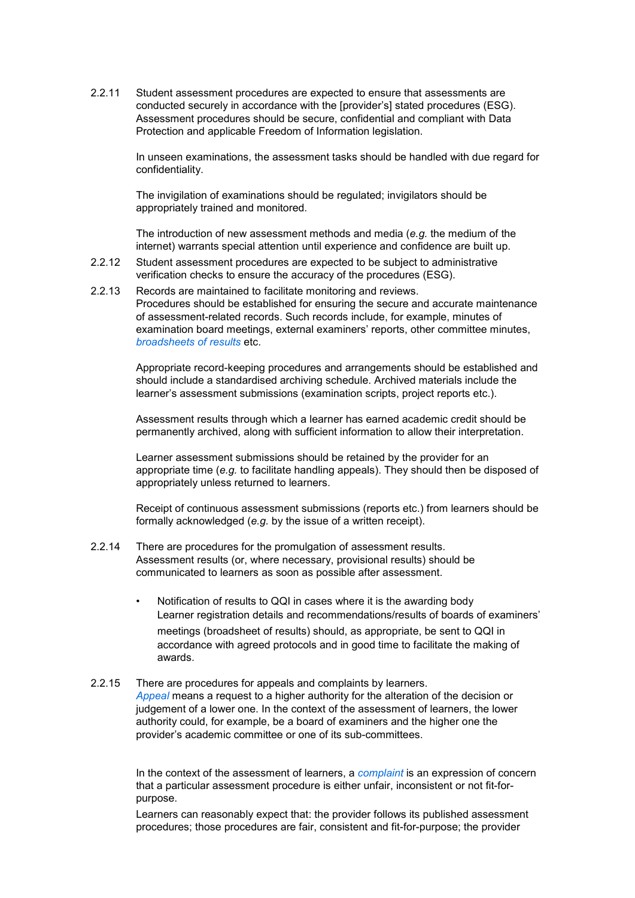2.2.11 Student assessment procedures are expected to ensure that assessments are conducted securely in accordance with the [provider's] stated procedures (ESG). Assessment procedures should be secure, confidential and compliant with Data Protection and applicable Freedom of Information legislation.

In unseen examinations, the assessment tasks should be handled with due regard for confidentiality.

The invigilation of examinations should be regulated; invigilators should be appropriately trained and monitored.

The introduction of new assessment methods and media (*e.g.* the medium of the internet) warrants special attention until experience and confidence are built up.

2.2.12 Student assessment procedures are expected to be subject to administrative verification checks to ensure the accuracy of the procedures (ESG).

2.2.13 Records are maintained to facilitate monitoring and reviews.
Procedures should be established for ensuring the secure and accurate maintenance of assessment-related records. Such records include, for example, minutes of examination board meetings, external examiners' reports, other committee minutes, *broadsheets of results* etc.

Appropriate record-keeping procedures and arrangements should be established and should include a standardised archiving schedule. Archived materials include the learner's assessment submissions (examination scripts, project reports etc.).

Assessment results through which a learner has earned academic credit should be permanently archived, along with sufficient information to allow their interpretation.

Learner assessment submissions should be retained by the provider for an appropriate time (*e.g.* to facilitate handling appeals). They should then be disposed of appropriately unless returned to learners.

Receipt of continuous assessment submissions (reports etc.) from learners should be formally acknowledged (*e.g.* by the issue of a written receipt).

2.2.14 There are procedures for the promulgation of assessment results.
Assessment results (or, where necessary, provisional results) should be communicated to learners as soon as possible after assessment.

- Notification of results to QQI in cases where it is the awarding body
  Learner registration details and recommendations/results of boards of examiners' meetings (broadsheet of results) should, as appropriate, be sent to QQI in accordance with agreed protocols and in good time to facilitate the making of awards.

2.2.15 There are procedures for appeals and complaints by learners.
*Appeal* means a request to a higher authority for the alteration of the decision or judgement of a lower one. In the context of the assessment of learners, the lower authority could, for example, be a board of examiners and the higher one the provider's academic committee or one of its sub-committees.

In the context of the assessment of learners, a *complaint* is an expression of concern that a particular assessment procedure is either unfair, inconsistent or not fit-for-purpose.

Learners can reasonably expect that: the provider follows its published assessment procedures; those procedures are fair, consistent and fit-for-purpose; the provider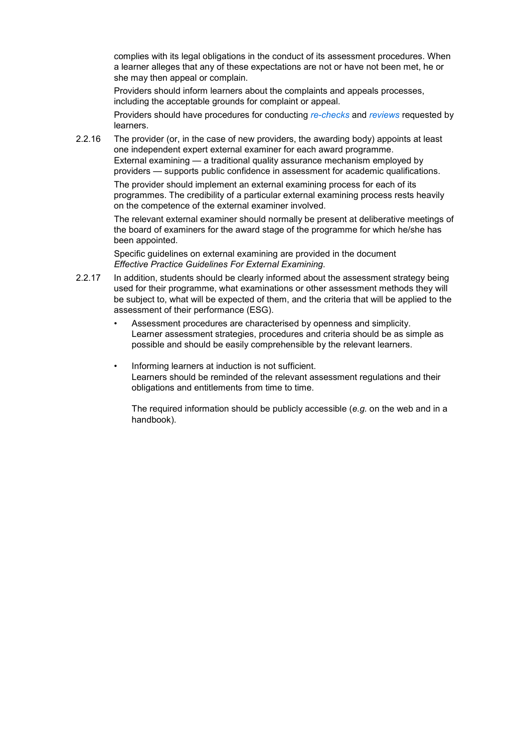complies with its legal obligations in the conduct of its assessment procedures. When a learner alleges that any of these expectations are not or have not been met, he or she may then appeal or complain.

Providers should inform learners about the complaints and appeals processes, including the acceptable grounds for complaint or appeal.

Providers should have procedures for conducting *re-checks* and *reviews* requested by learners.

2.2.16 The provider (or, in the case of new providers, the awarding body) appoints at least one independent expert external examiner for each award programme.
External examining — a traditional quality assurance mechanism employed by providers — supports public confidence in assessment for academic qualifications.

The provider should implement an external examining process for each of its programmes. The credibility of a particular external examining process rests heavily on the competence of the external examiner involved.

The relevant external examiner should normally be present at deliberative meetings of the board of examiners for the award stage of the programme for which he/she has been appointed.

Specific guidelines on external examining are provided in the document *Effective Practice Guidelines For External Examining.*

2.2.17 In addition, students should be clearly informed about the assessment strategy being used for their programme, what examinations or other assessment methods they will be subject to, what will be expected of them, and the criteria that will be applied to the assessment of their performance (ESG).

- Assessment procedures are characterised by openness and simplicity.
  Learner assessment strategies, procedures and criteria should be as simple as possible and should be easily comprehensible by the relevant learners.

- Informing learners at induction is not sufficient.
  Learners should be reminded of the relevant assessment regulations and their obligations and entitlements from time to time.

  The required information should be publicly accessible (*e.g.* on the web and in a handbook).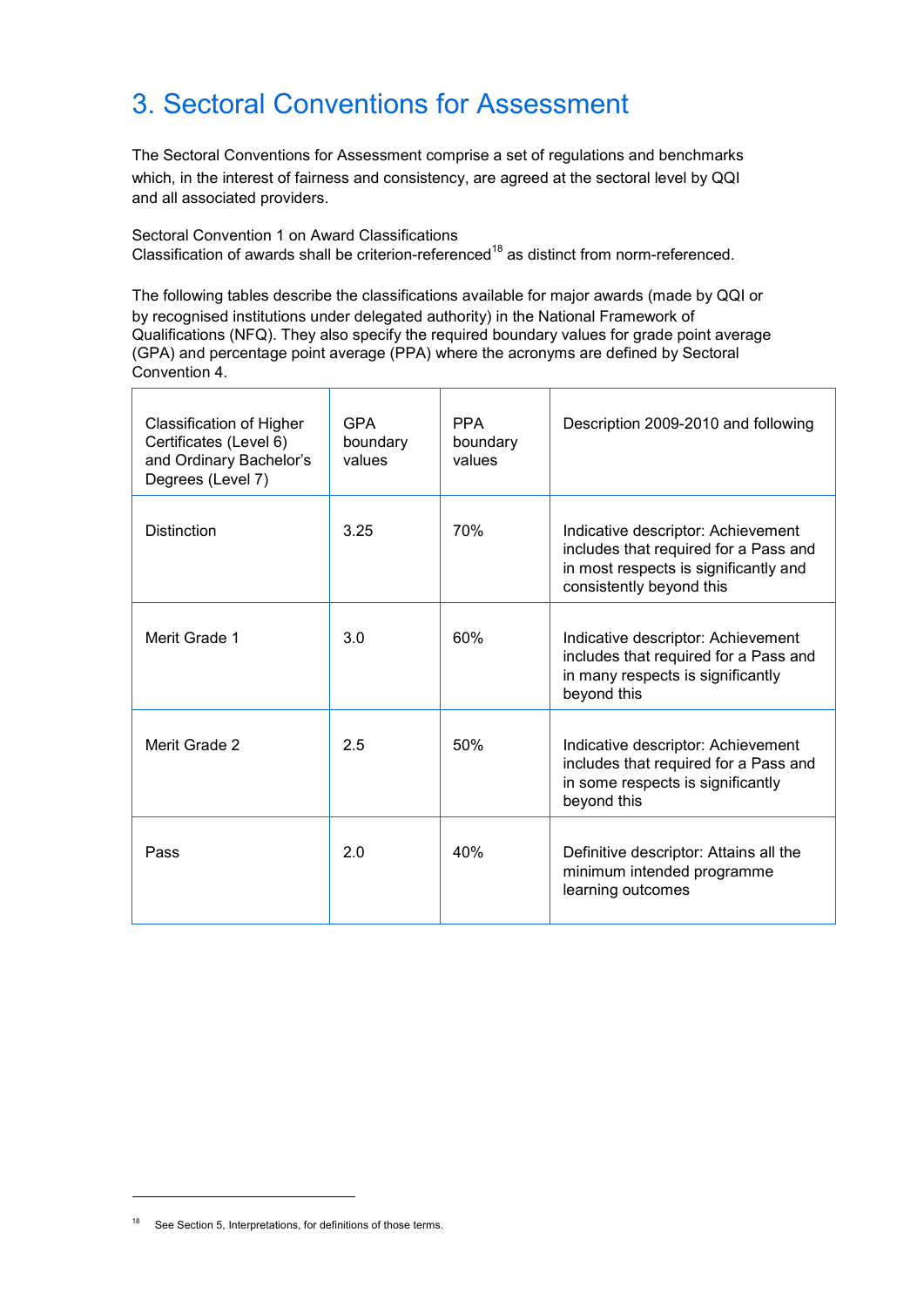# 3. Sectoral Conventions for Assessment

The Sectoral Conventions for Assessment comprise a set of regulations and benchmarks which, in the interest of fairness and consistency, are agreed at the sectoral level by QQI and all associated providers.

Sectoral Convention 1 on Award Classifications
Classification of awards shall be criterion-referenced[18] as distinct from norm-referenced.

The following tables describe the classifications available for major awards (made by QQI or by recognised institutions under delegated authority) in the National Framework of Qualifications (NFQ). They also specify the required boundary values for grade point average (GPA) and percentage point average (PPA) where the acronyms are defined by Sectoral Convention 4.

| Classification of Higher Certificates (Level 6) and Ordinary Bachelor's Degrees (Level 7) | GPA boundary values | PPA boundary values | Description 2009-2010 and following |
|---|---|---|---|
| Distinction | 3.25 | 70% | Indicative descriptor: Achievement includes that required for a Pass and in most respects is significantly and consistently beyond this |
| Merit Grade 1 | 3.0 | 60% | Indicative descriptor: Achievement includes that required for a Pass and in many respects is significantly beyond this |
| Merit Grade 2 | 2.5 | 50% | Indicative descriptor: Achievement includes that required for a Pass and in some respects is significantly beyond this |
| Pass | 2.0 | 40% | Definitive descriptor: Attains all the minimum intended programme learning outcomes |

[18] See Section 5, Interpretations, for definitions of those terms.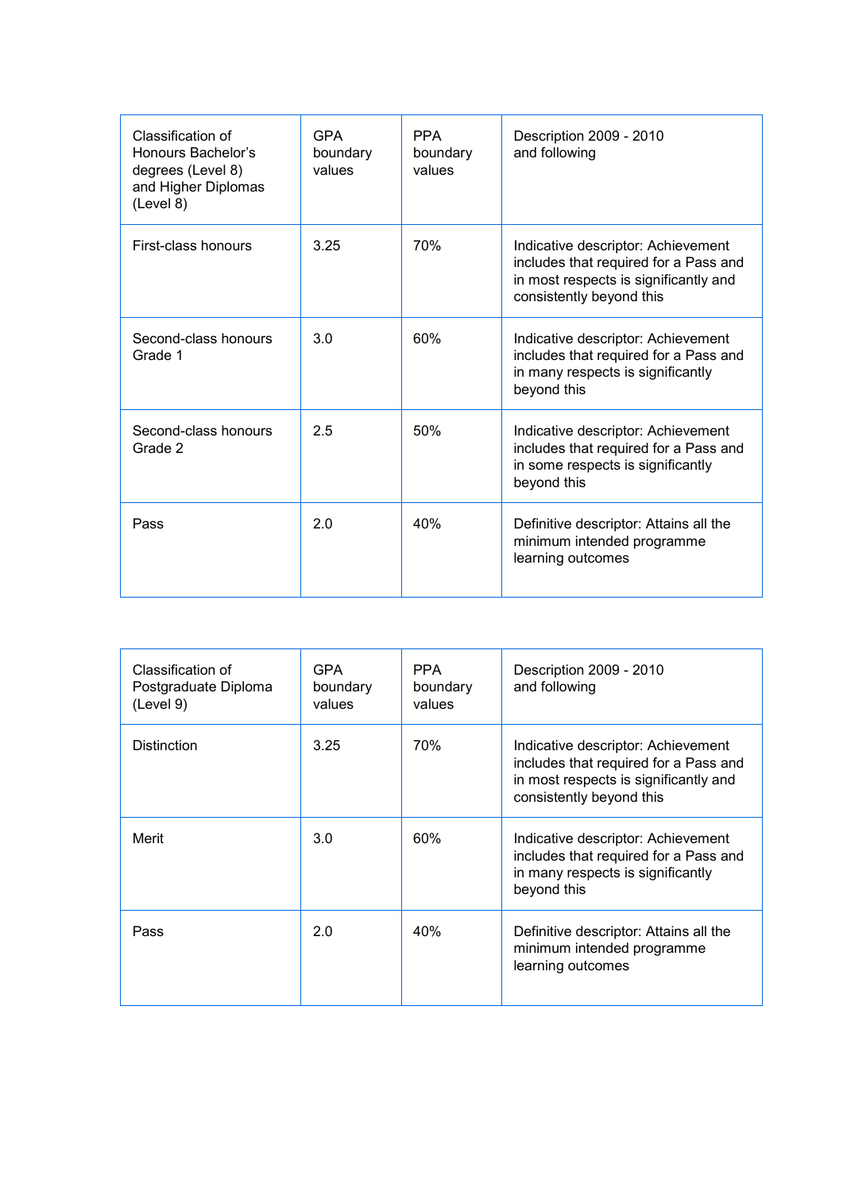| Classification of Honours Bachelor's degrees (Level 8) and Higher Diplomas (Level 8) | GPA boundary values | PPA boundary values | Description 2009 - 2010 and following |
|---|---|---|---|
| First-class honours | 3.25 | 70% | Indicative descriptor: Achievement includes that required for a Pass and in most respects is significantly and consistently beyond this |
| Second-class honours Grade 1 | 3.0 | 60% | Indicative descriptor: Achievement includes that required for a Pass and in many respects is significantly beyond this |
| Second-class honours Grade 2 | 2.5 | 50% | Indicative descriptor: Achievement includes that required for a Pass and in some respects is significantly beyond this |
| Pass | 2.0 | 40% | Definitive descriptor: Attains all the minimum intended programme learning outcomes |

| Classification of Postgraduate Diploma (Level 9) | GPA boundary values | PPA boundary values | Description 2009 - 2010 and following |
|---|---|---|---|
| Distinction | 3.25 | 70% | Indicative descriptor: Achievement includes that required for a Pass and in most respects is significantly and consistently beyond this |
| Merit | 3.0 | 60% | Indicative descriptor: Achievement includes that required for a Pass and in many respects is significantly beyond this |
| Pass | 2.0 | 40% | Definitive descriptor: Attains all the minimum intended programme learning outcomes |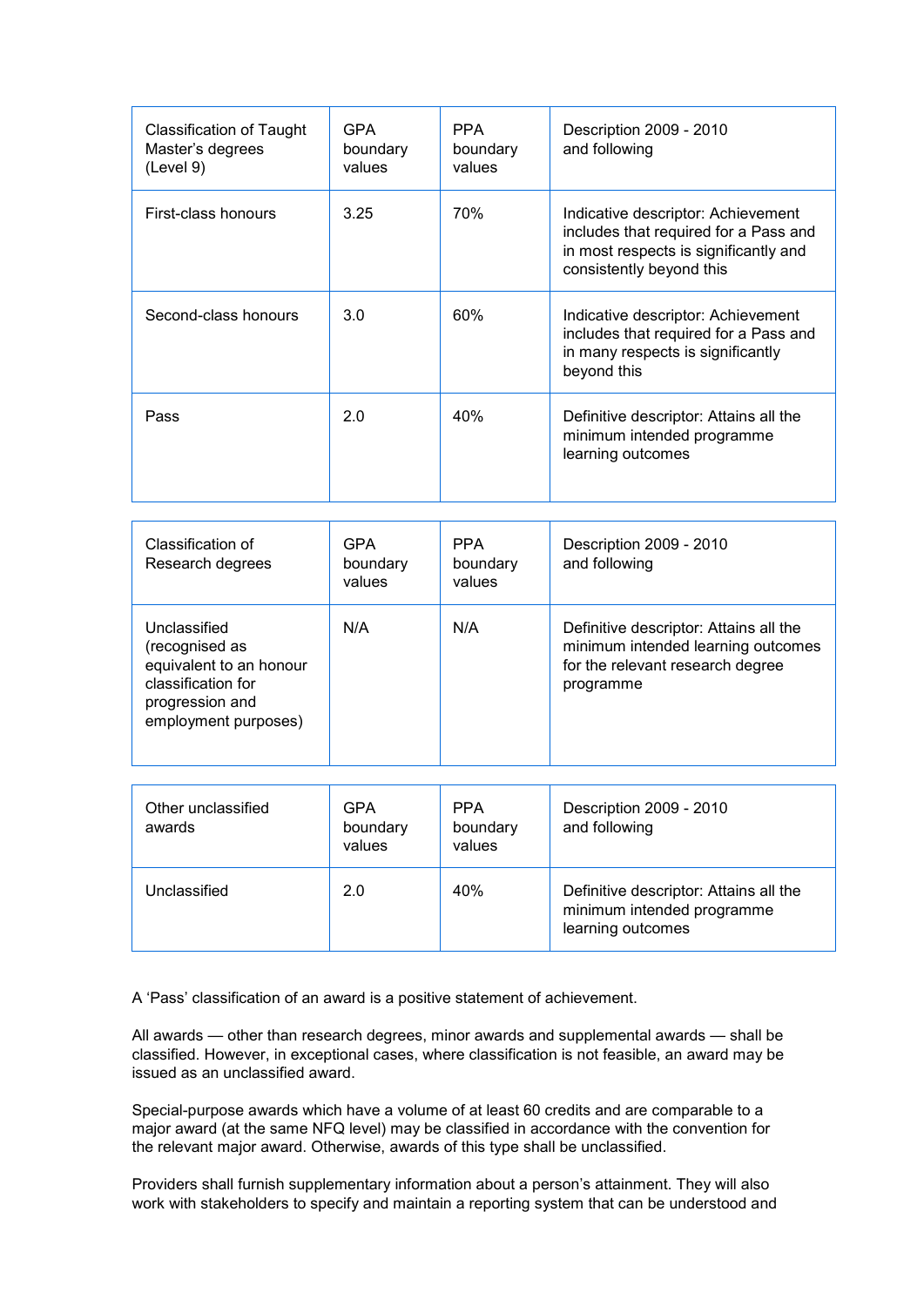| Classification of Taught Master's degrees (Level 9) | GPA boundary values | PPA boundary values | Description 2009 - 2010 and following |
|---|---|---|---|
| First-class honours | 3.25 | 70% | Indicative descriptor: Achievement includes that required for a Pass and in most respects is significantly and consistently beyond this |
| Second-class honours | 3.0 | 60% | Indicative descriptor: Achievement includes that required for a Pass and in many respects is significantly beyond this |
| Pass | 2.0 | 40% | Definitive descriptor: Attains all the minimum intended programme learning outcomes |

| Classification of Research degrees | GPA boundary values | PPA boundary values | Description 2009 - 2010 and following |
|---|---|---|---|
| Unclassified (recognised as equivalent to an honour classification for progression and employment purposes) | N/A | N/A | Definitive descriptor: Attains all the minimum intended learning outcomes for the relevant research degree programme |

| Other unclassified awards | GPA boundary values | PPA boundary values | Description 2009 - 2010 and following |
|---|---|---|---|
| Unclassified | 2.0 | 40% | Definitive descriptor: Attains all the minimum intended programme learning outcomes |

A 'Pass' classification of an award is a positive statement of achievement.

All awards — other than research degrees, minor awards and supplemental awards — shall be classified. However, in exceptional cases, where classification is not feasible, an award may be issued as an unclassified award.

Special-purpose awards which have a volume of at least 60 credits and are comparable to a major award (at the same NFQ level) may be classified in accordance with the convention for the relevant major award. Otherwise, awards of this type shall be unclassified.

Providers shall furnish supplementary information about a person's attainment. They will also work with stakeholders to specify and maintain a reporting system that can be understood and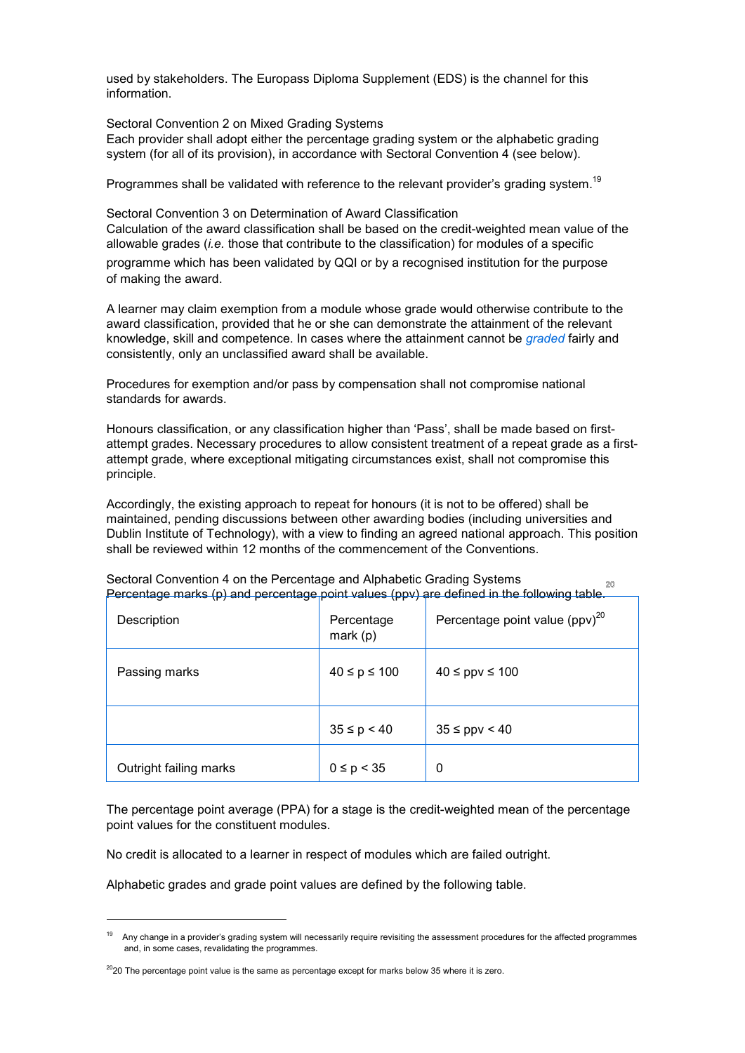used by stakeholders. The Europass Diploma Supplement (EDS) is the channel for this information.

Sectoral Convention 2 on Mixed Grading Systems
Each provider shall adopt either the percentage grading system or the alphabetic grading system (for all of its provision), in accordance with Sectoral Convention 4 (see below).

Programmes shall be validated with reference to the relevant provider's grading system.[19]

Sectoral Convention 3 on Determination of Award Classification
Calculation of the award classification shall be based on the credit-weighted mean value of the allowable grades (*i.e.* those that contribute to the classification) for modules of a specific programme which has been validated by QQI or by a recognised institution for the purpose of making the award.

A learner may claim exemption from a module whose grade would otherwise contribute to the award classification, provided that he or she can demonstrate the attainment of the relevant knowledge, skill and competence. In cases where the attainment cannot be *graded* fairly and consistently, only an unclassified award shall be available.

Procedures for exemption and/or pass by compensation shall not compromise national standards for awards.

Honours classification, or any classification higher than 'Pass', shall be made based on first-attempt grades. Necessary procedures to allow consistent treatment of a repeat grade as a first-attempt grade, where exceptional mitigating circumstances exist, shall not compromise this principle.

Accordingly, the existing approach to repeat for honours (it is not to be offered) shall be maintained, pending discussions between other awarding bodies (including universities and Dublin Institute of Technology), with a view to finding an agreed national approach. This position shall be reviewed within 12 months of the commencement of the Conventions.

Sectoral Convention 4 on the Percentage and Alphabetic Grading Systems
Percentage marks (p) and percentage point values (ppv) are defined in the following table.

| Description | Percentage mark (p) | Percentage point value (ppv)[20] |
|---|---|---|
| Passing marks | $40 \leq p \leq 100$ | $40 \leq ppv \leq 100$ |
| | $35 \leq p < 40$ | $35 \leq ppv < 40$ |
| Outright failing marks | $0 \leq p < 35$ | 0 |

The percentage point average (PPA) for a stage is the credit-weighted mean of the percentage point values for the constituent modules.

No credit is allocated to a learner in respect of modules which are failed outright.

Alphabetic grades and grade point values are defined by the following table.

---

[19] Any change in a provider's grading system will necessarily require revisiting the assessment procedures for the affected programmes and, in some cases, revalidating the programmes.

[20] 20 The percentage point value is the same as percentage except for marks below 35 where it is zero.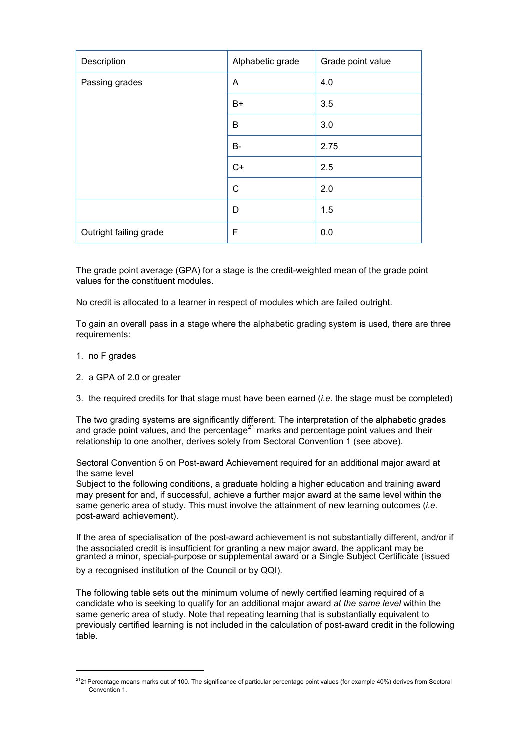| Description | Alphabetic grade | Grade point value |
|---|---|---|
| Passing grades | A | 4.0 |
| | B+ | 3.5 |
| | B | 3.0 |
| | B- | 2.75 |
| | C+ | 2.5 |
| | C | 2.0 |
| | D | 1.5 |
| Outright failing grade | F | 0.0 |

The grade point average (GPA) for a stage is the credit-weighted mean of the grade point values for the constituent modules.

No credit is allocated to a learner in respect of modules which are failed outright.

To gain an overall pass in a stage where the alphabetic grading system is used, there are three requirements:

1. no F grades
2. a GPA of 2.0 or greater
3. the required credits for that stage must have been earned (*i.e.* the stage must be completed)

The two grading systems are significantly different. The interpretation of the alphabetic grades and grade point values, and the percentage[21] marks and percentage point values and their relationship to one another, derives solely from Sectoral Convention 1 (see above).

Sectoral Convention 5 on Post-award Achievement required for an additional major award at the same level

Subject to the following conditions, a graduate holding a higher education and training award may present for and, if successful, achieve a further major award at the same level within the same generic area of study. This must involve the attainment of new learning outcomes (*i.e.* post-award achievement).

If the area of specialisation of the post-award achievement is not substantially different, and/or if the associated credit is insufficient for granting a new major award, the applicant may be granted a minor, special-purpose or supplemental award or a Single Subject Certificate (issued by a recognised institution of the Council or by QQI).

The following table sets out the minimum volume of newly certified learning required of a candidate who is seeking to qualify for an additional major award *at the same level* within the same generic area of study. Note that repeating learning that is substantially equivalent to previously certified learning is not included in the calculation of post-award credit in the following table.

[21] 21Percentage means marks out of 100. The significance of particular percentage point values (for example 40%) derives from Sectoral Convention 1.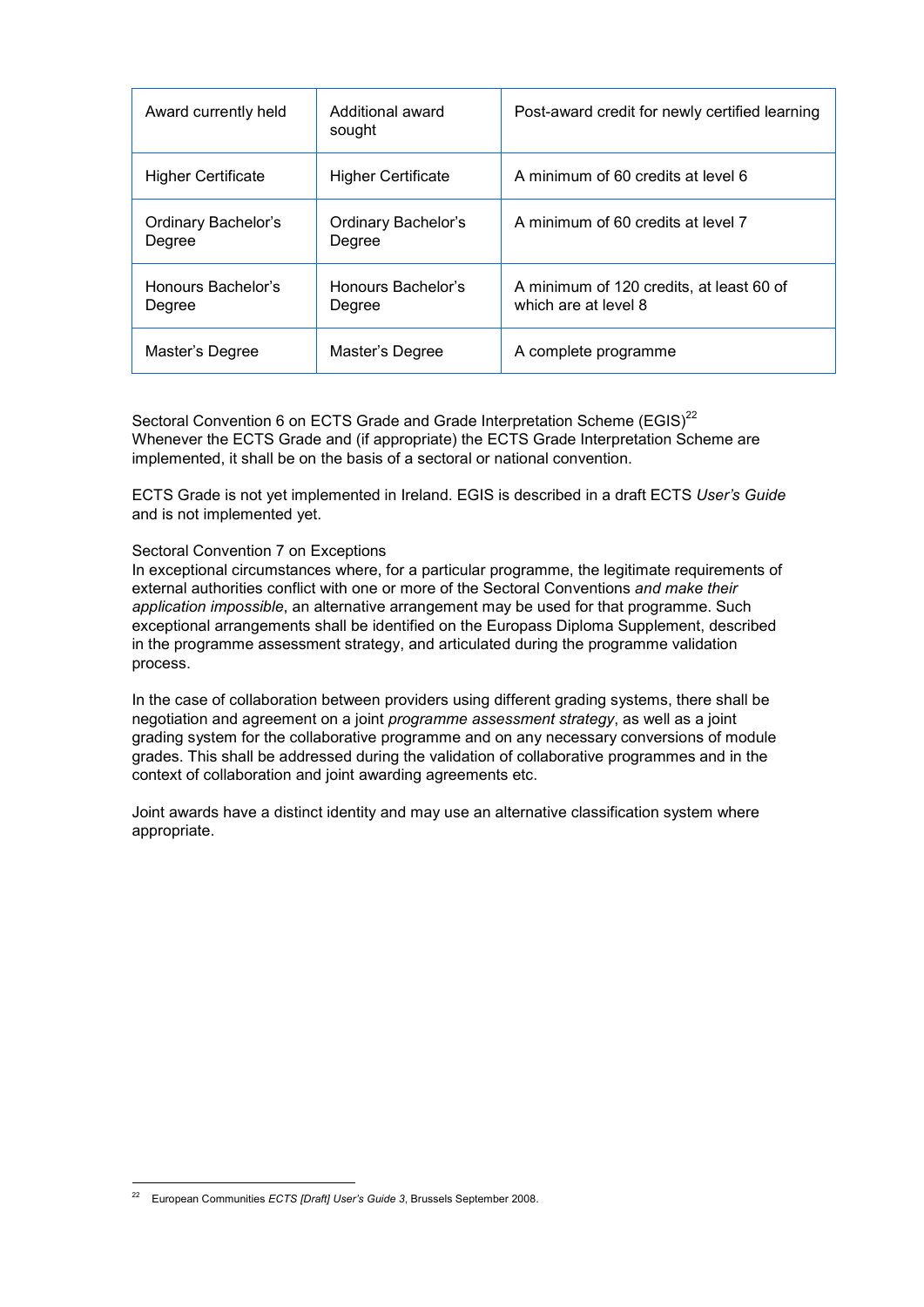| Award currently held | Additional award sought | Post-award credit for newly certified learning |
|---|---|---|
| Higher Certificate | Higher Certificate | A minimum of 60 credits at level 6 |
| Ordinary Bachelor's Degree | Ordinary Bachelor's Degree | A minimum of 60 credits at level 7 |
| Honours Bachelor's Degree | Honours Bachelor's Degree | A minimum of 120 credits, at least 60 of which are at level 8 |
| Master's Degree | Master's Degree | A complete programme |

Sectoral Convention 6 on ECTS Grade and Grade Interpretation Scheme (EGIS)[22]
Whenever the ECTS Grade and (if appropriate) the ECTS Grade Interpretation Scheme are implemented, it shall be on the basis of a sectoral or national convention.

ECTS Grade is not yet implemented in Ireland. EGIS is described in a draft ECTS *User's Guide* and is not implemented yet.

Sectoral Convention 7 on Exceptions
In exceptional circumstances where, for a particular programme, the legitimate requirements of external authorities conflict with one or more of the Sectoral Conventions *and make their application impossible*, an alternative arrangement may be used for that programme. Such exceptional arrangements shall be identified on the Europass Diploma Supplement, described in the programme assessment strategy, and articulated during the programme validation process.

In the case of collaboration between providers using different grading systems, there shall be negotiation and agreement on a joint *programme assessment strategy*, as well as a joint grading system for the collaborative programme and on any necessary conversions of module grades. This shall be addressed during the validation of collaborative programmes and in the context of collaboration and joint awarding agreements etc.

Joint awards have a distinct identity and may use an alternative classification system where appropriate.

[22] European Communities *ECTS [Draft] User's Guide 3*, Brussels September 2008.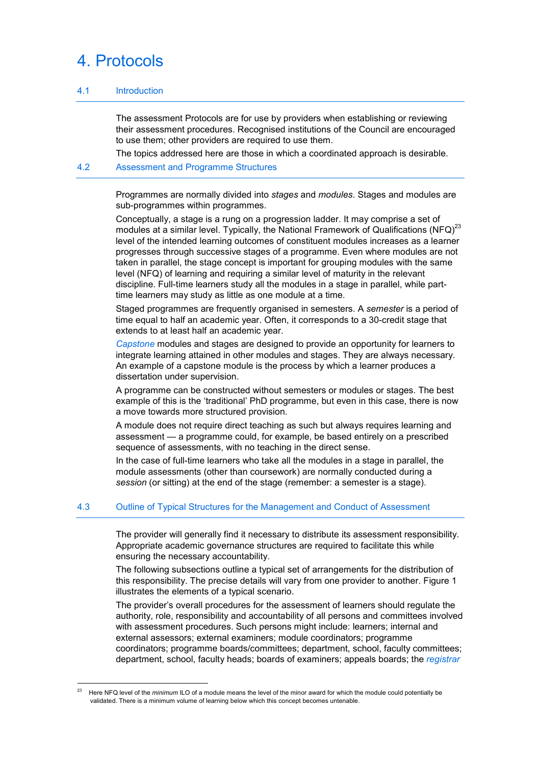# 4. Protocols

## 4.1 Introduction

The assessment Protocols are for use by providers when establishing or reviewing their assessment procedures. Recognised institutions of the Council are encouraged to use them; other providers are required to use them.

The topics addressed here are those in which a coordinated approach is desirable.

## 4.2 Assessment and Programme Structures

Programmes are normally divided into *stages* and *modules*. Stages and modules are sub-programmes within programmes.

Conceptually, a stage is a rung on a progression ladder. It may comprise a set of modules at a similar level. Typically, the National Framework of Qualifications (NFQ)[23] level of the intended learning outcomes of constituent modules increases as a learner progresses through successive stages of a programme. Even where modules are not taken in parallel, the stage concept is important for grouping modules with the same level (NFQ) of learning and requiring a similar level of maturity in the relevant discipline. Full-time learners study all the modules in a stage in parallel, while part-time learners may study as little as one module at a time.

Staged programmes are frequently organised in semesters. A *semester* is a period of time equal to half an academic year. Often, it corresponds to a 30-credit stage that extends to at least half an academic year.

*Capstone* modules and stages are designed to provide an opportunity for learners to integrate learning attained in other modules and stages. They are always necessary. An example of a capstone module is the process by which a learner produces a dissertation under supervision.

A programme can be constructed without semesters or modules or stages. The best example of this is the 'traditional' PhD programme, but even in this case, there is now a move towards more structured provision.

A module does not require direct teaching as such but always requires learning and assessment — a programme could, for example, be based entirely on a prescribed sequence of assessments, with no teaching in the direct sense.

In the case of full-time learners who take all the modules in a stage in parallel, the module assessments (other than coursework) are normally conducted during a *session* (or sitting) at the end of the stage (remember: a semester is a stage).

## 4.3 Outline of Typical Structures for the Management and Conduct of Assessment

The provider will generally find it necessary to distribute its assessment responsibility. Appropriate academic governance structures are required to facilitate this while ensuring the necessary accountability.

The following subsections outline a typical set of arrangements for the distribution of this responsibility. The precise details will vary from one provider to another. Figure 1 illustrates the elements of a typical scenario.

The provider's overall procedures for the assessment of learners should regulate the authority, role, responsibility and accountability of all persons and committees involved with assessment procedures. Such persons might include: learners; internal and external assessors; external examiners; module coordinators; programme coordinators; programme boards/committees; department, school, faculty committees; department, school, faculty heads; boards of examiners; appeals boards; the *registrar*

---

[23] Here NFQ level of the *minimum* ILO of a module means the level of the minor award for which the module could potentially be validated. There is a minimum volume of learning below which this concept becomes untenable.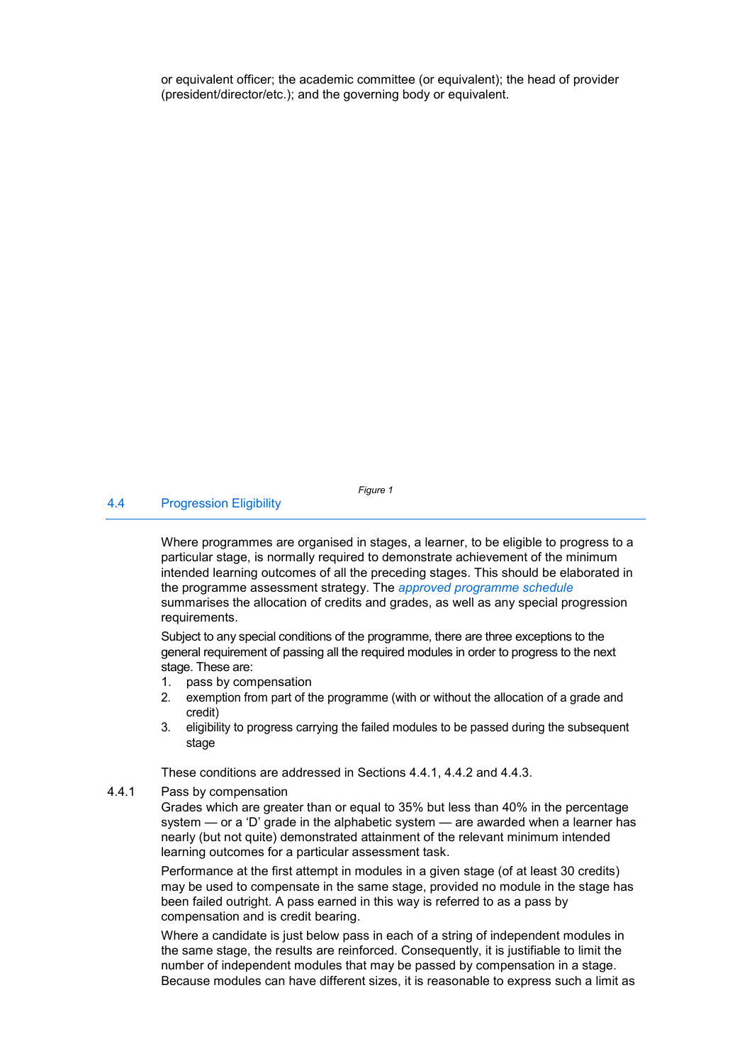or equivalent officer; the academic committee (or equivalent); the head of provider (president/director/etc.); and the governing body or equivalent.

*Figure 1*

## 4.4 Progression Eligibility

Where programmes are organised in stages, a learner, to be eligible to progress to a particular stage, is normally required to demonstrate achievement of the minimum intended learning outcomes of all the preceding stages. This should be elaborated in the programme assessment strategy. The *approved programme schedule* summarises the allocation of credits and grades, as well as any special progression requirements.

Subject to any special conditions of the programme, there are three exceptions to the general requirement of passing all the required modules in order to progress to the next stage. These are:

1. pass by compensation
2. exemption from part of the programme (with or without the allocation of a grade and credit)
3. eligibility to progress carrying the failed modules to be passed during the subsequent stage

These conditions are addressed in Sections 4.4.1, 4.4.2 and 4.4.3.

### 4.4.1 Pass by compensation

Grades which are greater than or equal to 35% but less than 40% in the percentage system — or a 'D' grade in the alphabetic system — are awarded when a learner has nearly (but not quite) demonstrated attainment of the relevant minimum intended learning outcomes for a particular assessment task.

Performance at the first attempt in modules in a given stage (of at least 30 credits) may be used to compensate in the same stage, provided no module in the stage has been failed outright. A pass earned in this way is referred to as a pass by compensation and is credit bearing.

Where a candidate is just below pass in each of a string of independent modules in the same stage, the results are reinforced. Consequently, it is justifiable to limit the number of independent modules that may be passed by compensation in a stage. Because modules can have different sizes, it is reasonable to express such a limit as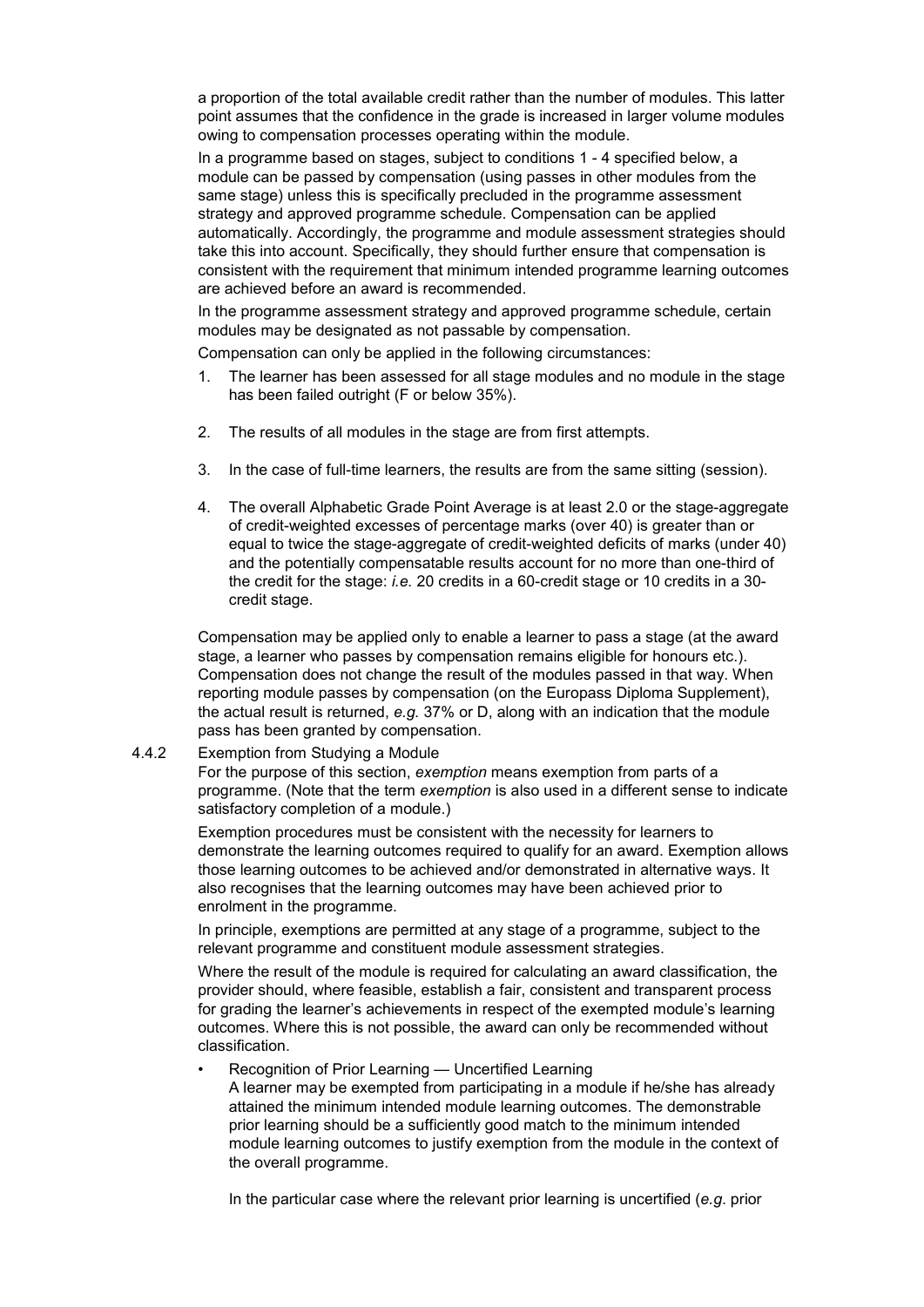a proportion of the total available credit rather than the number of modules. This latter point assumes that the confidence in the grade is increased in larger volume modules owing to compensation processes operating within the module.

In a programme based on stages, subject to conditions 1 - 4 specified below, a module can be passed by compensation (using passes in other modules from the same stage) unless this is specifically precluded in the programme assessment strategy and approved programme schedule. Compensation can be applied automatically. Accordingly, the programme and module assessment strategies should take this into account. Specifically, they should further ensure that compensation is consistent with the requirement that minimum intended programme learning outcomes are achieved before an award is recommended.

In the programme assessment strategy and approved programme schedule, certain modules may be designated as not passable by compensation.

Compensation can only be applied in the following circumstances:

1. The learner has been assessed for all stage modules and no module in the stage has been failed outright (F or below 35%).

2. The results of all modules in the stage are from first attempts.

3. In the case of full-time learners, the results are from the same sitting (session).

4. The overall Alphabetic Grade Point Average is at least 2.0 or the stage-aggregate of credit-weighted excesses of percentage marks (over 40) is greater than or equal to twice the stage-aggregate of credit-weighted deficits of marks (under 40) and the potentially compensatable results account for no more than one-third of the credit for the stage: *i.e.* 20 credits in a 60-credit stage or 10 credits in a 30-credit stage.

Compensation may be applied only to enable a learner to pass a stage (at the award stage, a learner who passes by compensation remains eligible for honours etc.). Compensation does not change the result of the modules passed in that way. When reporting module passes by compensation (on the Europass Diploma Supplement), the actual result is returned, *e.g.* 37% or D, along with an indication that the module pass has been granted by compensation.

4.4.2 Exemption from Studying a Module

For the purpose of this section, *exemption* means exemption from parts of a programme. (Note that the term *exemption* is also used in a different sense to indicate satisfactory completion of a module.)

Exemption procedures must be consistent with the necessity for learners to demonstrate the learning outcomes required to qualify for an award. Exemption allows those learning outcomes to be achieved and/or demonstrated in alternative ways. It also recognises that the learning outcomes may have been achieved prior to enrolment in the programme.

In principle, exemptions are permitted at any stage of a programme, subject to the relevant programme and constituent module assessment strategies.

Where the result of the module is required for calculating an award classification, the provider should, where feasible, establish a fair, consistent and transparent process for grading the learner's achievements in respect of the exempted module's learning outcomes. Where this is not possible, the award can only be recommended without classification.

- Recognition of Prior Learning — Uncertified Learning

  A learner may be exempted from participating in a module if he/she has already attained the minimum intended module learning outcomes. The demonstrable prior learning should be a sufficiently good match to the minimum intended module learning outcomes to justify exemption from the module in the context of the overall programme.

  In the particular case where the relevant prior learning is uncertified (*e.g.* prior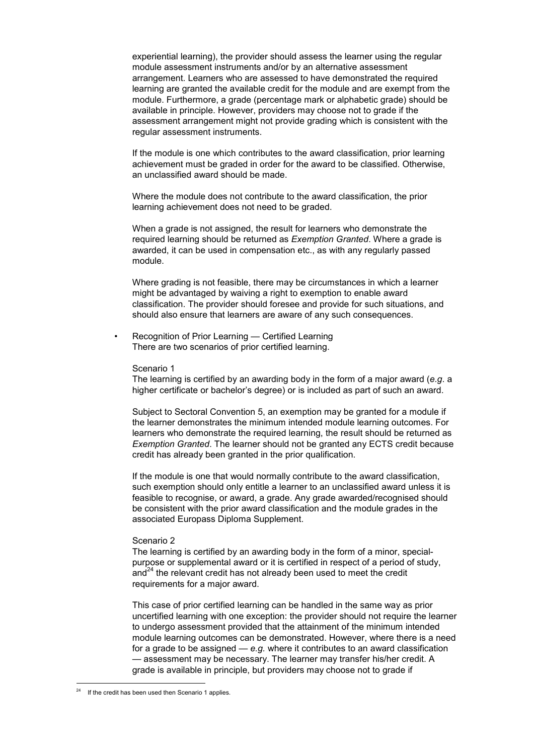experiential learning), the provider should assess the learner using the regular module assessment instruments and/or by an alternative assessment arrangement. Learners who are assessed to have demonstrated the required learning are granted the available credit for the module and are exempt from the module. Furthermore, a grade (percentage mark or alphabetic grade) should be available in principle. However, providers may choose not to grade if the assessment arrangement might not provide grading which is consistent with the regular assessment instruments.

If the module is one which contributes to the award classification, prior learning achievement must be graded in order for the award to be classified. Otherwise, an unclassified award should be made.

Where the module does not contribute to the award classification, the prior learning achievement does not need to be graded.

When a grade is not assigned, the result for learners who demonstrate the required learning should be returned as *Exemption Granted*. Where a grade is awarded, it can be used in compensation etc., as with any regularly passed module.

Where grading is not feasible, there may be circumstances in which a learner might be advantaged by waiving a right to exemption to enable award classification. The provider should foresee and provide for such situations, and should also ensure that learners are aware of any such consequences.

- Recognition of Prior Learning — Certified Learning
  There are two scenarios of prior certified learning.

  Scenario 1
  The learning is certified by an awarding body in the form of a major award (*e.g*. a higher certificate or bachelor's degree) or is included as part of such an award.

  Subject to Sectoral Convention 5, an exemption may be granted for a module if the learner demonstrates the minimum intended module learning outcomes. For learners who demonstrate the required learning, the result should be returned as *Exemption Granted*. The learner should not be granted any ECTS credit because credit has already been granted in the prior qualification.

  If the module is one that would normally contribute to the award classification, such exemption should only entitle a learner to an unclassified award unless it is feasible to recognise, or award, a grade. Any grade awarded/recognised should be consistent with the prior award classification and the module grades in the associated Europass Diploma Supplement.

  Scenario 2
  The learning is certified by an awarding body in the form of a minor, special-purpose or supplemental award or it is certified in respect of a period of study, and[24] the relevant credit has not already been used to meet the credit requirements for a major award.

  This case of prior certified learning can be handled in the same way as prior uncertified learning with one exception: the provider should not require the learner to undergo assessment provided that the attainment of the minimum intended module learning outcomes can be demonstrated. However, where there is a need for a grade to be assigned — *e.g.* where it contributes to an award classification — assessment may be necessary. The learner may transfer his/her credit. A grade is available in principle, but providers may choose not to grade if

[24] If the credit has been used then Scenario 1 applies.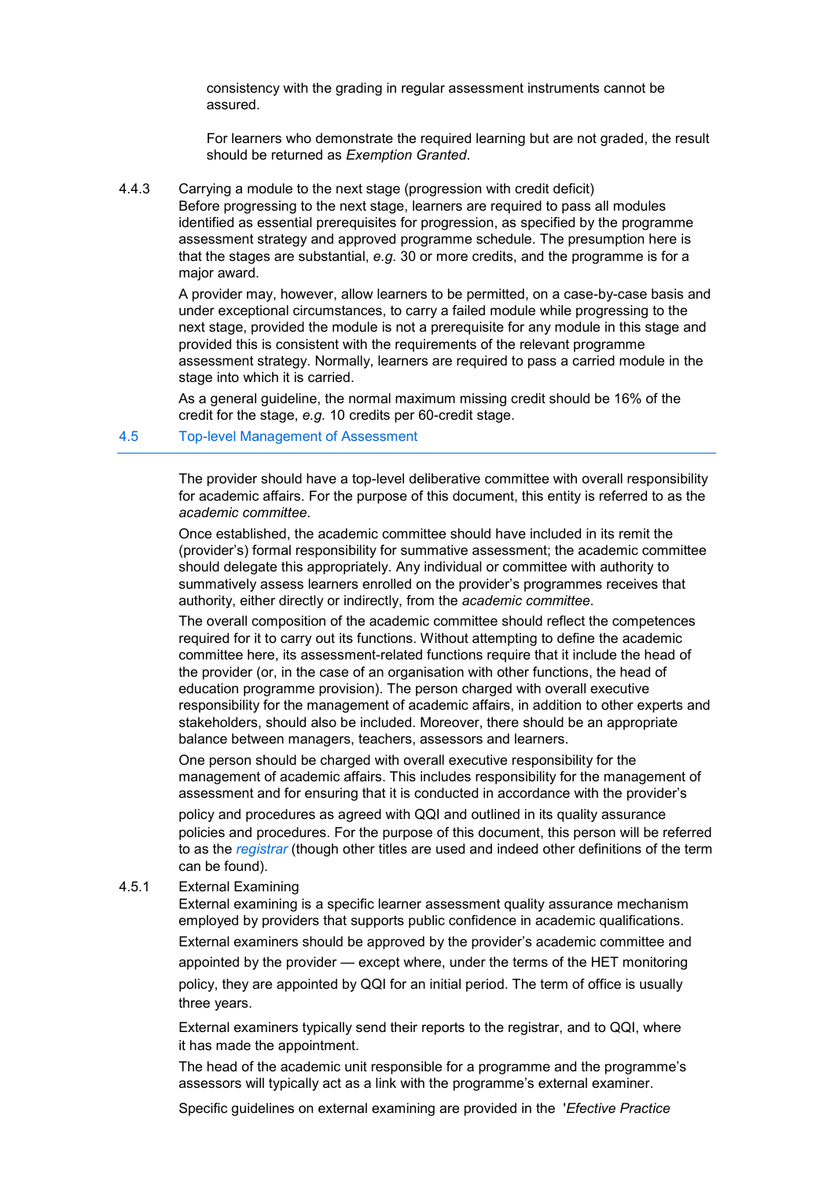consistency with the grading in regular assessment instruments cannot be assured.

For learners who demonstrate the required learning but are not graded, the result should be returned as *Exemption Granted*.

4.4.3 Carrying a module to the next stage (progression with credit deficit)

Before progressing to the next stage, learners are required to pass all modules identified as essential prerequisites for progression, as specified by the programme assessment strategy and approved programme schedule. The presumption here is that the stages are substantial, *e.g.* 30 or more credits, and the programme is for a major award.

A provider may, however, allow learners to be permitted, on a case-by-case basis and under exceptional circumstances, to carry a failed module while progressing to the next stage, provided the module is not a prerequisite for any module in this stage and provided this is consistent with the requirements of the relevant programme assessment strategy. Normally, learners are required to pass a carried module in the stage into which it is carried.

As a general guideline, the normal maximum missing credit should be 16% of the credit for the stage, *e.g.* 10 credits per 60-credit stage.

## 4.5 Top-level Management of Assessment

The provider should have a top-level deliberative committee with overall responsibility for academic affairs. For the purpose of this document, this entity is referred to as the *academic committee*.

Once established, the academic committee should have included in its remit the (provider's) formal responsibility for summative assessment; the academic committee should delegate this appropriately. Any individual or committee with authority to summatively assess learners enrolled on the provider's programmes receives that authority, either directly or indirectly, from the *academic committee*.

The overall composition of the academic committee should reflect the competences required for it to carry out its functions. Without attempting to define the academic committee here, its assessment-related functions require that it include the head of the provider (or, in the case of an organisation with other functions, the head of education programme provision). The person charged with overall executive responsibility for the management of academic affairs, in addition to other experts and stakeholders, should also be included. Moreover, there should be an appropriate balance between managers, teachers, assessors and learners.

One person should be charged with overall executive responsibility for the management of academic affairs. This includes responsibility for the management of assessment and for ensuring that it is conducted in accordance with the provider's policy and procedures as agreed with QQI and outlined in its quality assurance policies and procedures. For the purpose of this document, this person will be referred to as the *registrar* (though other titles are used and indeed other definitions of the term can be found).

4.5.1 External Examining

External examining is a specific learner assessment quality assurance mechanism employed by providers that supports public confidence in academic qualifications.

External examiners should be approved by the provider's academic committee and appointed by the provider — except where, under the terms of the HET monitoring policy, they are appointed by QQI for an initial period. The term of office is usually three years.

External examiners typically send their reports to the registrar, and to QQI, where it has made the appointment.

The head of the academic unit responsible for a programme and the programme's assessors will typically act as a link with the programme's external examiner.

Specific guidelines on external examining are provided in the '*Efective Practice*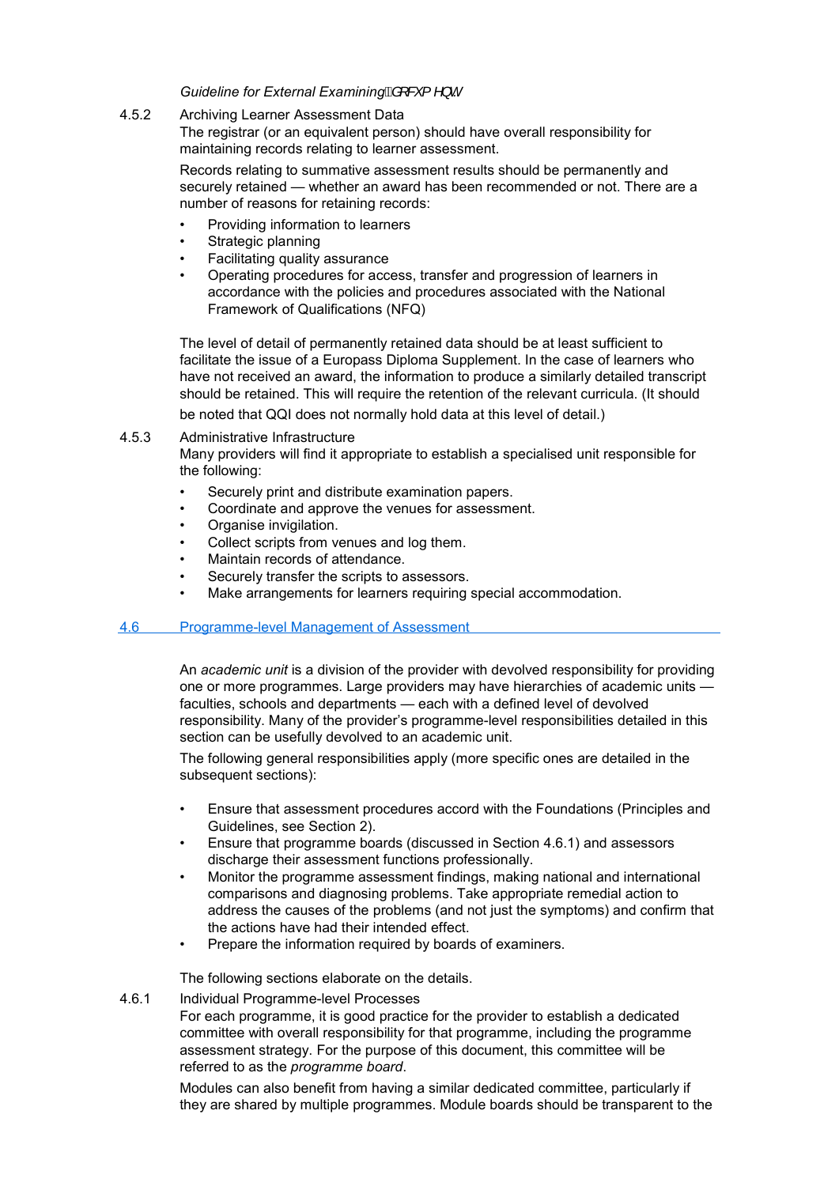#### 4.5.2 Archiving Learner Assessment Data

The registrar (or an equivalent person) should have overall responsibility for maintaining records relating to learner assessment.

Records relating to summative assessment results should be permanently and securely retained — whether an award has been recommended or not. There are a number of reasons for retaining records:

- Providing information to learners
- Strategic planning
- Facilitating quality assurance
- Operating procedures for access, transfer and progression of learners in accordance with the policies and procedures associated with the National Framework of Qualifications (NFQ)

The level of detail of permanently retained data should be at least sufficient to facilitate the issue of a Europass Diploma Supplement. In the case of learners who have not received an award, the information to produce a similarly detailed transcript should be retained. This will require the retention of the relevant curricula. (It should be noted that QQI does not normally hold data at this level of detail.)

#### 4.5.3 Administrative Infrastructure

Many providers will find it appropriate to establish a specialised unit responsible for the following:

- Securely print and distribute examination papers.
- Coordinate and approve the venues for assessment.
- Organise invigilation.
- Collect scripts from venues and log them.
- Maintain records of attendance.
- Securely transfer the scripts to assessors.
- Make arrangements for learners requiring special accommodation.

### 4.6 Programme-level Management of Assessment

An *academic unit* is a division of the provider with devolved responsibility for providing one or more programmes. Large providers may have hierarchies of academic units — faculties, schools and departments — each with a defined level of devolved responsibility. Many of the provider's programme-level responsibilities detailed in this section can be usefully devolved to an academic unit.

The following general responsibilities apply (more specific ones are detailed in the subsequent sections):

- Ensure that assessment procedures accord with the Foundations (Principles and Guidelines, see Section 2).
- Ensure that programme boards (discussed in Section 4.6.1) and assessors discharge their assessment functions professionally.
- Monitor the programme assessment findings, making national and international comparisons and diagnosing problems. Take appropriate remedial action to address the causes of the problems (and not just the symptoms) and confirm that the actions have had their intended effect.
- Prepare the information required by boards of examiners.

The following sections elaborate on the details.

#### 4.6.1 Individual Programme-level Processes

For each programme, it is good practice for the provider to establish a dedicated committee with overall responsibility for that programme, including the programme assessment strategy. For the purpose of this document, this committee will be referred to as the *programme board*.

Modules can also benefit from having a similar dedicated committee, particularly if they are shared by multiple programmes. Module boards should be transparent to the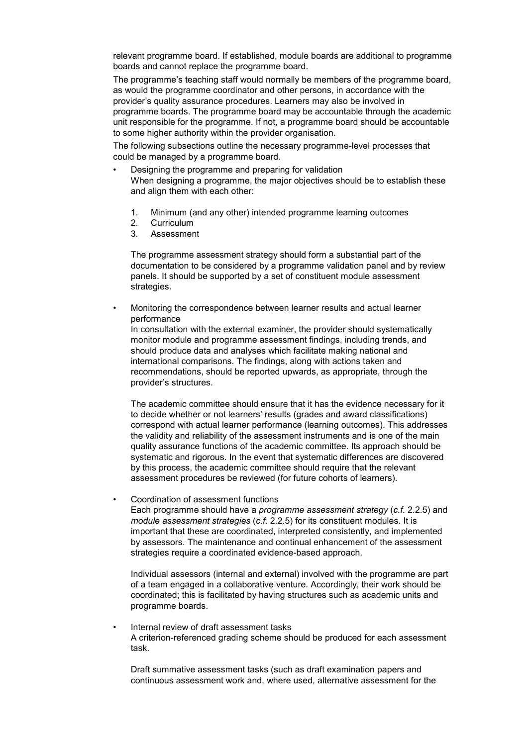relevant programme board. If established, module boards are additional to programme boards and cannot replace the programme board.

The programme's teaching staff would normally be members of the programme board, as would the programme coordinator and other persons, in accordance with the provider's quality assurance procedures. Learners may also be involved in programme boards. The programme board may be accountable through the academic unit responsible for the programme. If not, a programme board should be accountable to some higher authority within the provider organisation.

The following subsections outline the necessary programme-level processes that could be managed by a programme board.

- Designing the programme and preparing for validation
  When designing a programme, the major objectives should be to establish these and align them with each other:

  1. Minimum (and any other) intended programme learning outcomes
  2. Curriculum
  3. Assessment

  The programme assessment strategy should form a substantial part of the documentation to be considered by a programme validation panel and by review panels. It should be supported by a set of constituent module assessment strategies.

- Monitoring the correspondence between learner results and actual learner performance
  In consultation with the external examiner, the provider should systematically monitor module and programme assessment findings, including trends, and should produce data and analyses which facilitate making national and international comparisons. The findings, along with actions taken and recommendations, should be reported upwards, as appropriate, through the provider's structures.

  The academic committee should ensure that it has the evidence necessary for it to decide whether or not learners' results (grades and award classifications) correspond with actual learner performance (learning outcomes). This addresses the validity and reliability of the assessment instruments and is one of the main quality assurance functions of the academic committee. Its approach should be systematic and rigorous. In the event that systematic differences are discovered by this process, the academic committee should require that the relevant assessment procedures be reviewed (for future cohorts of learners).

- Coordination of assessment functions
  Each programme should have a *programme assessment strategy* (*c.f.* 2.2.5) and *module assessment strategies* (*c.f.* 2.2.5) for its constituent modules. It is important that these are coordinated, interpreted consistently, and implemented by assessors. The maintenance and continual enhancement of the assessment strategies require a coordinated evidence-based approach.

  Individual assessors (internal and external) involved with the programme are part of a team engaged in a collaborative venture. Accordingly, their work should be coordinated; this is facilitated by having structures such as academic units and programme boards.

- Internal review of draft assessment tasks
  A criterion-referenced grading scheme should be produced for each assessment task.

  Draft summative assessment tasks (such as draft examination papers and continuous assessment work and, where used, alternative assessment for the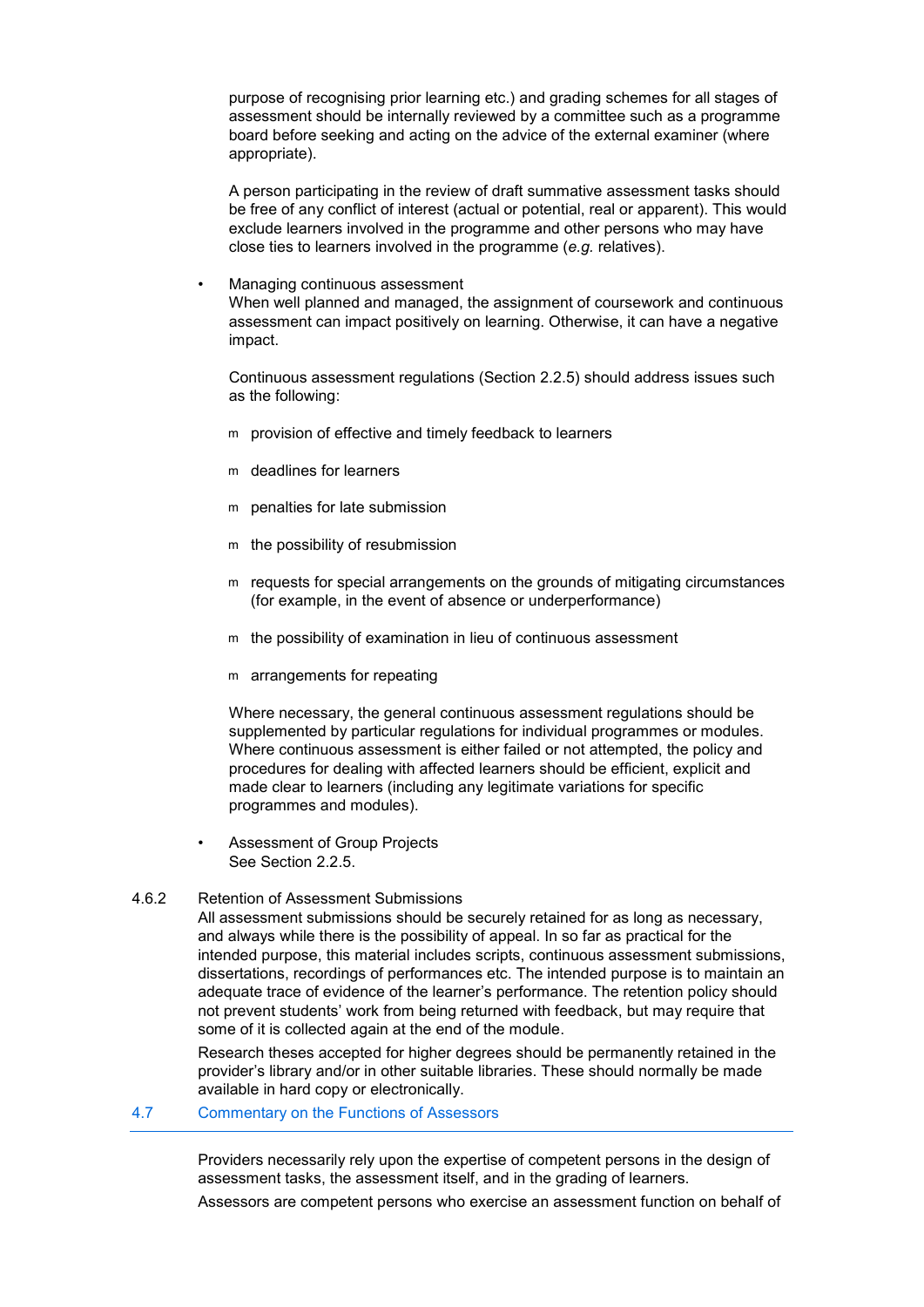purpose of recognising prior learning etc.) and grading schemes for all stages of assessment should be internally reviewed by a committee such as a programme board before seeking and acting on the advice of the external examiner (where appropriate).

A person participating in the review of draft summative assessment tasks should be free of any conflict of interest (actual or potential, real or apparent). This would exclude learners involved in the programme and other persons who may have close ties to learners involved in the programme (*e.g.* relatives).

- Managing continuous assessment
  When well planned and managed, the assignment of coursework and continuous assessment can impact positively on learning. Otherwise, it can have a negative impact.

  Continuous assessment regulations (Section 2.2.5) should address issues such as the following:

  - provision of effective and timely feedback to learners
  - deadlines for learners
  - penalties for late submission
  - the possibility of resubmission
  - requests for special arrangements on the grounds of mitigating circumstances (for example, in the event of absence or underperformance)
  - the possibility of examination in lieu of continuous assessment
  - arrangements for repeating

  Where necessary, the general continuous assessment regulations should be supplemented by particular regulations for individual programmes or modules. Where continuous assessment is either failed or not attempted, the policy and procedures for dealing with affected learners should be efficient, explicit and made clear to learners (including any legitimate variations for specific programmes and modules).

- Assessment of Group Projects
  See Section 2.2.5.

4.6.2 Retention of Assessment Submissions

All assessment submissions should be securely retained for as long as necessary, and always while there is the possibility of appeal. In so far as practical for the intended purpose, this material includes scripts, continuous assessment submissions, dissertations, recordings of performances etc. The intended purpose is to maintain an adequate trace of evidence of the learner's performance. The retention policy should not prevent students' work from being returned with feedback, but may require that some of it is collected again at the end of the module.

Research theses accepted for higher degrees should be permanently retained in the provider's library and/or in other suitable libraries. These should normally be made available in hard copy or electronically.

## 4.7 Commentary on the Functions of Assessors

Providers necessarily rely upon the expertise of competent persons in the design of assessment tasks, the assessment itself, and in the grading of learners.

Assessors are competent persons who exercise an assessment function on behalf of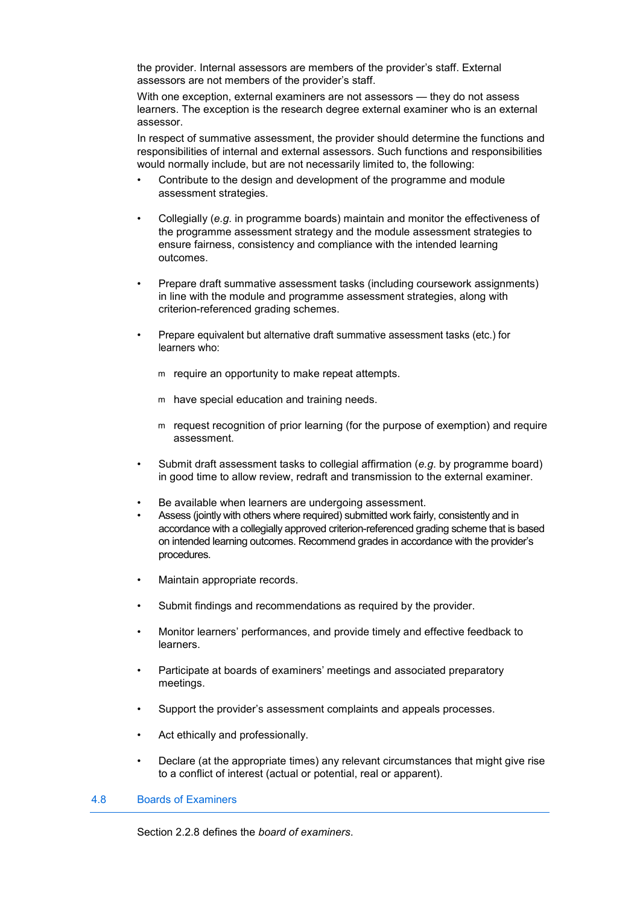the provider. Internal assessors are members of the provider's staff. External assessors are not members of the provider's staff.

With one exception, external examiners are not assessors — they do not assess learners. The exception is the research degree external examiner who is an external assessor.

In respect of summative assessment, the provider should determine the functions and responsibilities of internal and external assessors. Such functions and responsibilities would normally include, but are not necessarily limited to, the following:

- Contribute to the design and development of the programme and module assessment strategies.
- Collegially (*e.g.* in programme boards) maintain and monitor the effectiveness of the programme assessment strategy and the module assessment strategies to ensure fairness, consistency and compliance with the intended learning outcomes.
- Prepare draft summative assessment tasks (including coursework assignments) in line with the module and programme assessment strategies, along with criterion-referenced grading schemes.
- Prepare equivalent but alternative draft summative assessment tasks (etc.) for learners who:
  - require an opportunity to make repeat attempts.
  - have special education and training needs.
  - request recognition of prior learning (for the purpose of exemption) and require assessment.
- Submit draft assessment tasks to collegial affirmation (*e.g.* by programme board) in good time to allow review, redraft and transmission to the external examiner.
- Be available when learners are undergoing assessment.
- Assess (jointly with others where required) submitted work fairly, consistently and in accordance with a collegially approved criterion-referenced grading scheme that is based on intended learning outcomes. Recommend grades in accordance with the provider's procedures.
- Maintain appropriate records.
- Submit findings and recommendations as required by the provider.
- Monitor learners' performances, and provide timely and effective feedback to learners.
- Participate at boards of examiners' meetings and associated preparatory meetings.
- Support the provider's assessment complaints and appeals processes.
- Act ethically and professionally.
- Declare (at the appropriate times) any relevant circumstances that might give rise to a conflict of interest (actual or potential, real or apparent).

## 4.8 Boards of Examiners

Section 2.2.8 defines the *board of examiners*.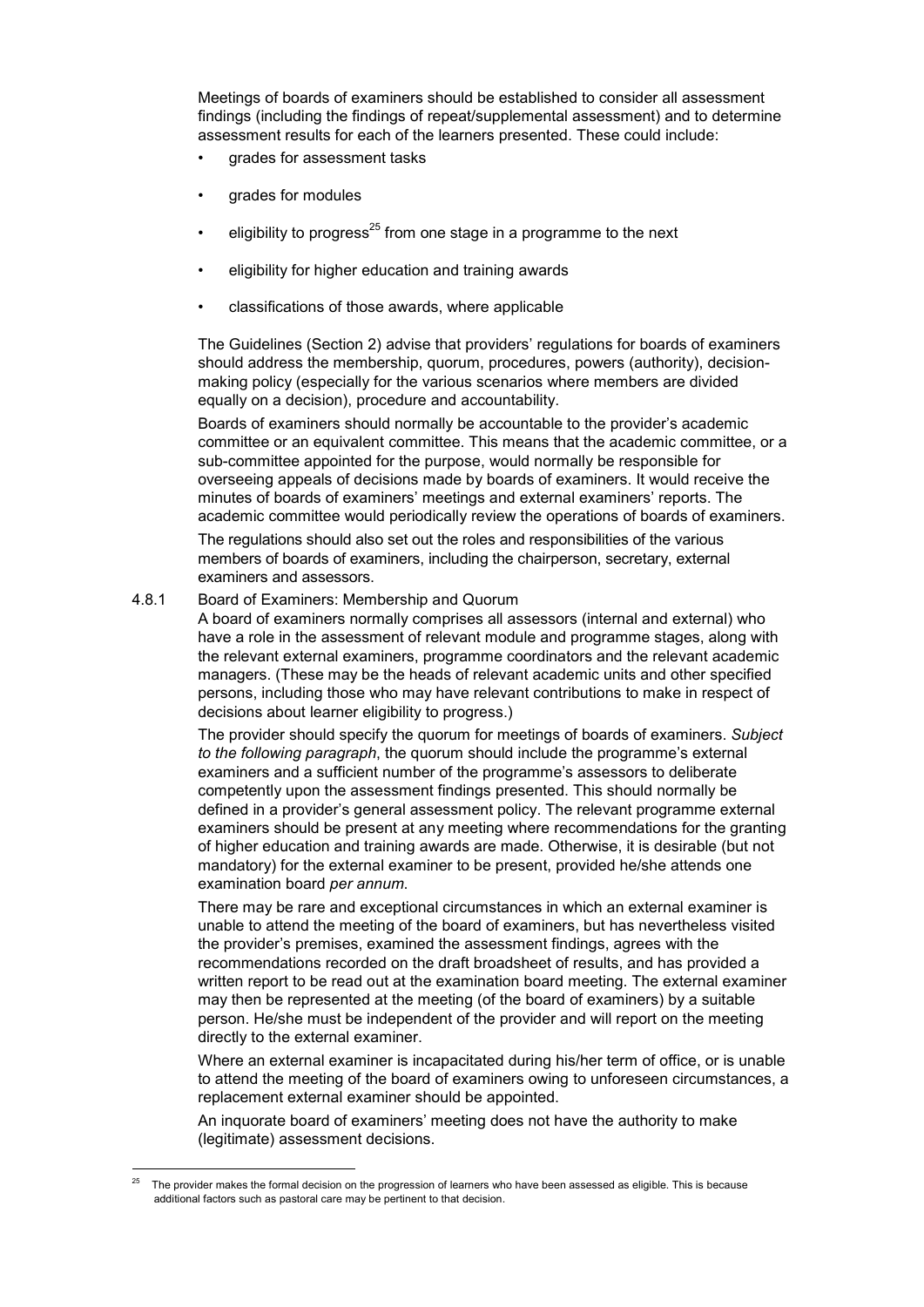Meetings of boards of examiners should be established to consider all assessment findings (including the findings of repeat/supplemental assessment) and to determine assessment results for each of the learners presented. These could include:

- grades for assessment tasks
- grades for modules
- eligibility to progress[25] from one stage in a programme to the next
- eligibility for higher education and training awards
- classifications of those awards, where applicable

The Guidelines (Section 2) advise that providers' regulations for boards of examiners should address the membership, quorum, procedures, powers (authority), decision-making policy (especially for the various scenarios where members are divided equally on a decision), procedure and accountability.

Boards of examiners should normally be accountable to the provider's academic committee or an equivalent committee. This means that the academic committee, or a sub-committee appointed for the purpose, would normally be responsible for overseeing appeals of decisions made by boards of examiners. It would receive the minutes of boards of examiners' meetings and external examiners' reports. The academic committee would periodically review the operations of boards of examiners.

The regulations should also set out the roles and responsibilities of the various members of boards of examiners, including the chairperson, secretary, external examiners and assessors.

### 4.8.1 Board of Examiners: Membership and Quorum

A board of examiners normally comprises all assessors (internal and external) who have a role in the assessment of relevant module and programme stages, along with the relevant external examiners, programme coordinators and the relevant academic managers. (These may be the heads of relevant academic units and other specified persons, including those who may have relevant contributions to make in respect of decisions about learner eligibility to progress.)

The provider should specify the quorum for meetings of boards of examiners. *Subject to the following paragraph*, the quorum should include the programme's external examiners and a sufficient number of the programme's assessors to deliberate competently upon the assessment findings presented. This should normally be defined in a provider's general assessment policy. The relevant programme external examiners should be present at any meeting where recommendations for the granting of higher education and training awards are made. Otherwise, it is desirable (but not mandatory) for the external examiner to be present, provided he/she attends one examination board *per annum*.

There may be rare and exceptional circumstances in which an external examiner is unable to attend the meeting of the board of examiners, but has nevertheless visited the provider's premises, examined the assessment findings, agrees with the recommendations recorded on the draft broadsheet of results, and has provided a written report to be read out at the examination board meeting. The external examiner may then be represented at the meeting (of the board of examiners) by a suitable person. He/she must be independent of the provider and will report on the meeting directly to the external examiner.

Where an external examiner is incapacitated during his/her term of office, or is unable to attend the meeting of the board of examiners owing to unforeseen circumstances, a replacement external examiner should be appointed.

An inquorate board of examiners' meeting does not have the authority to make (legitimate) assessment decisions.

---

[25] The provider makes the formal decision on the progression of learners who have been assessed as eligible. This is because additional factors such as pastoral care may be pertinent to that decision.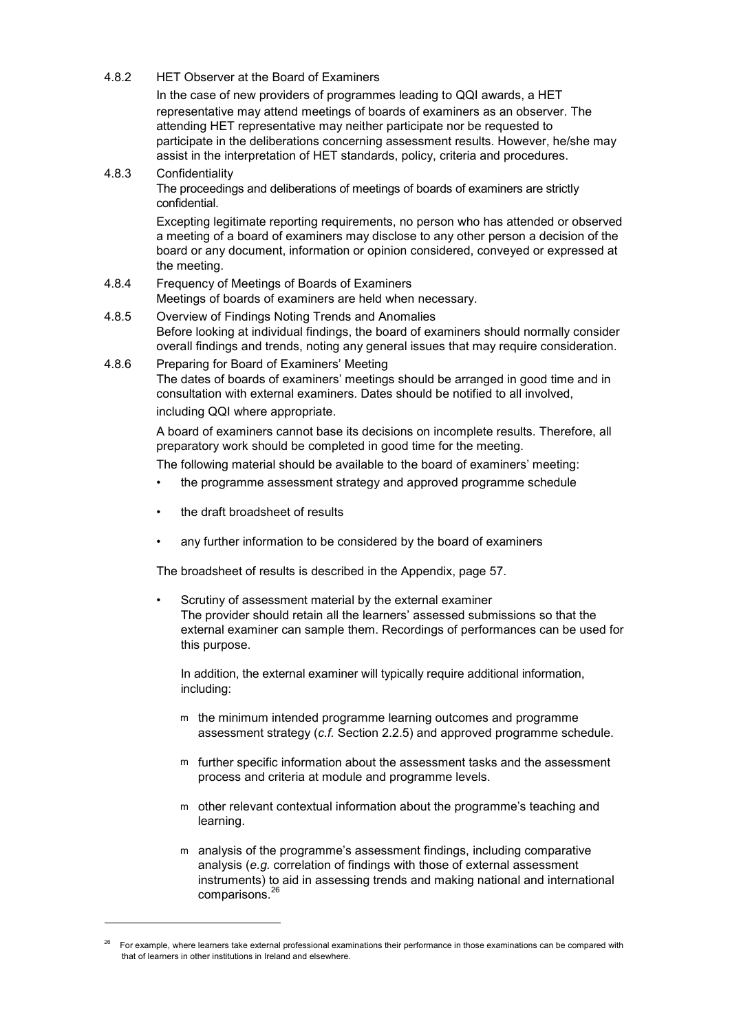4.8.2 HET Observer at the Board of Examiners

In the case of new providers of programmes leading to QQI awards, a HET representative may attend meetings of boards of examiners as an observer. The attending HET representative may neither participate nor be requested to participate in the deliberations concerning assessment results. However, he/she may assist in the interpretation of HET standards, policy, criteria and procedures.

4.8.3 Confidentiality

The proceedings and deliberations of meetings of boards of examiners are strictly confidential.

Excepting legitimate reporting requirements, no person who has attended or observed a meeting of a board of examiners may disclose to any other person a decision of the board or any document, information or opinion considered, conveyed or expressed at the meeting.

4.8.4 Frequency of Meetings of Boards of Examiners

Meetings of boards of examiners are held when necessary.

4.8.5 Overview of Findings Noting Trends and Anomalies

Before looking at individual findings, the board of examiners should normally consider overall findings and trends, noting any general issues that may require consideration.

4.8.6 Preparing for Board of Examiners' Meeting

The dates of boards of examiners' meetings should be arranged in good time and in consultation with external examiners. Dates should be notified to all involved, including QQI where appropriate.

A board of examiners cannot base its decisions on incomplete results. Therefore, all preparatory work should be completed in good time for the meeting.

The following material should be available to the board of examiners' meeting:

- the programme assessment strategy and approved programme schedule
- the draft broadsheet of results
- any further information to be considered by the board of examiners

The broadsheet of results is described in the Appendix, page 57.

- Scrutiny of assessment material by the external examiner
  The provider should retain all the learners' assessed submissions so that the external examiner can sample them. Recordings of performances can be used for this purpose.

  In addition, the external examiner will typically require additional information, including:

  - the minimum intended programme learning outcomes and programme assessment strategy (*c.f.* Section 2.2.5) and approved programme schedule.
  - further specific information about the assessment tasks and the assessment process and criteria at module and programme levels.
  - other relevant contextual information about the programme's teaching and learning.
  - analysis of the programme's assessment findings, including comparative analysis (*e.g.* correlation of findings with those of external assessment instruments) to aid in assessing trends and making national and international comparisons.[26]

---

[26] For example, where learners take external professional examinations their performance in those examinations can be compared with that of learners in other institutions in Ireland and elsewhere.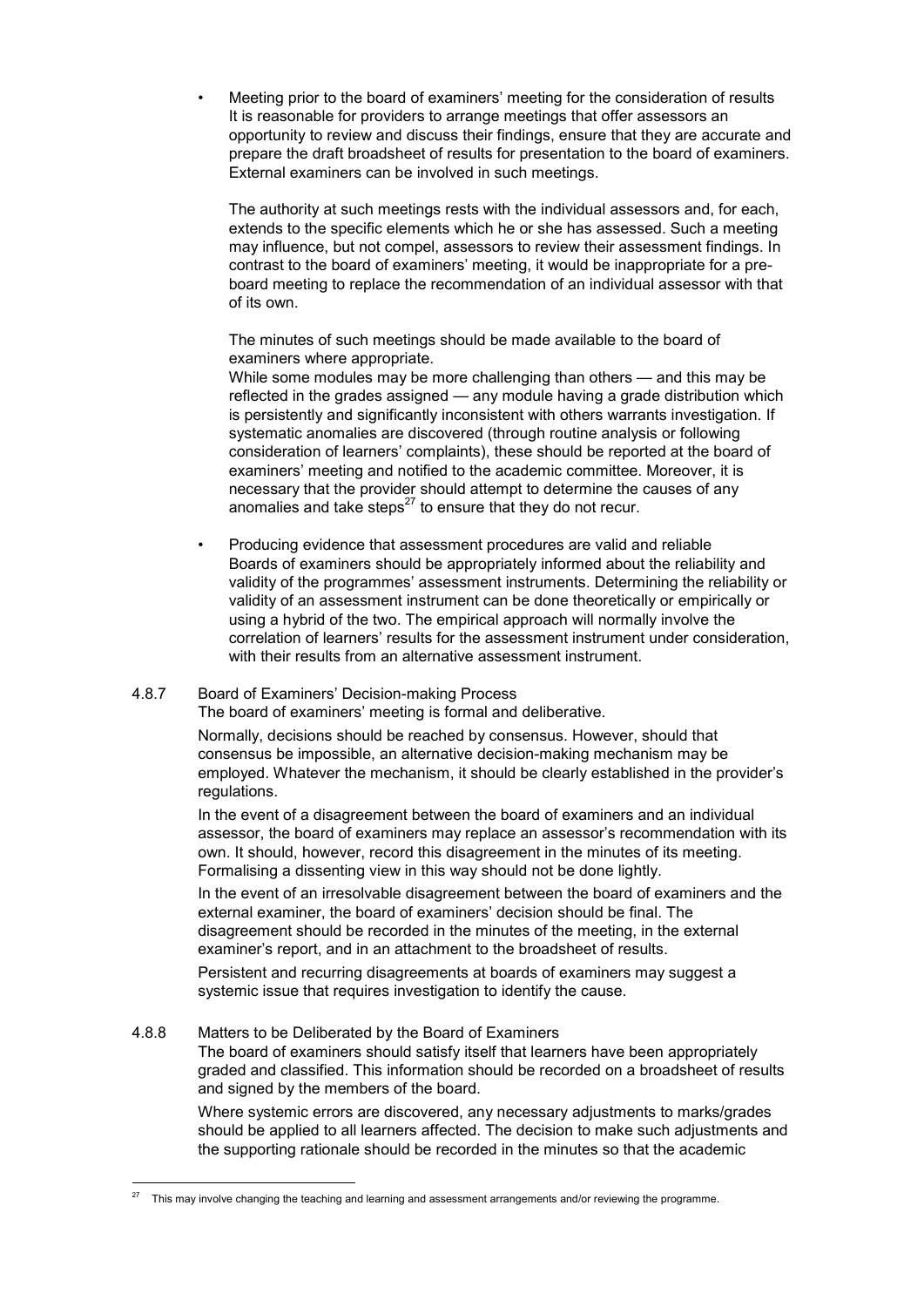- Meeting prior to the board of examiners' meeting for the consideration of results
  It is reasonable for providers to arrange meetings that offer assessors an opportunity to review and discuss their findings, ensure that they are accurate and prepare the draft broadsheet of results for presentation to the board of examiners. External examiners can be involved in such meetings.

  The authority at such meetings rests with the individual assessors and, for each, extends to the specific elements which he or she has assessed. Such a meeting may influence, but not compel, assessors to review their assessment findings. In contrast to the board of examiners' meeting, it would be inappropriate for a pre-board meeting to replace the recommendation of an individual assessor with that of its own.

  The minutes of such meetings should be made available to the board of examiners where appropriate.
  While some modules may be more challenging than others — and this may be reflected in the grades assigned — any module having a grade distribution which is persistently and significantly inconsistent with others warrants investigation. If systematic anomalies are discovered (through routine analysis or following consideration of learners' complaints), these should be reported at the board of examiners' meeting and notified to the academic committee. Moreover, it is necessary that the provider should attempt to determine the causes of any anomalies and take steps[27] to ensure that they do not recur.

- Producing evidence that assessment procedures are valid and reliable
  Boards of examiners should be appropriately informed about the reliability and validity of the programmes' assessment instruments. Determining the reliability or validity of an assessment instrument can be done theoretically or empirically or using a hybrid of the two. The empirical approach will normally involve the correlation of learners' results for the assessment instrument under consideration, with their results from an alternative assessment instrument.

### 4.8.7 Board of Examiners' Decision-making Process

The board of examiners' meeting is formal and deliberative.

Normally, decisions should be reached by consensus. However, should that consensus be impossible, an alternative decision-making mechanism may be employed. Whatever the mechanism, it should be clearly established in the provider's regulations.

In the event of a disagreement between the board of examiners and an individual assessor, the board of examiners may replace an assessor's recommendation with its own. It should, however, record this disagreement in the minutes of its meeting. Formalising a dissenting view in this way should not be done lightly.

In the event of an irresolvable disagreement between the board of examiners and the external examiner, the board of examiners' decision should be final. The disagreement should be recorded in the minutes of the meeting, in the external examiner's report, and in an attachment to the broadsheet of results.

Persistent and recurring disagreements at boards of examiners may suggest a systemic issue that requires investigation to identify the cause.

### 4.8.8 Matters to be Deliberated by the Board of Examiners

The board of examiners should satisfy itself that learners have been appropriately graded and classified. This information should be recorded on a broadsheet of results and signed by the members of the board.

Where systemic errors are discovered, any necessary adjustments to marks/grades should be applied to all learners affected. The decision to make such adjustments and the supporting rationale should be recorded in the minutes so that the academic

---

[27] This may involve changing the teaching and learning and assessment arrangements and/or reviewing the programme.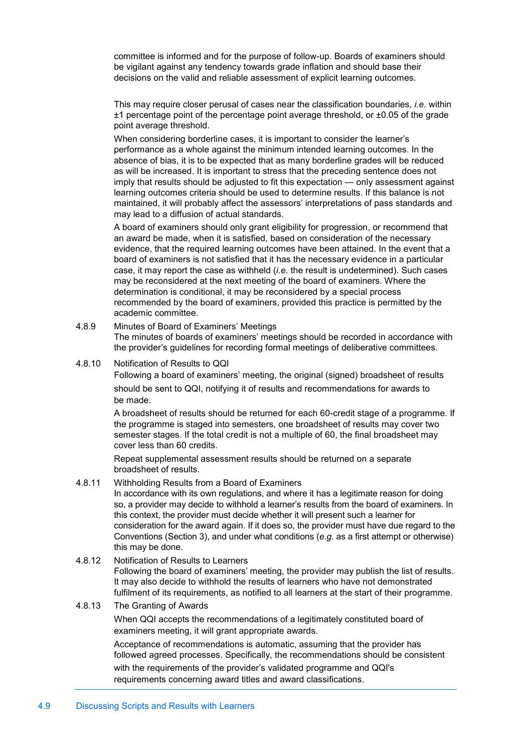committee is informed and for the purpose of follow-up. Boards of examiners should be vigilant against any tendency towards grade inflation and should base their decisions on the valid and reliable assessment of explicit learning outcomes.

This may require closer perusal of cases near the classification boundaries, *i.e.* within ±1 percentage point of the percentage point average threshold, or ±0.05 of the grade point average threshold.

When considering borderline cases, it is important to consider the learner's performance as a whole against the minimum intended learning outcomes. In the absence of bias, it is to be expected that as many borderline grades will be reduced as will be increased. It is important to stress that the preceding sentence does not imply that results should be adjusted to fit this expectation — only assessment against learning outcomes criteria should be used to determine results. If this balance is not maintained, it will probably affect the assessors' interpretations of pass standards and may lead to a diffusion of actual standards.

A board of examiners should only grant eligibility for progression, or recommend that an award be made, when it is satisfied, based on consideration of the necessary evidence, that the required learning outcomes have been attained. In the event that a board of examiners is not satisfied that it has the necessary evidence in a particular case, it may report the case as withheld (*i.e.* the result is undetermined). Such cases may be reconsidered at the next meeting of the board of examiners. Where the determination is conditional, it may be reconsidered by a special process recommended by the board of examiners, provided this practice is permitted by the academic committee.

4.8.9 Minutes of Board of Examiners' Meetings

The minutes of boards of examiners' meetings should be recorded in accordance with the provider's guidelines for recording formal meetings of deliberative committees.

4.8.10 Notification of Results to QQI

Following a board of examiners' meeting, the original (signed) broadsheet of results should be sent to QQI, notifying it of results and recommendations for awards to be made.

A broadsheet of results should be returned for each 60-credit stage of a programme. If the programme is staged into semesters, one broadsheet of results may cover two semester stages. If the total credit is not a multiple of 60, the final broadsheet may cover less than 60 credits.

Repeat supplemental assessment results should be returned on a separate broadsheet of results.

4.8.11 Withholding Results from a Board of Examiners

In accordance with its own regulations, and where it has a legitimate reason for doing so, a provider may decide to withhold a learner's results from the board of examiners. In this context, the provider must decide whether it will present such a learner for consideration for the award again. If it does so, the provider must have due regard to the Conventions (Section 3), and under what conditions (*e.g.* as a first attempt or otherwise) this may be done.

4.8.12 Notification of Results to Learners

Following the board of examiners' meeting, the provider may publish the list of results. It may also decide to withhold the results of learners who have not demonstrated fulfilment of its requirements, as notified to all learners at the start of their programme.

4.8.13 The Granting of Awards

When QQI accepts the recommendations of a legitimately constituted board of examiners meeting, it will grant appropriate awards.

Acceptance of recommendations is automatic, assuming that the provider has followed agreed processes. Specifically, the recommendations should be consistent with the requirements of the provider's validated programme and QQI's requirements concerning award titles and award classifications.

## 4.9 Discussing Scripts and Results with Learners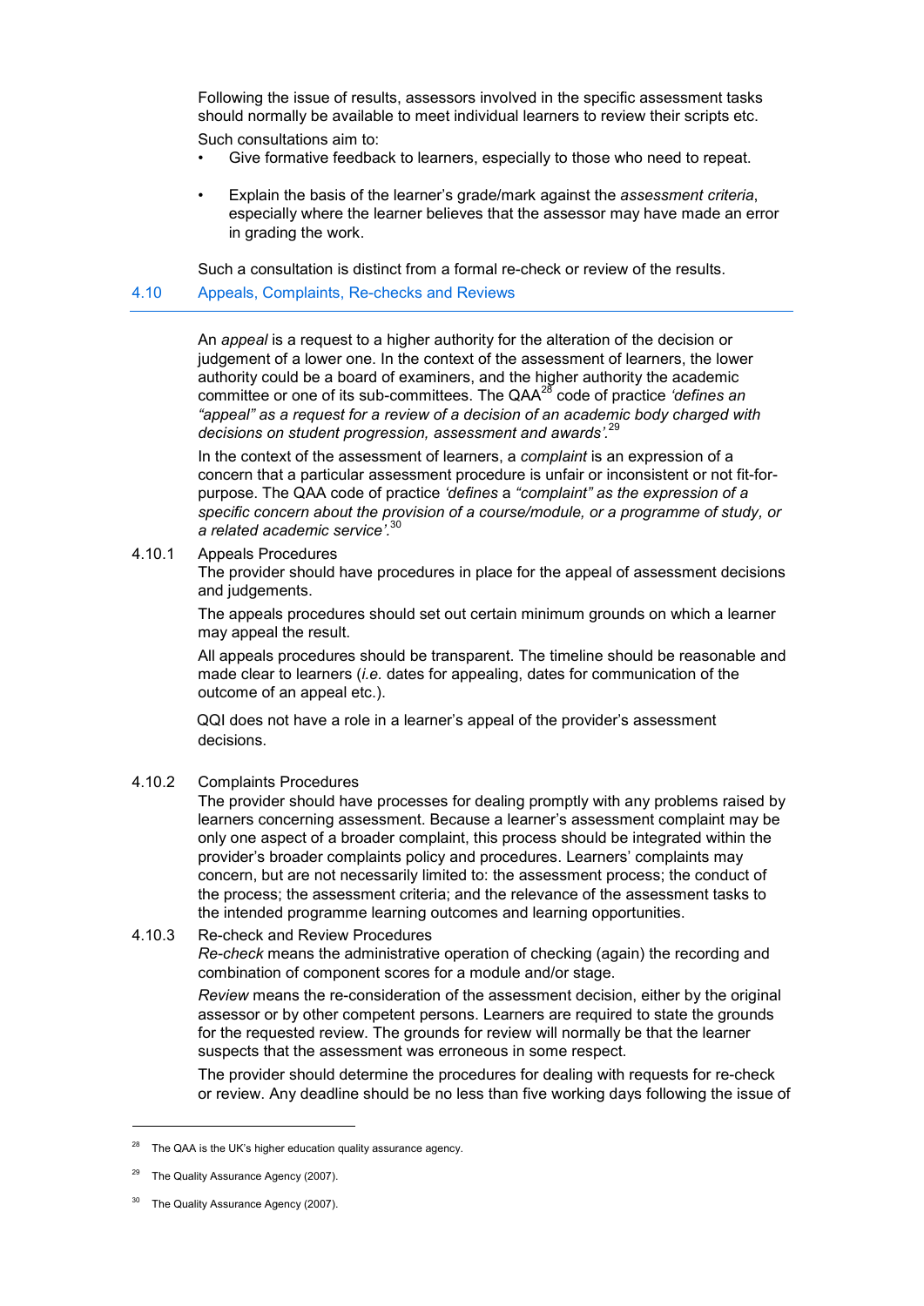Following the issue of results, assessors involved in the specific assessment tasks should normally be available to meet individual learners to review their scripts etc.

Such consultations aim to:

- Give formative feedback to learners, especially to those who need to repeat.
- Explain the basis of the learner's grade/mark against the *assessment criteria*, especially where the learner believes that the assessor may have made an error in grading the work.

Such a consultation is distinct from a formal re-check or review of the results.

## 4.10 Appeals, Complaints, Re-checks and Reviews

An *appeal* is a request to a higher authority for the alteration of the decision or judgement of a lower one. In the context of the assessment of learners, the lower authority could be a board of examiners, and the higher authority the academic committee or one of its sub-committees. The QAA[28] code of practice *'defines an "appeal" as a request for a review of a decision of an academic body charged with decisions on student progression, assessment and awards'.*[29]

In the context of the assessment of learners, a *complaint* is an expression of a concern that a particular assessment procedure is unfair or inconsistent or not fit-for-purpose. The QAA code of practice *'defines* a *"complaint" as the expression of a specific concern about the provision of a course/module, or a programme of study, or a related academic service'.*[30]

### 4.10.1 Appeals Procedures

The provider should have procedures in place for the appeal of assessment decisions and judgements.

The appeals procedures should set out certain minimum grounds on which a learner may appeal the result.

All appeals procedures should be transparent. The timeline should be reasonable and made clear to learners (*i.e.* dates for appealing, dates for communication of the outcome of an appeal etc.).

QQI does not have a role in a learner's appeal of the provider's assessment decisions.

### 4.10.2 Complaints Procedures

The provider should have processes for dealing promptly with any problems raised by learners concerning assessment. Because a learner's assessment complaint may be only one aspect of a broader complaint, this process should be integrated within the provider's broader complaints policy and procedures. Learners' complaints may concern, but are not necessarily limited to: the assessment process; the conduct of the process; the assessment criteria; and the relevance of the assessment tasks to the intended programme learning outcomes and learning opportunities.

### 4.10.3 Re-check and Review Procedures

*Re-check* means the administrative operation of checking (again) the recording and combination of component scores for a module and/or stage.

*Review* means the re-consideration of the assessment decision, either by the original assessor or by other competent persons. Learners are required to state the grounds for the requested review. The grounds for review will normally be that the learner suspects that the assessment was erroneous in some respect.

The provider should determine the procedures for dealing with requests for re-check or review. Any deadline should be no less than five working days following the issue of

---

[28] The QAA is the UK's higher education quality assurance agency.

[29] The Quality Assurance Agency (2007).

[30] The Quality Assurance Agency (2007).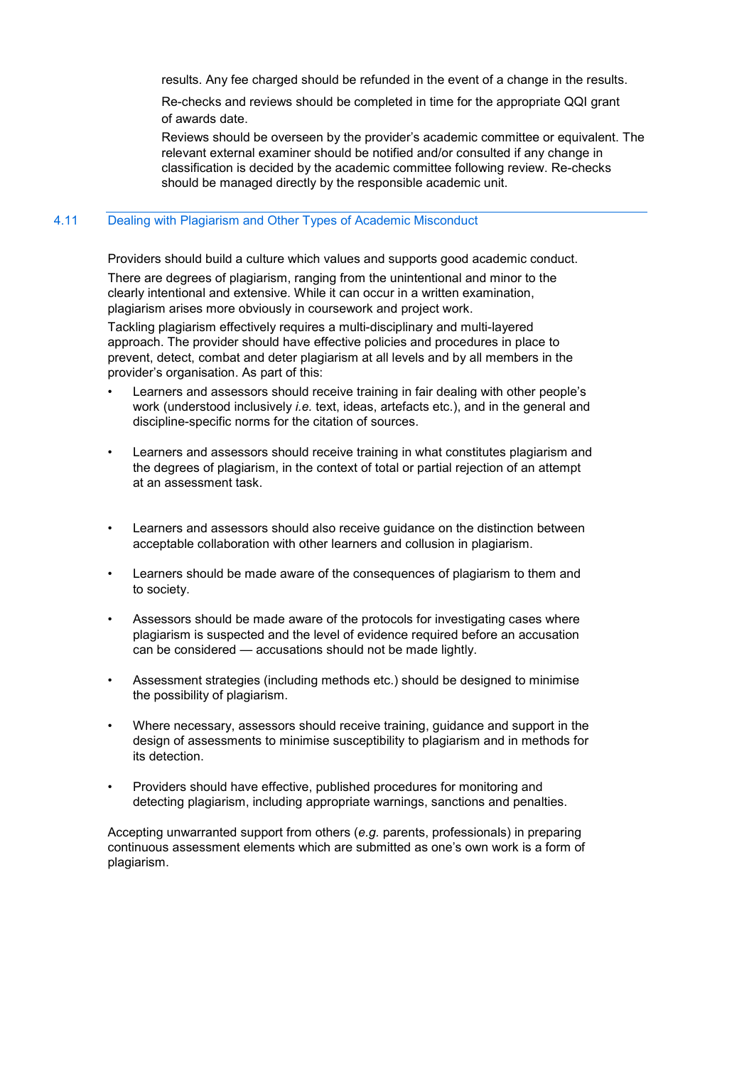results. Any fee charged should be refunded in the event of a change in the results.

Re-checks and reviews should be completed in time for the appropriate QQI grant of awards date.

Reviews should be overseen by the provider's academic committee or equivalent. The relevant external examiner should be notified and/or consulted if any change in classification is decided by the academic committee following review. Re-checks should be managed directly by the responsible academic unit.

## 4.11 Dealing with Plagiarism and Other Types of Academic Misconduct

Providers should build a culture which values and supports good academic conduct.

There are degrees of plagiarism, ranging from the unintentional and minor to the clearly intentional and extensive. While it can occur in a written examination, plagiarism arises more obviously in coursework and project work.

Tackling plagiarism effectively requires a multi-disciplinary and multi-layered approach. The provider should have effective policies and procedures in place to prevent, detect, combat and deter plagiarism at all levels and by all members in the provider's organisation. As part of this:

- Learners and assessors should receive training in fair dealing with other people's work (understood inclusively *i.e.* text, ideas, artefacts etc.), and in the general and discipline-specific norms for the citation of sources.
- Learners and assessors should receive training in what constitutes plagiarism and the degrees of plagiarism, in the context of total or partial rejection of an attempt at an assessment task.
- Learners and assessors should also receive guidance on the distinction between acceptable collaboration with other learners and collusion in plagiarism.
- Learners should be made aware of the consequences of plagiarism to them and to society.
- Assessors should be made aware of the protocols for investigating cases where plagiarism is suspected and the level of evidence required before an accusation can be considered — accusations should not be made lightly.
- Assessment strategies (including methods etc.) should be designed to minimise the possibility of plagiarism.
- Where necessary, assessors should receive training, guidance and support in the design of assessments to minimise susceptibility to plagiarism and in methods for its detection.
- Providers should have effective, published procedures for monitoring and detecting plagiarism, including appropriate warnings, sanctions and penalties.

Accepting unwarranted support from others (*e.g.* parents, professionals) in preparing continuous assessment elements which are submitted as one's own work is a form of plagiarism.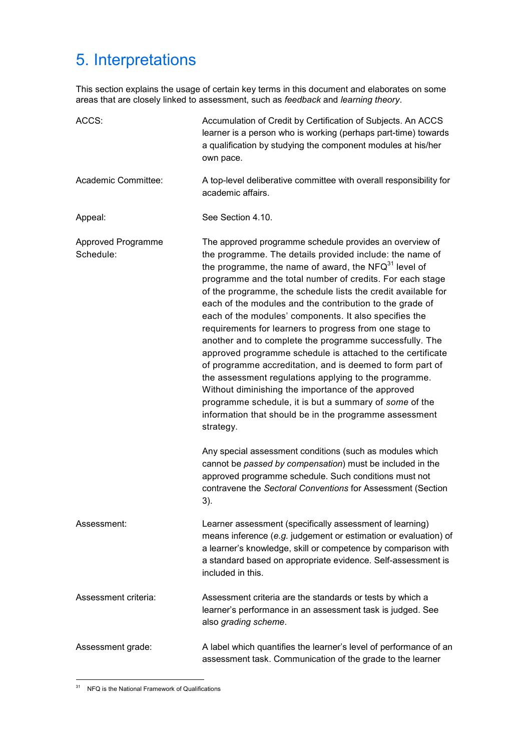# 5. Interpretations

This section explains the usage of certain key terms in this document and elaborates on some areas that are closely linked to assessment, such as *feedback* and *learning theory*.

**ACCS:** Accumulation of Credit by Certification of Subjects. An ACCS learner is a person who is working (perhaps part-time) towards a qualification by studying the component modules at his/her own pace.

**Academic Committee:** A top-level deliberative committee with overall responsibility for academic affairs.

**Appeal:** See Section 4.10.

**Approved Programme Schedule:** The approved programme schedule provides an overview of the programme. The details provided include: the name of the programme, the name of award, the NFQ[31] level of programme and the total number of credits. For each stage of the programme, the schedule lists the credit available for each of the modules and the contribution to the grade of each of the modules' components. It also specifies the requirements for learners to progress from one stage to another and to complete the programme successfully. The approved programme schedule is attached to the certificate of programme accreditation, and is deemed to form part of the assessment regulations applying to the programme. Without diminishing the importance of the approved programme schedule, it is but a summary of *some* of the information that should be in the programme assessment strategy.

Any special assessment conditions (such as modules which cannot be *passed by compensation*) must be included in the approved programme schedule. Such conditions must not contravene the *Sectoral Conventions* for Assessment (Section 3).

**Assessment:** Learner assessment (specifically assessment of learning) means inference (*e.g.* judgement or estimation or evaluation) of a learner's knowledge, skill or competence by comparison with a standard based on appropriate evidence. Self-assessment is included in this.

**Assessment criteria:** Assessment criteria are the standards or tests by which a learner's performance in an assessment task is judged. See also *grading scheme*.

**Assessment grade:** A label which quantifies the learner's level of performance of an assessment task. Communication of the grade to the learner

---

[31] NFQ is the National Framework of Qualifications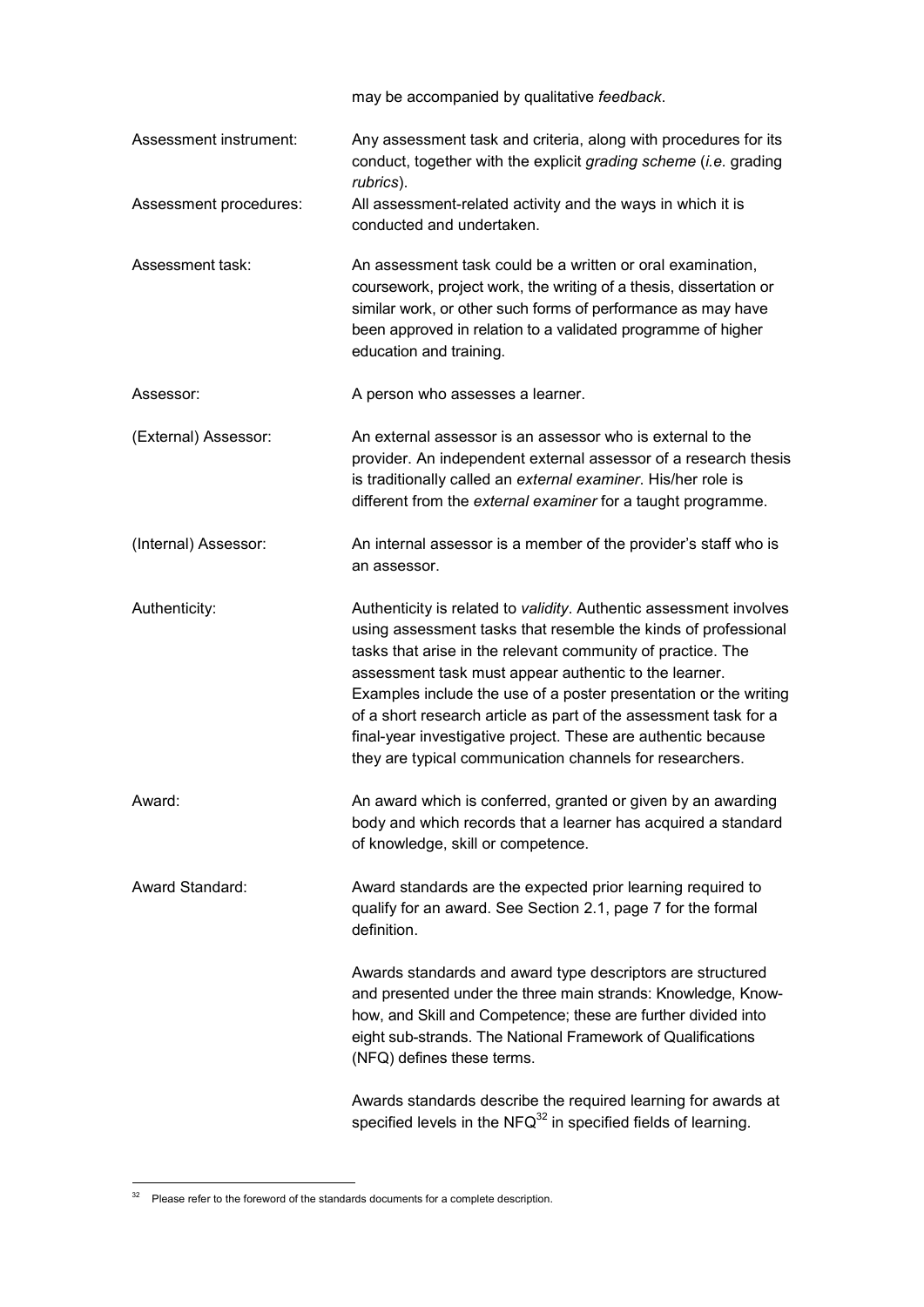may be accompanied by qualitative *feedback*.

**Assessment instrument:** Any assessment task and criteria, along with procedures for its conduct, together with the explicit *grading scheme* (*i.e.* grading *rubrics*).

**Assessment procedures:** All assessment-related activity and the ways in which it is conducted and undertaken.

**Assessment task:** An assessment task could be a written or oral examination, coursework, project work, the writing of a thesis, dissertation or similar work, or other such forms of performance as may have been approved in relation to a validated programme of higher education and training.

**Assessor:** A person who assesses a learner.

**(External) Assessor:** An external assessor is an assessor who is external to the provider. An independent external assessor of a research thesis is traditionally called an *external examiner*. His/her role is different from the *external examiner* for a taught programme.

**(Internal) Assessor:** An internal assessor is a member of the provider's staff who is an assessor.

**Authenticity:** Authenticity is related to *validity*. Authentic assessment involves using assessment tasks that resemble the kinds of professional tasks that arise in the relevant community of practice. The assessment task must appear authentic to the learner. Examples include the use of a poster presentation or the writing of a short research article as part of the assessment task for a final-year investigative project. These are authentic because they are typical communication channels for researchers.

**Award:** An award which is conferred, granted or given by an awarding body and which records that a learner has acquired a standard of knowledge, skill or competence.

**Award Standard:** Award standards are the expected prior learning required to qualify for an award. See Section 2.1, page 7 for the formal definition.

Awards standards and award type descriptors are structured and presented under the three main strands: Knowledge, Know-how, and Skill and Competence; these are further divided into eight sub-strands. The National Framework of Qualifications (NFQ) defines these terms.

Awards standards describe the required learning for awards at specified levels in the NFQ[32] in specified fields of learning.

---

[32] Please refer to the foreword of the standards documents for a complete description.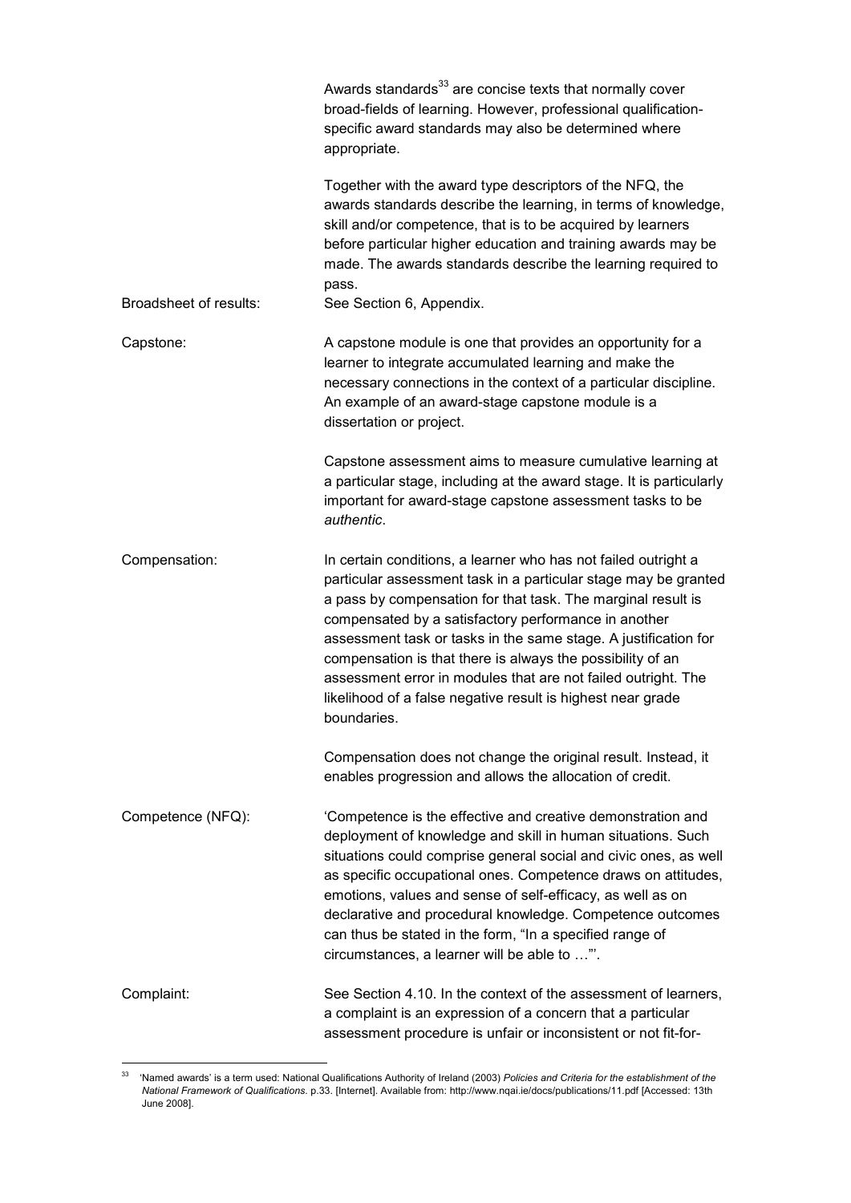Awards standards[33] are concise texts that normally cover broad-fields of learning. However, professional qualification-specific award standards may also be determined where appropriate.

Together with the award type descriptors of the NFQ, the awards standards describe the learning, in terms of knowledge, skill and/or competence, that is to be acquired by learners before particular higher education and training awards may be made. The awards standards describe the learning required to pass.

**Broadsheet of results:** See Section 6, Appendix.

**Capstone:** A capstone module is one that provides an opportunity for a learner to integrate accumulated learning and make the necessary connections in the context of a particular discipline. An example of an award-stage capstone module is a dissertation or project.

Capstone assessment aims to measure cumulative learning at a particular stage, including at the award stage. It is particularly important for award-stage capstone assessment tasks to be *authentic*.

**Compensation:** In certain conditions, a learner who has not failed outright a particular assessment task in a particular stage may be granted a pass by compensation for that task. The marginal result is compensated by a satisfactory performance in another assessment task or tasks in the same stage. A justification for compensation is that there is always the possibility of an assessment error in modules that are not failed outright. The likelihood of a false negative result is highest near grade boundaries.

Compensation does not change the original result. Instead, it enables progression and allows the allocation of credit.

**Competence (NFQ):** 'Competence is the effective and creative demonstration and deployment of knowledge and skill in human situations. Such situations could comprise general social and civic ones, as well as specific occupational ones. Competence draws on attitudes, emotions, values and sense of self-efficacy, as well as on declarative and procedural knowledge. Competence outcomes can thus be stated in the form, "In a specified range of circumstances, a learner will be able to …"'.

**Complaint:** See Section 4.10. In the context of the assessment of learners, a complaint is an expression of a concern that a particular assessment procedure is unfair or inconsistent or not fit-for-

---

[33] 'Named awards' is a term used: National Qualifications Authority of Ireland (2003) *Policies and Criteria for the establishment of the National Framework of Qualifications*. p.33. [Internet]. Available from: http://www.nqai.ie/docs/publications/11.pdf [Accessed: 13th June 2008].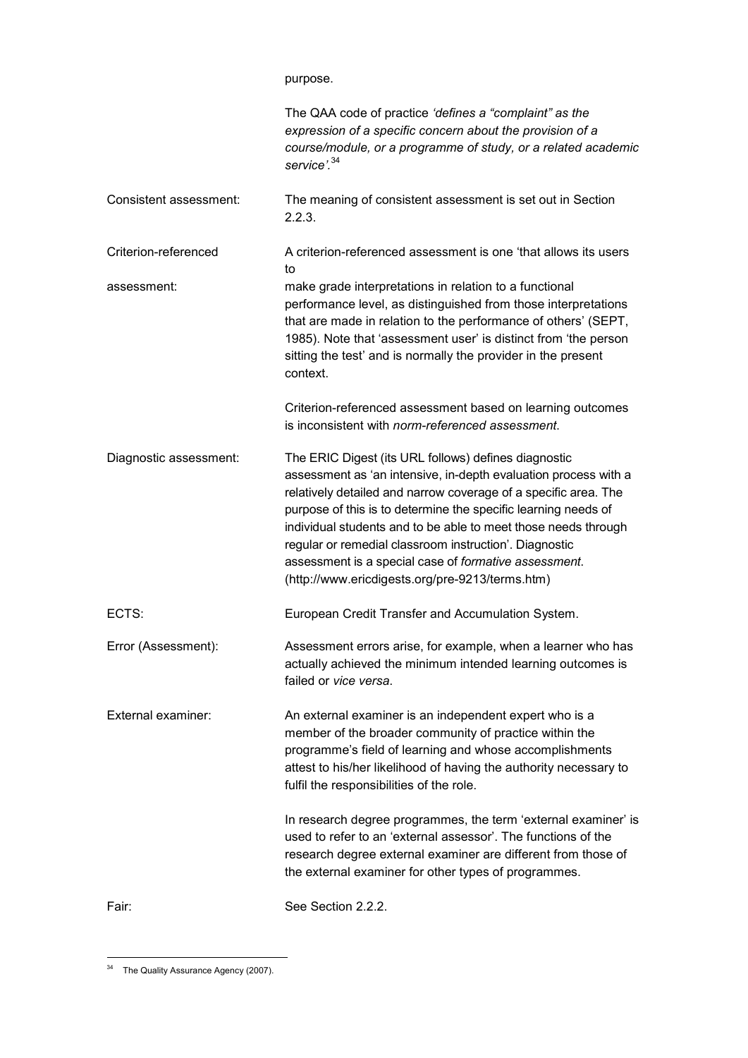purpose.

The QAA code of practice *'defines a "complaint" as the expression of a specific concern about the provision of a course/module, or a programme of study, or a related academic service'.*[34]

**Consistent assessment:** The meaning of consistent assessment is set out in Section 2.2.3.

**Criterion-referenced assessment:** A criterion-referenced assessment is one 'that allows its users to make grade interpretations in relation to a functional performance level, as distinguished from those interpretations that are made in relation to the performance of others' (SEPT, 1985). Note that 'assessment user' is distinct from 'the person sitting the test' and is normally the provider in the present context.

Criterion-referenced assessment based on learning outcomes is inconsistent with *norm-referenced assessment*.

**Diagnostic assessment:** The ERIC Digest (its URL follows) defines diagnostic assessment as 'an intensive, in-depth evaluation process with a relatively detailed and narrow coverage of a specific area. The purpose of this is to determine the specific learning needs of individual students and to be able to meet those needs through regular or remedial classroom instruction'. Diagnostic assessment is a special case of *formative assessment*. (http://www.ericdigests.org/pre-9213/terms.htm)

**ECTS:** European Credit Transfer and Accumulation System.

**Error (Assessment):** Assessment errors arise, for example, when a learner who has actually achieved the minimum intended learning outcomes is failed or *vice versa*.

**External examiner:** An external examiner is an independent expert who is a member of the broader community of practice within the programme's field of learning and whose accomplishments attest to his/her likelihood of having the authority necessary to fulfil the responsibilities of the role.

In research degree programmes, the term 'external examiner' is used to refer to an 'external assessor'. The functions of the research degree external examiner are different from those of the external examiner for other types of programmes.

**Fair:** See Section 2.2.2.

---

[34] The Quality Assurance Agency (2007).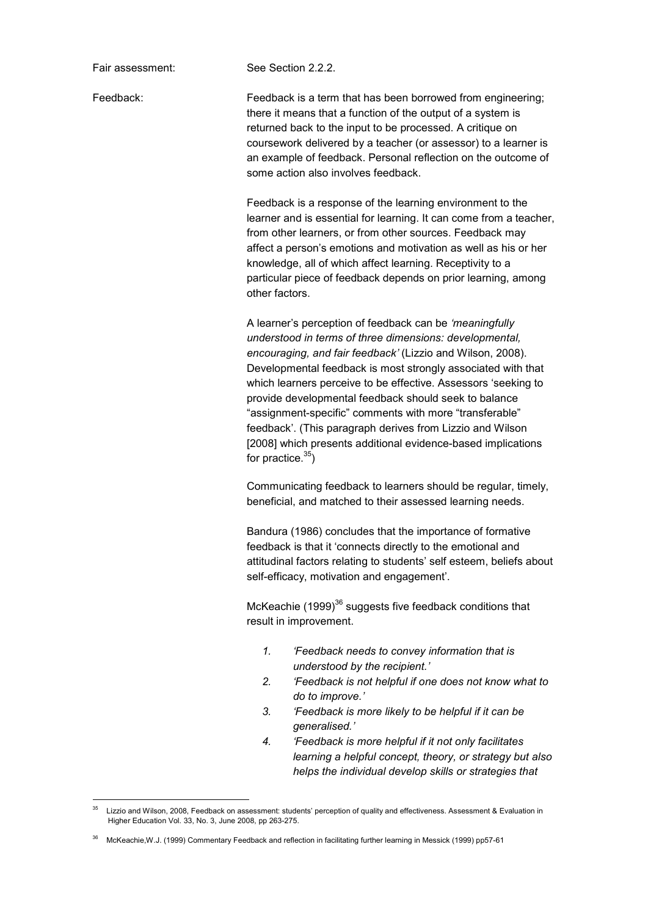Fair assessment: See Section 2.2.2.

Feedback: Feedback is a term that has been borrowed from engineering; there it means that a function of the output of a system is returned back to the input to be processed. A critique on coursework delivered by a teacher (or assessor) to a learner is an example of feedback. Personal reflection on the outcome of some action also involves feedback.

Feedback is a response of the learning environment to the learner and is essential for learning. It can come from a teacher, from other learners, or from other sources. Feedback may affect a person's emotions and motivation as well as his or her knowledge, all of which affect learning. Receptivity to a particular piece of feedback depends on prior learning, among other factors.

A learner's perception of feedback can be *'meaningfully understood in terms of three dimensions: developmental, encouraging, and fair feedback'* (Lizzio and Wilson, 2008). Developmental feedback is most strongly associated with that which learners perceive to be effective. Assessors 'seeking to provide developmental feedback should seek to balance "assignment-specific" comments with more "transferable" feedback'. (This paragraph derives from Lizzio and Wilson [2008] which presents additional evidence-based implications for practice.[35])

Communicating feedback to learners should be regular, timely, beneficial, and matched to their assessed learning needs.

Bandura (1986) concludes that the importance of formative feedback is that it 'connects directly to the emotional and attitudinal factors relating to students' self esteem, beliefs about self-efficacy, motivation and engagement'.

McKeachie (1999)[36] suggests five feedback conditions that result in improvement.

1. *'Feedback needs to convey information that is understood by the recipient.'*
2. *'Feedback is not helpful if one does not know what to do to improve.'*
3. *'Feedback is more likely to be helpful if it can be generalised.'*
4. *'Feedback is more helpful if it not only facilitates learning a helpful concept, theory, or strategy but also helps the individual develop skills or strategies that*

---

[35] Lizzio and Wilson, 2008, Feedback on assessment: students' perception of quality and effectiveness. Assessment & Evaluation in Higher Education Vol. 33, No. 3, June 2008, pp 263-275.

[36] McKeachie,W.J. (1999) Commentary Feedback and reflection in facilitating further learning in Messick (1999) pp57-61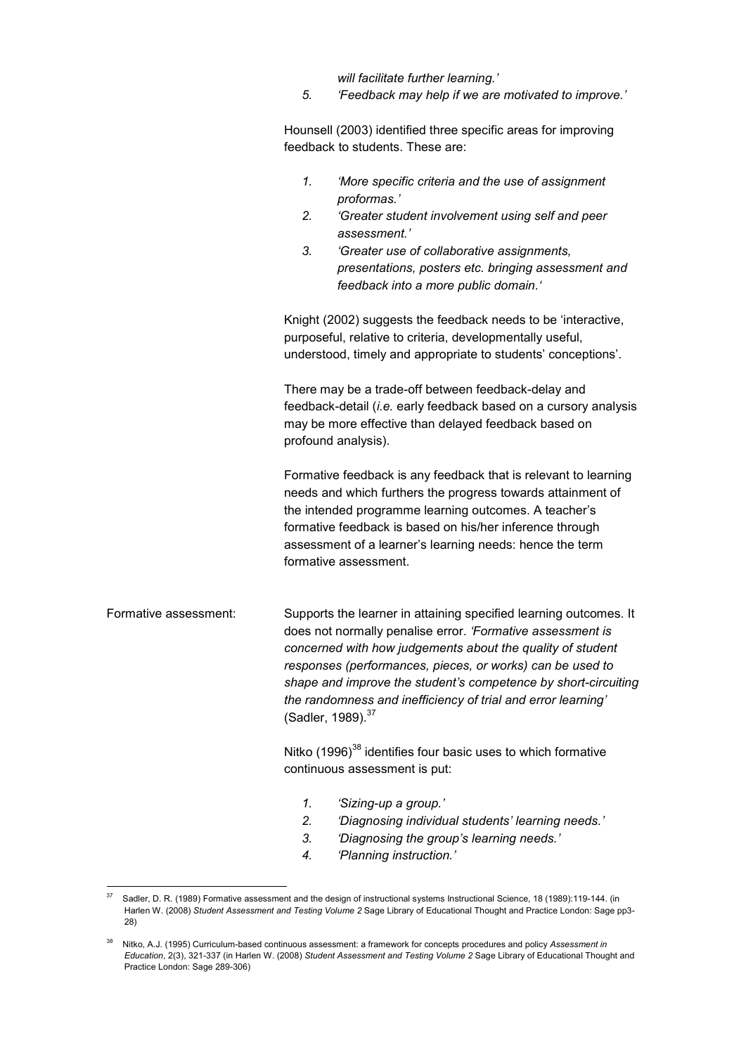*will facilitate further learning.'*

5. *'Feedback may help if we are motivated to improve.'*

Hounsell (2003) identified three specific areas for improving feedback to students. These are:

1. *'More specific criteria and the use of assignment proformas.'*
2. *'Greater student involvement using self and peer assessment.'*
3. *'Greater use of collaborative assignments, presentations, posters etc. bringing assessment and feedback into a more public domain.'*

Knight (2002) suggests the feedback needs to be 'interactive, purposeful, relative to criteria, developmentally useful, understood, timely and appropriate to students' conceptions'.

There may be a trade-off between feedback-delay and feedback-detail (*i.e.* early feedback based on a cursory analysis may be more effective than delayed feedback based on profound analysis).

Formative feedback is any feedback that is relevant to learning needs and which furthers the progress towards attainment of the intended programme learning outcomes. A teacher's formative feedback is based on his/her inference through assessment of a learner's learning needs: hence the term formative assessment.

Formative assessment: Supports the learner in attaining specified learning outcomes. It does not normally penalise error. *'Formative assessment is concerned with how judgements about the quality of student responses (performances, pieces, or works) can be used to shape and improve the student's competence by short-circuiting the randomness and inefficiency of trial and error learning'* (Sadler, 1989).[37]

Nitko (1996)[38] identifies four basic uses to which formative continuous assessment is put:

1. *'Sizing-up a group.'*
2. *'Diagnosing individual students' learning needs.'*
3. *'Diagnosing the group's learning needs.'*
4. *'Planning instruction.'*

---

[37] Sadler, D. R. (1989) Formative assessment and the design of instructional systems Instructional Science, 18 (1989):119-144. (in Harlen W. (2008) *Student Assessment and Testing Volume 2* Sage Library of Educational Thought and Practice London: Sage pp3-28)

[38] Nitko, A.J. (1995) Curriculum-based continuous assessment: a framework for concepts procedures and policy *Assessment in Education*, 2(3), 321-337 (in Harlen W. (2008) *Student Assessment and Testing Volume 2* Sage Library of Educational Thought and Practice London: Sage 289-306)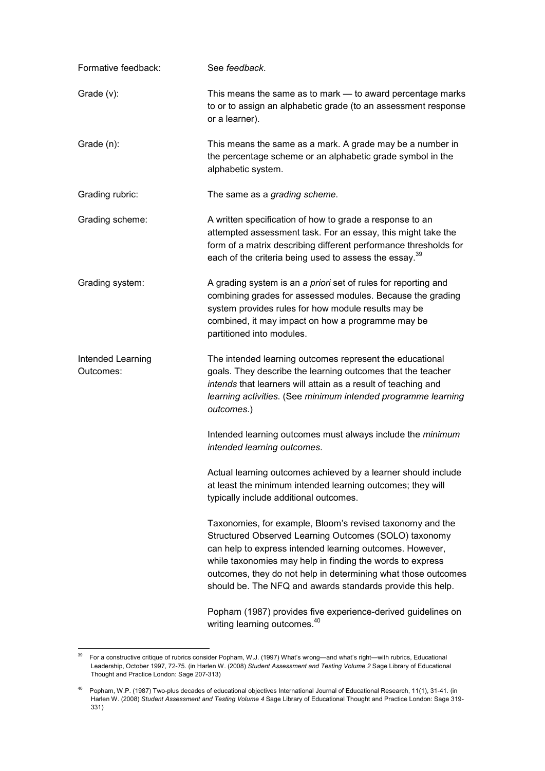**Formative feedback:** See *feedback*.

**Grade (v):** This means the same as to mark — to award percentage marks to or to assign an alphabetic grade (to an assessment response or a learner).

**Grade (n):** This means the same as a mark. A grade may be a number in the percentage scheme or an alphabetic grade symbol in the alphabetic system.

**Grading rubric:** The same as a *grading scheme*.

**Grading scheme:** A written specification of how to grade a response to an attempted assessment task. For an essay, this might take the form of a matrix describing different performance thresholds for each of the criteria being used to assess the essay.[39]

**Grading system:** A grading system is an *a priori* set of rules for reporting and combining grades for assessed modules. Because the grading system provides rules for how module results may be combined, it may impact on how a programme may be partitioned into modules.

**Intended Learning Outcomes:** The intended learning outcomes represent the educational goals. They describe the learning outcomes that the teacher *intends* that learners will attain as a result of teaching and *learning activities*. (See *minimum intended programme learning outcomes*.)

Intended learning outcomes must always include the *minimum intended learning outcomes*.

Actual learning outcomes achieved by a learner should include at least the minimum intended learning outcomes; they will typically include additional outcomes.

Taxonomies, for example, Bloom's revised taxonomy and the Structured Observed Learning Outcomes (SOLO) taxonomy can help to express intended learning outcomes. However, while taxonomies may help in finding the words to express outcomes, they do not help in determining what those outcomes should be. The NFQ and awards standards provide this help.

Popham (1987) provides five experience-derived guidelines on writing learning outcomes.[40]

---

[39] For a constructive critique of rubrics consider Popham, W.J. (1997) What's wrong—and what's right—with rubrics, Educational Leadership, October 1997, 72-75. (in Harlen W. (2008) *Student Assessment and Testing Volume 2* Sage Library of Educational Thought and Practice London: Sage 207-313)

[40] Popham, W.P. (1987) Two-plus decades of educational objectives International Journal of Educational Research, 11(1), 31-41. (in Harlen W. (2008) *Student Assessment and Testing Volume 4* Sage Library of Educational Thought and Practice London: Sage 319-331)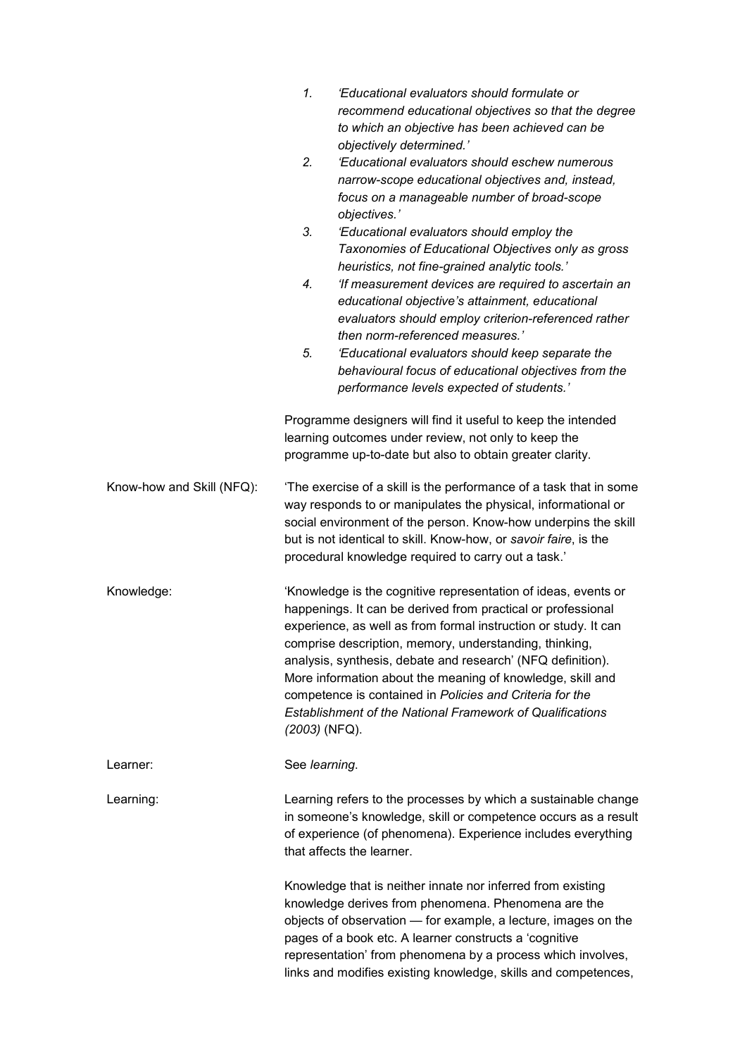1. *'Educational evaluators should formulate or recommend educational objectives so that the degree to which an objective has been achieved can be objectively determined.'*
2. *'Educational evaluators should eschew numerous narrow-scope educational objectives and, instead, focus on a manageable number of broad-scope objectives.'*
3. *'Educational evaluators should employ the Taxonomies of Educational Objectives only as gross heuristics, not fine-grained analytic tools.'*
4. *'If measurement devices are required to ascertain an educational objective's attainment, educational evaluators should employ criterion-referenced rather then norm-referenced measures.'*
5. *'Educational evaluators should keep separate the behavioural focus of educational objectives from the performance levels expected of students.'*

Programme designers will find it useful to keep the intended learning outcomes under review, not only to keep the programme up-to-date but also to obtain greater clarity.

**Know-how and Skill (NFQ):** 'The exercise of a skill is the performance of a task that in some way responds to or manipulates the physical, informational or social environment of the person. Know-how underpins the skill but is not identical to skill. Know-how, or *savoir faire*, is the procedural knowledge required to carry out a task.'

**Knowledge:** 'Knowledge is the cognitive representation of ideas, events or happenings. It can be derived from practical or professional experience, as well as from formal instruction or study. It can comprise description, memory, understanding, thinking, analysis, synthesis, debate and research' (NFQ definition). More information about the meaning of knowledge, skill and competence is contained in *Policies and Criteria for the Establishment of the National Framework of Qualifications (2003)* (NFQ).

**Learner:** See *learning*.

**Learning:** Learning refers to the processes by which a sustainable change in someone's knowledge, skill or competence occurs as a result of experience (of phenomena). Experience includes everything that affects the learner.

Knowledge that is neither innate nor inferred from existing knowledge derives from phenomena. Phenomena are the objects of observation — for example, a lecture, images on the pages of a book etc. A learner constructs a 'cognitive representation' from phenomena by a process which involves, links and modifies existing knowledge, skills and competences,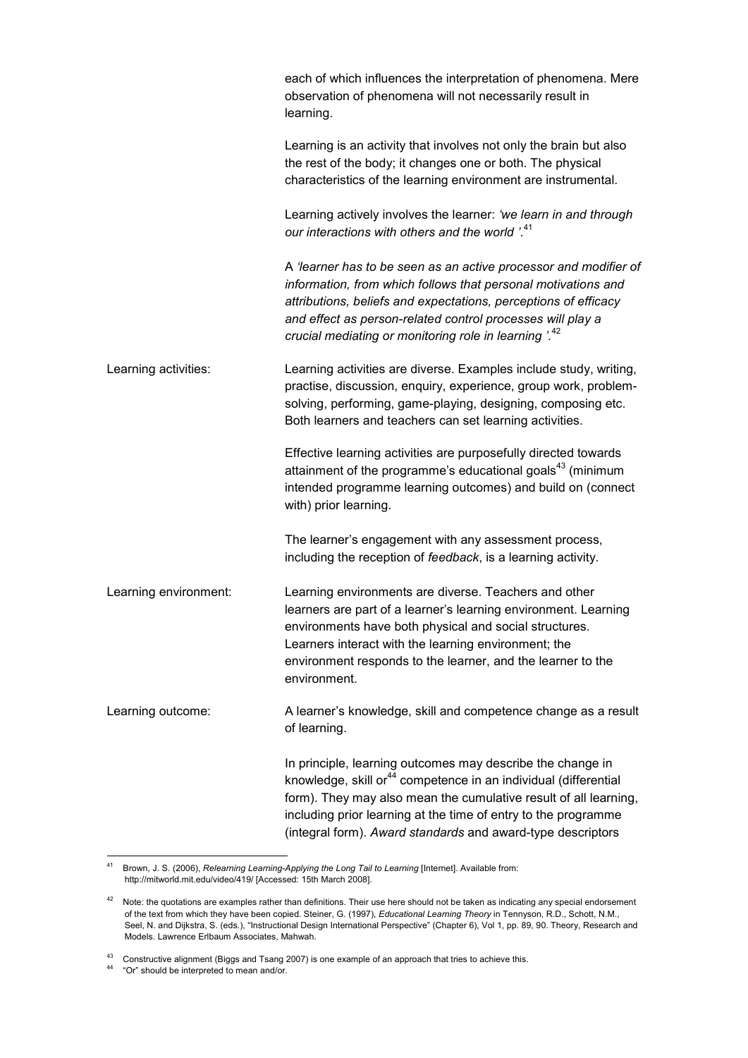| | |
|---|---|
| | each of which influences the interpretation of phenomena. Mere observation of phenomena will not necessarily result in learning. |
| | Learning is an activity that involves not only the brain but also the rest of the body; it changes one or both. The physical characteristics of the learning environment are instrumental. |
| | Learning actively involves the learner: *'we learn in and through our interactions with others and the world '.*[41] |
| | A *'learner has to be seen as an active processor and modifier of information, from which follows that personal motivations and attributions, beliefs and expectations, perceptions of efficacy and effect as person-related control processes will play a crucial mediating or monitoring role in learning '.*[42] |
| Learning activities: | Learning activities are diverse. Examples include study, writing, practise, discussion, enquiry, experience, group work, problem-solving, performing, game-playing, designing, composing etc. Both learners and teachers can set learning activities. |
| | Effective learning activities are purposefully directed towards attainment of the programme's educational goals[43] (minimum intended programme learning outcomes) and build on (connect with) prior learning. |
| | The learner's engagement with any assessment process, including the reception of *feedback*, is a learning activity. |
| Learning environment: | Learning environments are diverse. Teachers and other learners are part of a learner's learning environment. Learning environments have both physical and social structures. Learners interact with the learning environment; the environment responds to the learner, and the learner to the environment. |
| Learning outcome: | A learner's knowledge, skill and competence change as a result of learning. |
| | In principle, learning outcomes may describe the change in knowledge, skill or[44] competence in an individual (differential form). They may also mean the cumulative result of all learning, including prior learning at the time of entry to the programme (integral form). *Award standards* and award-type descriptors |

---

[41] Brown, J. S. (2006), *Relearning Learning-Applying the Long Tail to Learning* [Internet]. Available from: http://mitworld.mit.edu/video/419/ [Accessed: 15th March 2008].

[42] Note: the quotations are examples rather than definitions. Their use here should not be taken as indicating any special endorsement of the text from which they have been copied. Steiner, G. (1997), *Educational Learning Theory* in Tennyson, R.D., Schott, N.M., Seel, N. and Dijkstra, S. (eds.), "Instructional Design International Perspective" (Chapter 6), Vol 1, pp. 89, 90. Theory, Research and Models. Lawrence Erlbaum Associates, Mahwah.

[43] Constructive alignment (Biggs and Tsang 2007) is one example of an approach that tries to achieve this.

[44] "Or" should be interpreted to mean and/or.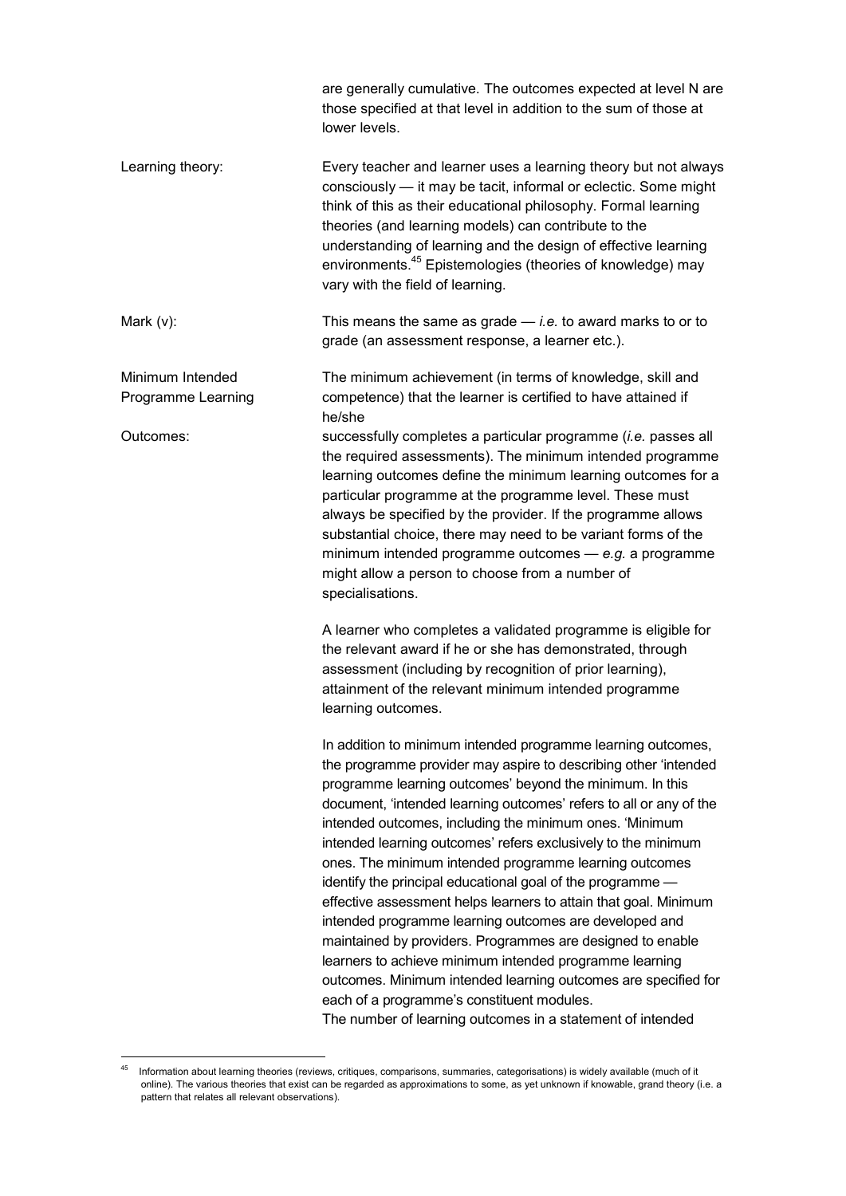are generally cumulative. The outcomes expected at level N are those specified at that level in addition to the sum of those at lower levels.

Learning theory: Every teacher and learner uses a learning theory but not always consciously — it may be tacit, informal or eclectic. Some might think of this as their educational philosophy. Formal learning theories (and learning models) can contribute to the understanding of learning and the design of effective learning environments.[45] Epistemologies (theories of knowledge) may vary with the field of learning.

Mark (v): This means the same as grade — *i.e.* to award marks to or to grade (an assessment response, a learner etc.).

Minimum Intended Programme Learning Outcomes: The minimum achievement (in terms of knowledge, skill and competence) that the learner is certified to have attained if he/she successfully completes a particular programme (*i.e.* passes all the required assessments). The minimum intended programme learning outcomes define the minimum learning outcomes for a particular programme at the programme level. These must always be specified by the provider. If the programme allows substantial choice, there may need to be variant forms of the minimum intended programme outcomes — *e.g.* a programme might allow a person to choose from a number of specialisations.

A learner who completes a validated programme is eligible for the relevant award if he or she has demonstrated, through assessment (including by recognition of prior learning), attainment of the relevant minimum intended programme learning outcomes.

In addition to minimum intended programme learning outcomes, the programme provider may aspire to describing other 'intended programme learning outcomes' beyond the minimum. In this document, 'intended learning outcomes' refers to all or any of the intended outcomes, including the minimum ones. 'Minimum intended learning outcomes' refers exclusively to the minimum ones. The minimum intended programme learning outcomes identify the principal educational goal of the programme — effective assessment helps learners to attain that goal. Minimum intended programme learning outcomes are developed and maintained by providers. Programmes are designed to enable learners to achieve minimum intended programme learning outcomes. Minimum intended learning outcomes are specified for each of a programme's constituent modules.
The number of learning outcomes in a statement of intended

[45] Information about learning theories (reviews, critiques, comparisons, summaries, categorisations) is widely available (much of it online). The various theories that exist can be regarded as approximations to some, as yet unknown if knowable, grand theory (i.e. a pattern that relates all relevant observations).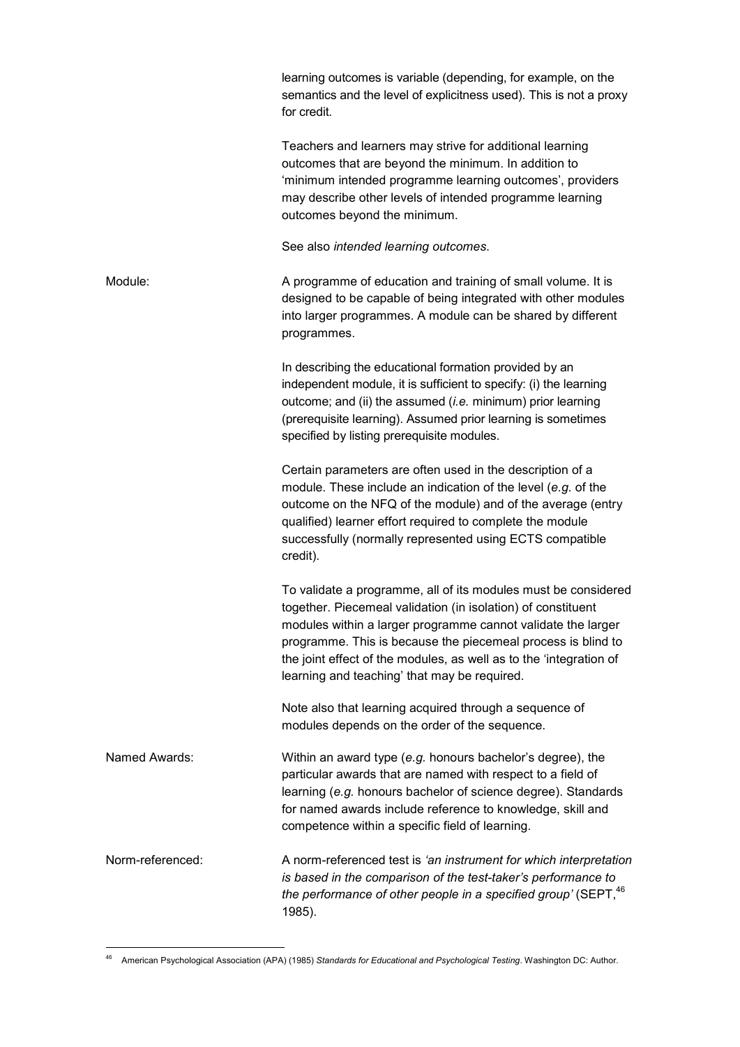learning outcomes is variable (depending, for example, on the semantics and the level of explicitness used). This is not a proxy for credit.

Teachers and learners may strive for additional learning outcomes that are beyond the minimum. In addition to 'minimum intended programme learning outcomes', providers may describe other levels of intended programme learning outcomes beyond the minimum.

See also *intended learning outcomes*.

**Module:** A programme of education and training of small volume. It is designed to be capable of being integrated with other modules into larger programmes. A module can be shared by different programmes.

In describing the educational formation provided by an independent module, it is sufficient to specify: (i) the learning outcome; and (ii) the assumed (*i.e.* minimum) prior learning (prerequisite learning). Assumed prior learning is sometimes specified by listing prerequisite modules.

Certain parameters are often used in the description of a module. These include an indication of the level (*e.g.* of the outcome on the NFQ of the module) and of the average (entry qualified) learner effort required to complete the module successfully (normally represented using ECTS compatible credit).

To validate a programme, all of its modules must be considered together. Piecemeal validation (in isolation) of constituent modules within a larger programme cannot validate the larger programme. This is because the piecemeal process is blind to the joint effect of the modules, as well as to the 'integration of learning and teaching' that may be required.

Note also that learning acquired through a sequence of modules depends on the order of the sequence.

**Named Awards:** Within an award type (*e.g.* honours bachelor's degree), the particular awards that are named with respect to a field of learning (*e.g.* honours bachelor of science degree). Standards for named awards include reference to knowledge, skill and competence within a specific field of learning.

**Norm-referenced:** A norm-referenced test is *'an instrument for which interpretation is based in the comparison of the test-taker's performance to the performance of other people in a specified group'* (SEPT,[46] 1985).

---

[46] American Psychological Association (APA) (1985) *Standards for Educational and Psychological Testing*. Washington DC: Author.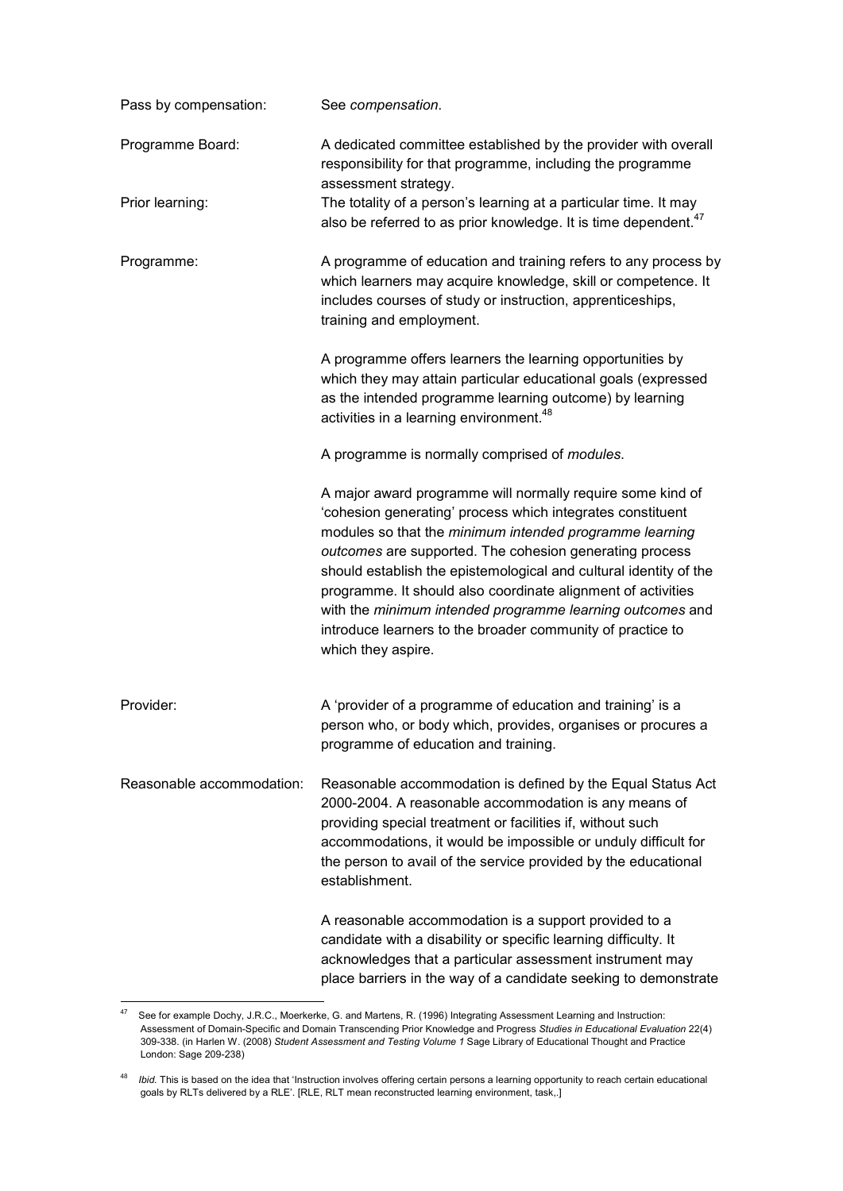Pass by compensation: See *compensation*.

Programme Board: A dedicated committee established by the provider with overall responsibility for that programme, including the programme assessment strategy.

Prior learning: The totality of a person's learning at a particular time. It may also be referred to as prior knowledge. It is time dependent.[47]

Programme: A programme of education and training refers to any process by which learners may acquire knowledge, skill or competence. It includes courses of study or instruction, apprenticeships, training and employment.

A programme offers learners the learning opportunities by which they may attain particular educational goals (expressed as the intended programme learning outcome) by learning activities in a learning environment.[48]

A programme is normally comprised of *modules*.

A major award programme will normally require some kind of 'cohesion generating' process which integrates constituent modules so that the *minimum intended programme learning outcomes* are supported. The cohesion generating process should establish the epistemological and cultural identity of the programme. It should also coordinate alignment of activities with the *minimum intended programme learning outcomes* and introduce learners to the broader community of practice to which they aspire.

Provider: A 'provider of a programme of education and training' is a person who, or body which, provides, organises or procures a programme of education and training.

Reasonable accommodation: Reasonable accommodation is defined by the Equal Status Act 2000-2004. A reasonable accommodation is any means of providing special treatment or facilities if, without such accommodations, it would be impossible or unduly difficult for the person to avail of the service provided by the educational establishment.

A reasonable accommodation is a support provided to a candidate with a disability or specific learning difficulty. It acknowledges that a particular assessment instrument may place barriers in the way of a candidate seeking to demonstrate

---

[47] See for example Dochy, J.R.C., Moerkerke, G. and Martens, R. (1996) Integrating Assessment Learning and Instruction: Assessment of Domain-Specific and Domain Transcending Prior Knowledge and Progress *Studies in Educational Evaluation* 22(4) 309-338. (in Harlen W. (2008) *Student Assessment and Testing Volume 1* Sage Library of Educational Thought and Practice London: Sage 209-238)

[48] *Ibid.* This is based on the idea that 'Instruction involves offering certain persons a learning opportunity to reach certain educational goals by RLTs delivered by a RLE'. [RLE, RLT mean reconstructed learning environment, task,.]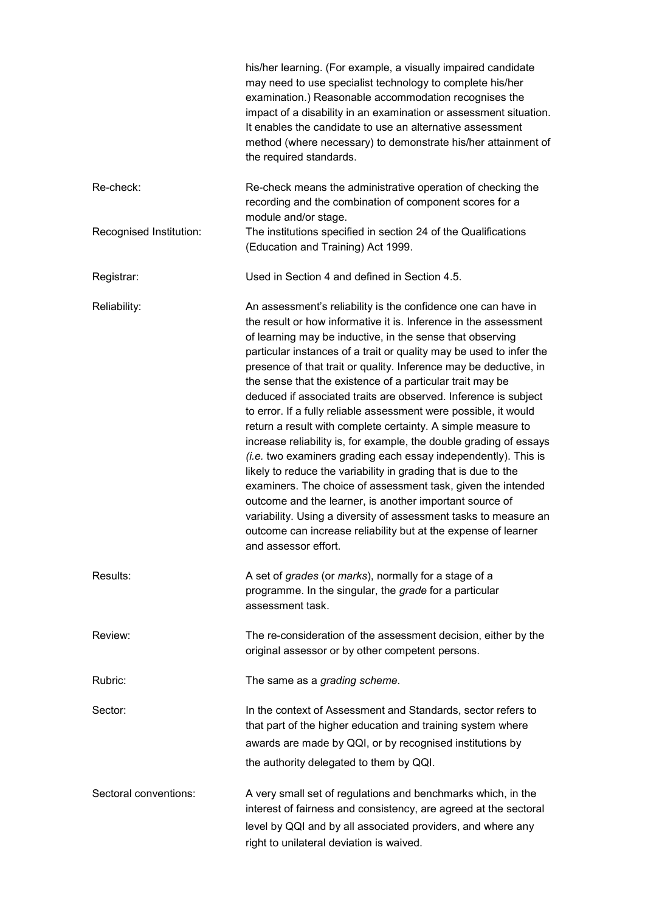his/her learning. (For example, a visually impaired candidate may need to use specialist technology to complete his/her examination.) Reasonable accommodation recognises the impact of a disability in an examination or assessment situation. It enables the candidate to use an alternative assessment method (where necessary) to demonstrate his/her attainment of the required standards.

| | |
|---|---|
| Re-check: | Re-check means the administrative operation of checking the recording and the combination of component scores for a module and/or stage. |
| Recognised Institution: | The institutions specified in section 24 of the Qualifications (Education and Training) Act 1999. |
| Registrar: | Used in Section 4 and defined in Section 4.5. |
| Reliability: | An assessment's reliability is the confidence one can have in the result or how informative it is. Inference in the assessment of learning may be inductive, in the sense that observing particular instances of a trait or quality may be used to infer the presence of that trait or quality. Inference may be deductive, in the sense that the existence of a particular trait may be deduced if associated traits are observed. Inference is subject to error. If a fully reliable assessment were possible, it would return a result with complete certainty. A simple measure to increase reliability is, for example, the double grading of essays *(i.e.* two examiners grading each essay independently). This is likely to reduce the variability in grading that is due to the examiners. The choice of assessment task, given the intended outcome and the learner, is another important source of variability. Using a diversity of assessment tasks to measure an outcome can increase reliability but at the expense of learner and assessor effort. |
| Results: | A set of *grades* (or *marks*), normally for a stage of a programme. In the singular, the *grade* for a particular assessment task. |
| Review: | The re-consideration of the assessment decision, either by the original assessor or by other competent persons. |
| Rubric: | The same as a *grading scheme.* |
| Sector: | In the context of Assessment and Standards, sector refers to that part of the higher education and training system where awards are made by QQI, or by recognised institutions by the authority delegated to them by QQI. |
| Sectoral conventions: | A very small set of regulations and benchmarks which, in the interest of fairness and consistency, are agreed at the sectoral level by QQI and by all associated providers, and where any right to unilateral deviation is waived. |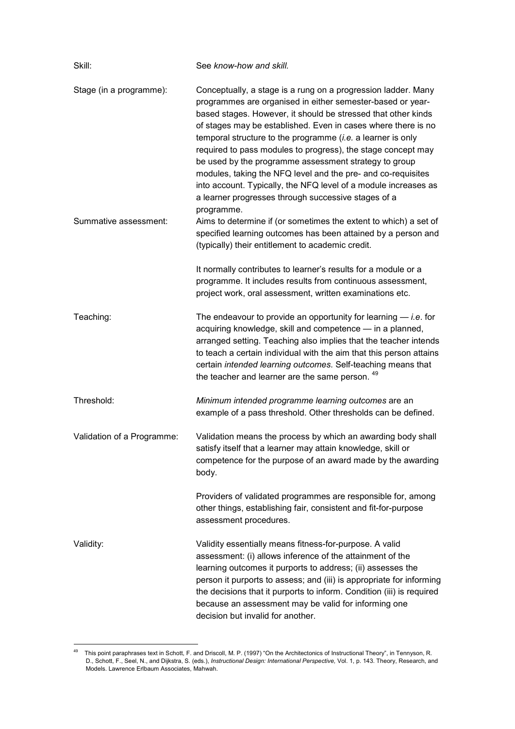**Skill:** See *know-how and skill.*

**Stage (in a programme):** Conceptually, a stage is a rung on a progression ladder. Many programmes are organised in either semester-based or year-based stages. However, it should be stressed that other kinds of stages may be established. Even in cases where there is no temporal structure to the programme (*i.e.* a learner is only required to pass modules to progress), the stage concept may be used by the programme assessment strategy to group modules, taking the NFQ level and the pre- and co-requisites into account. Typically, the NFQ level of a module increases as a learner progresses through successive stages of a programme.

**Summative assessment:** Aims to determine if (or sometimes the extent to which) a set of specified learning outcomes has been attained by a person and (typically) their entitlement to academic credit.

It normally contributes to learner's results for a module or a programme. It includes results from continuous assessment, project work, oral assessment, written examinations etc.

**Teaching:** The endeavour to provide an opportunity for learning — *i.e*. for acquiring knowledge, skill and competence — in a planned, arranged setting. Teaching also implies that the teacher intends to teach a certain individual with the aim that this person attains certain *intended learning outcomes*. Self-teaching means that the teacher and learner are the same person. [49]

**Threshold:** *Minimum intended programme learning outcomes* are an example of a pass threshold. Other thresholds can be defined.

**Validation of a Programme:** Validation means the process by which an awarding body shall satisfy itself that a learner may attain knowledge, skill or competence for the purpose of an award made by the awarding body.

Providers of validated programmes are responsible for, among other things, establishing fair, consistent and fit-for-purpose assessment procedures.

**Validity:** Validity essentially means fitness-for-purpose. A valid assessment: (i) allows inference of the attainment of the learning outcomes it purports to address; (ii) assesses the person it purports to assess; and (iii) is appropriate for informing the decisions that it purports to inform. Condition (iii) is required because an assessment may be valid for informing one decision but invalid for another.

---

[49] This point paraphrases text in Schott, F. and Driscoll, M. P. (1997) "On the Architectonics of Instructional Theory", in Tennyson, R. D., Schott, F., Seel, N., and Dijkstra, S. (eds.), *Instructional Design: International Perspective*, Vol. 1, p. 143. Theory, Research, and Models. Lawrence Erlbaum Associates, Mahwah.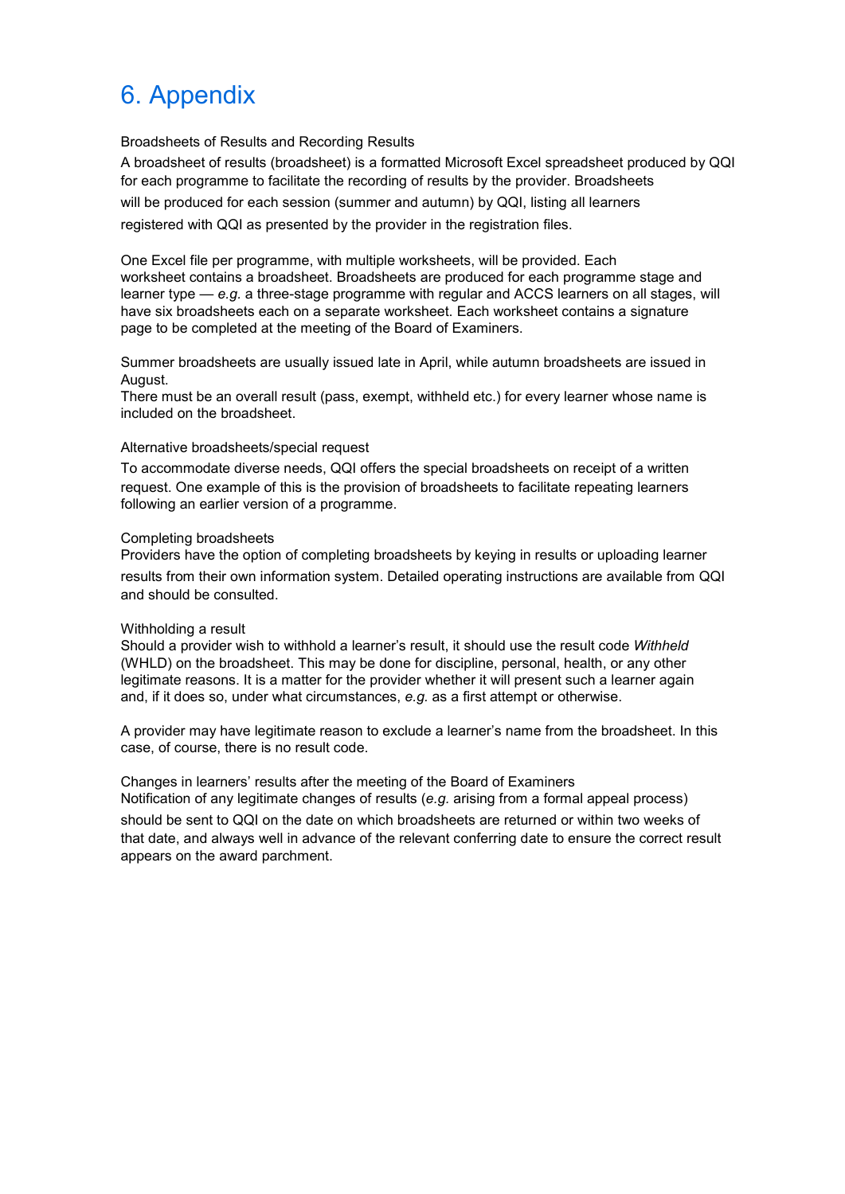# 6. Appendix

Broadsheets of Results and Recording Results

A broadsheet of results (broadsheet) is a formatted Microsoft Excel spreadsheet produced by QQI for each programme to facilitate the recording of results by the provider. Broadsheets will be produced for each session (summer and autumn) by QQI, listing all learners registered with QQI as presented by the provider in the registration files.

One Excel file per programme, with multiple worksheets, will be provided. Each worksheet contains a broadsheet. Broadsheets are produced for each programme stage and learner type — *e.g.* a three-stage programme with regular and ACCS learners on all stages, will have six broadsheets each on a separate worksheet. Each worksheet contains a signature page to be completed at the meeting of the Board of Examiners.

Summer broadsheets are usually issued late in April, while autumn broadsheets are issued in August.

There must be an overall result (pass, exempt, withheld etc.) for every learner whose name is included on the broadsheet.

Alternative broadsheets/special request

To accommodate diverse needs, QQI offers the special broadsheets on receipt of a written request. One example of this is the provision of broadsheets to facilitate repeating learners following an earlier version of a programme.

Completing broadsheets

Providers have the option of completing broadsheets by keying in results or uploading learner results from their own information system. Detailed operating instructions are available from QQI and should be consulted.

Withholding a result

Should a provider wish to withhold a learner's result, it should use the result code *Withheld* (WHLD) on the broadsheet. This may be done for discipline, personal, health, or any other legitimate reasons. It is a matter for the provider whether it will present such a learner again and, if it does so, under what circumstances, *e.g.* as a first attempt or otherwise.

A provider may have legitimate reason to exclude a learner's name from the broadsheet. In this case, of course, there is no result code.

Changes in learners' results after the meeting of the Board of Examiners

Notification of any legitimate changes of results (*e.g.* arising from a formal appeal process) should be sent to QQI on the date on which broadsheets are returned or within two weeks of that date, and always well in advance of the relevant conferring date to ensure the correct result appears on the award parchment.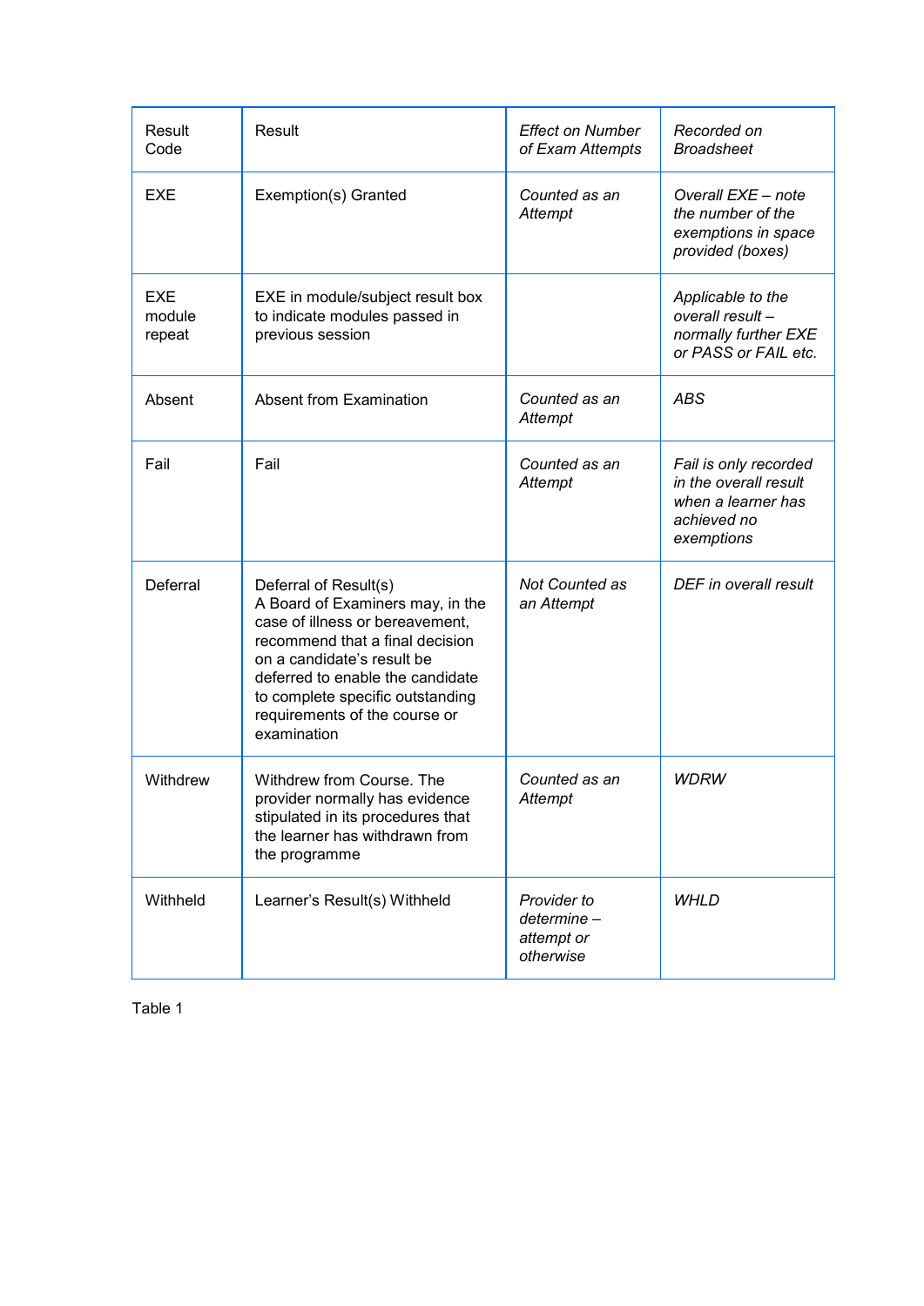| Result Code | Result | *Effect on Number of Exam Attempts* | *Recorded on Broadsheet* |
|---|---|---|---|
| EXE | Exemption(s) Granted | *Counted as an Attempt* | *Overall EXE – note the number of the exemptions in space provided (boxes)* |
| EXE module repeat | EXE in module/subject result box to indicate modules passed in previous session | | *Applicable to the overall result – normally further EXE or PASS or FAIL etc.* |
| Absent | Absent from Examination | *Counted as an Attempt* | *ABS* |
| Fail | Fail | *Counted as an Attempt* | *Fail is only recorded in the overall result when a learner has achieved no exemptions* |
| Deferral | Deferral of Result(s) A Board of Examiners may, in the case of illness or bereavement, recommend that a final decision on a candidate's result be deferred to enable the candidate to complete specific outstanding requirements of the course or examination | *Not Counted as an Attempt* | *DEF in overall result* |
| Withdrew | Withdrew from Course. The provider normally has evidence stipulated in its procedures that the learner has withdrawn from the programme | *Counted as an Attempt* | *WDRW* |
| Withheld | Learner's Result(s) Withheld | *Provider to determine – attempt or otherwise* | *WHLD* |

Table 1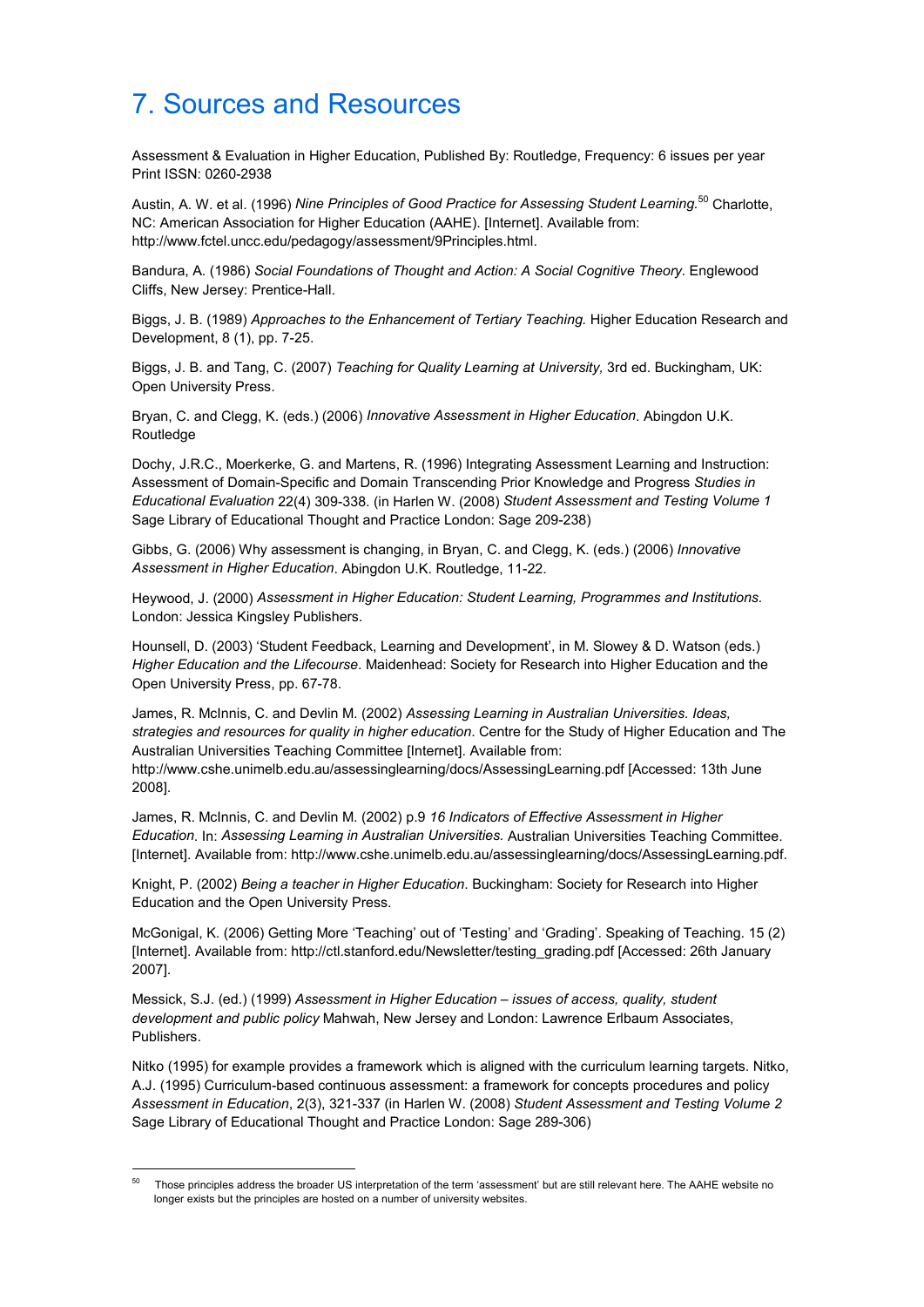# 7. Sources and Resources

Assessment & Evaluation in Higher Education, Published By: Routledge, Frequency: 6 issues per year Print ISSN: 0260-2938

Austin, A. W. et al. (1996) *Nine Principles of Good Practice for Assessing Student Learning.*[50] Charlotte, NC: American Association for Higher Education (AAHE). [Internet]. Available from: http://www.fctel.uncc.edu/pedagogy/assessment/9Principles.html.

Bandura, A. (1986) *Social Foundations of Thought and Action: A Social Cognitive Theory.* Englewood Cliffs, New Jersey: Prentice-Hall.

Biggs, J. B. (1989) *Approaches to the Enhancement of Tertiary Teaching.* Higher Education Research and Development, 8 (1), pp. 7-25.

Biggs, J. B. and Tang, C. (2007) *Teaching for Quality Learning at University,* 3rd ed. Buckingham, UK: Open University Press.

Bryan, C. and Clegg, K. (eds.) (2006) *Innovative Assessment in Higher Education*. Abingdon U.K. Routledge

Dochy, J.R.C., Moerkerke, G. and Martens, R. (1996) Integrating Assessment Learning and Instruction: Assessment of Domain-Specific and Domain Transcending Prior Knowledge and Progress *Studies in Educational Evaluation* 22(4) 309-338. (in Harlen W. (2008) *Student Assessment and Testing Volume 1* Sage Library of Educational Thought and Practice London: Sage 209-238)

Gibbs, G. (2006) Why assessment is changing, in Bryan, C. and Clegg, K. (eds.) (2006) *Innovative Assessment in Higher Education*. Abingdon U.K. Routledge, 11-22.

Heywood, J. (2000) *Assessment in Higher Education: Student Learning, Programmes and Institutions.* London: Jessica Kingsley Publishers.

Hounsell, D. (2003) 'Student Feedback, Learning and Development', in M. Slowey & D. Watson (eds.) *Higher Education and the Lifecourse*. Maidenhead: Society for Research into Higher Education and the Open University Press, pp. 67-78.

James, R. McInnis, C. and Devlin M. (2002) *Assessing Learning in Australian Universities. Ideas, strategies and resources for quality in higher education*. Centre for the Study of Higher Education and The Australian Universities Teaching Committee [Internet]. Available from: http://www.cshe.unimelb.edu.au/assessinglearning/docs/AssessingLearning.pdf [Accessed: 13th June 2008].

James, R. McInnis, C. and Devlin M. (2002) p.9 *16 Indicators of Effective Assessment in Higher Education*. In: *Assessing Learning in Australian Universities.* Australian Universities Teaching Committee. [Internet]. Available from: http://www.cshe.unimelb.edu.au/assessinglearning/docs/AssessingLearning.pdf.

Knight, P. (2002) *Being a teacher in Higher Education*. Buckingham: Society for Research into Higher Education and the Open University Press.

McGonigal, K. (2006) Getting More 'Teaching' out of 'Testing' and 'Grading'. Speaking of Teaching. 15 (2) [Internet]. Available from: http://ctl.stanford.edu/Newsletter/testing_grading.pdf [Accessed: 26th January 2007].

Messick, S.J. (ed.) (1999) *Assessment in Higher Education – issues of access, quality, student development and public policy* Mahwah, New Jersey and London: Lawrence Erlbaum Associates, Publishers.

Nitko (1995) for example provides a framework which is aligned with the curriculum learning targets. Nitko, A.J. (1995) Curriculum-based continuous assessment: a framework for concepts procedures and policy *Assessment in Education*, 2(3), 321-337 (in Harlen W. (2008) *Student Assessment and Testing Volume 2* Sage Library of Educational Thought and Practice London: Sage 289-306)

---

[50] Those principles address the broader US interpretation of the term 'assessment' but are still relevant here. The AAHE website no longer exists but the principles are hosted on a number of university websites.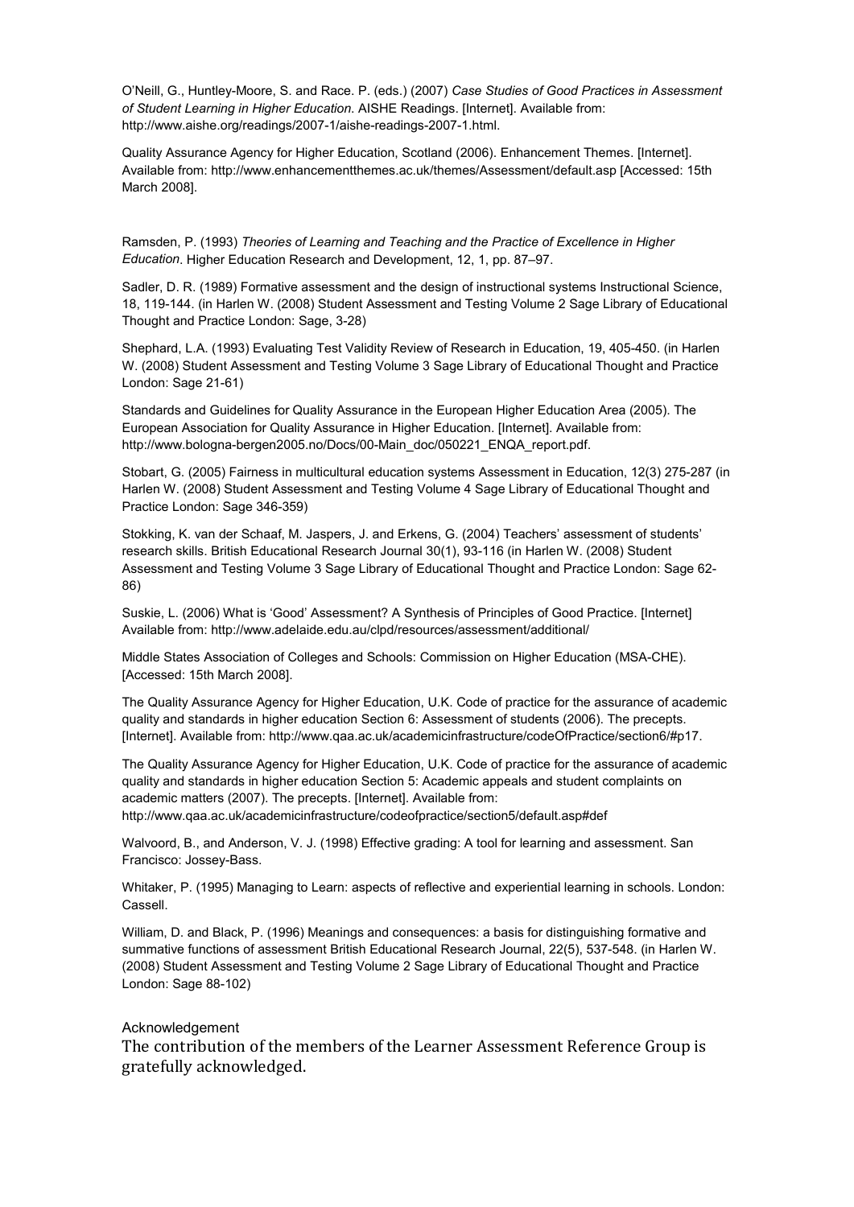O'Neill, G., Huntley-Moore, S. and Race. P. (eds.) (2007) *Case Studies of Good Practices in Assessment of Student Learning in Higher Education*. AISHE Readings. [Internet]. Available from: http://www.aishe.org/readings/2007-1/aishe-readings-2007-1.html.

Quality Assurance Agency for Higher Education, Scotland (2006). Enhancement Themes. [Internet]. Available from: http://www.enhancementthemes.ac.uk/themes/Assessment/default.asp [Accessed: 15th March 2008].

Ramsden, P. (1993) *Theories of Learning and Teaching and the Practice of Excellence in Higher Education*. Higher Education Research and Development, 12, 1, pp. 87–97.

Sadler, D. R. (1989) Formative assessment and the design of instructional systems Instructional Science, 18, 119-144. (in Harlen W. (2008) Student Assessment and Testing Volume 2 Sage Library of Educational Thought and Practice London: Sage, 3-28)

Shephard, L.A. (1993) Evaluating Test Validity Review of Research in Education, 19, 405-450. (in Harlen W. (2008) Student Assessment and Testing Volume 3 Sage Library of Educational Thought and Practice London: Sage 21-61)

Standards and Guidelines for Quality Assurance in the European Higher Education Area (2005). The European Association for Quality Assurance in Higher Education. [Internet]. Available from: http://www.bologna-bergen2005.no/Docs/00-Main_doc/050221_ENQA_report.pdf.

Stobart, G. (2005) Fairness in multicultural education systems Assessment in Education, 12(3) 275-287 (in Harlen W. (2008) Student Assessment and Testing Volume 4 Sage Library of Educational Thought and Practice London: Sage 346-359)

Stokking, K. van der Schaaf, M. Jaspers, J. and Erkens, G. (2004) Teachers' assessment of students' research skills. British Educational Research Journal 30(1), 93-116 (in Harlen W. (2008) Student Assessment and Testing Volume 3 Sage Library of Educational Thought and Practice London: Sage 62-86)

Suskie, L. (2006) What is 'Good' Assessment? A Synthesis of Principles of Good Practice. [Internet] Available from: http://www.adelaide.edu.au/clpd/resources/assessment/additional/

Middle States Association of Colleges and Schools: Commission on Higher Education (MSA-CHE). [Accessed: 15th March 2008].

The Quality Assurance Agency for Higher Education, U.K. Code of practice for the assurance of academic quality and standards in higher education Section 6: Assessment of students (2006). The precepts. [Internet]. Available from: http://www.qaa.ac.uk/academicinfrastructure/codeOfPractice/section6/#p17.

The Quality Assurance Agency for Higher Education, U.K. Code of practice for the assurance of academic quality and standards in higher education Section 5: Academic appeals and student complaints on academic matters (2007). The precepts. [Internet]. Available from: http://www.qaa.ac.uk/academicinfrastructure/codeofpractice/section5/default.asp#def

Walvoord, B., and Anderson, V. J. (1998) Effective grading: A tool for learning and assessment. San Francisco: Jossey-Bass.

Whitaker, P. (1995) Managing to Learn: aspects of reflective and experiential learning in schools. London: Cassell.

William, D. and Black, P. (1996) Meanings and consequences: a basis for distinguishing formative and summative functions of assessment British Educational Research Journal, 22(5), 537-548. (in Harlen W. (2008) Student Assessment and Testing Volume 2 Sage Library of Educational Thought and Practice London: Sage 88-102)

Acknowledgement

The contribution of the members of the Learner Assessment Reference Group is gratefully acknowledged.